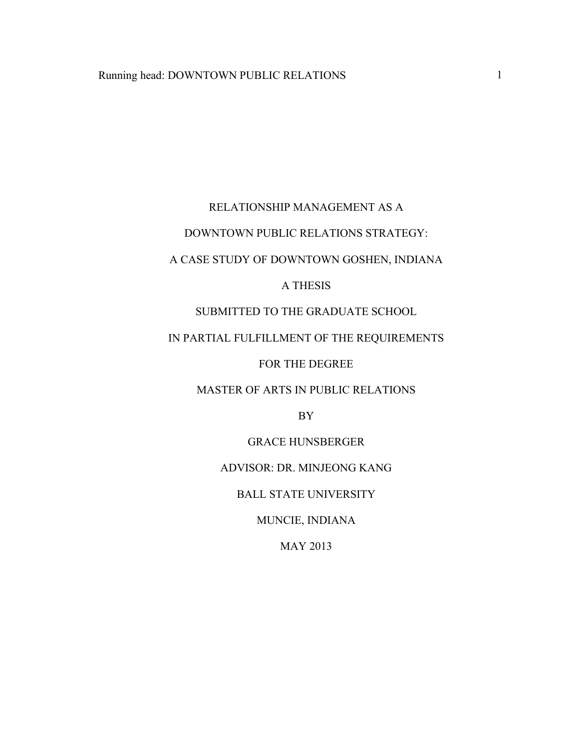# RELATIONSHIP MANAGEMENT AS A DOWNTOWN PUBLIC RELATIONS STRATEGY: A CASE STUDY OF DOWNTOWN GOSHEN, INDIANA

A THESIS

SUBMITTED TO THE GRADUATE SCHOOL

IN PARTIAL FULFILLMENT OF THE REQUIREMENTS

FOR THE DEGREE

MASTER OF ARTS IN PUBLIC RELATIONS

BY

GRACE HUNSBERGER

ADVISOR: DR. MINJEONG KANG

BALL STATE UNIVERSITY

MUNCIE, INDIANA

MAY 2013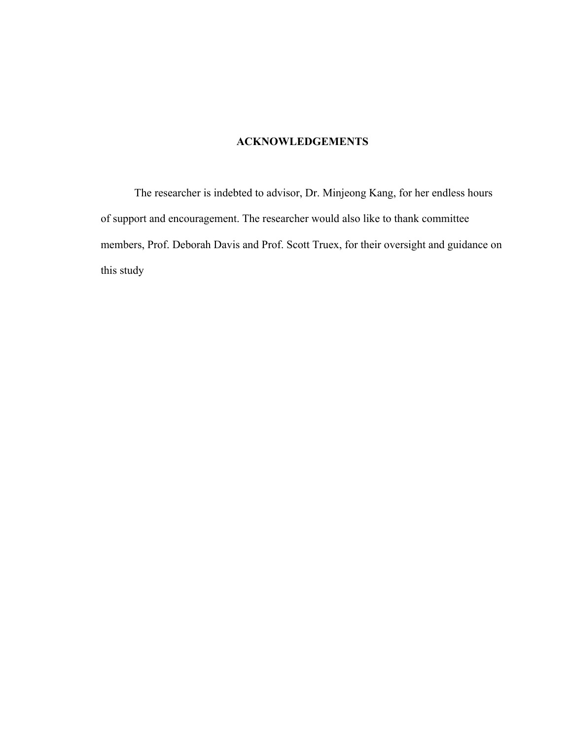# ACKNOWLEDGEMENTS

The researcher is indebted to advisor, Dr. Minjeong Kang, for her endless hours of support and encouragement. The researcher would also like to thank committee members, Prof. Deborah Davis and Prof. Scott Truex, for their oversight and guidance on this study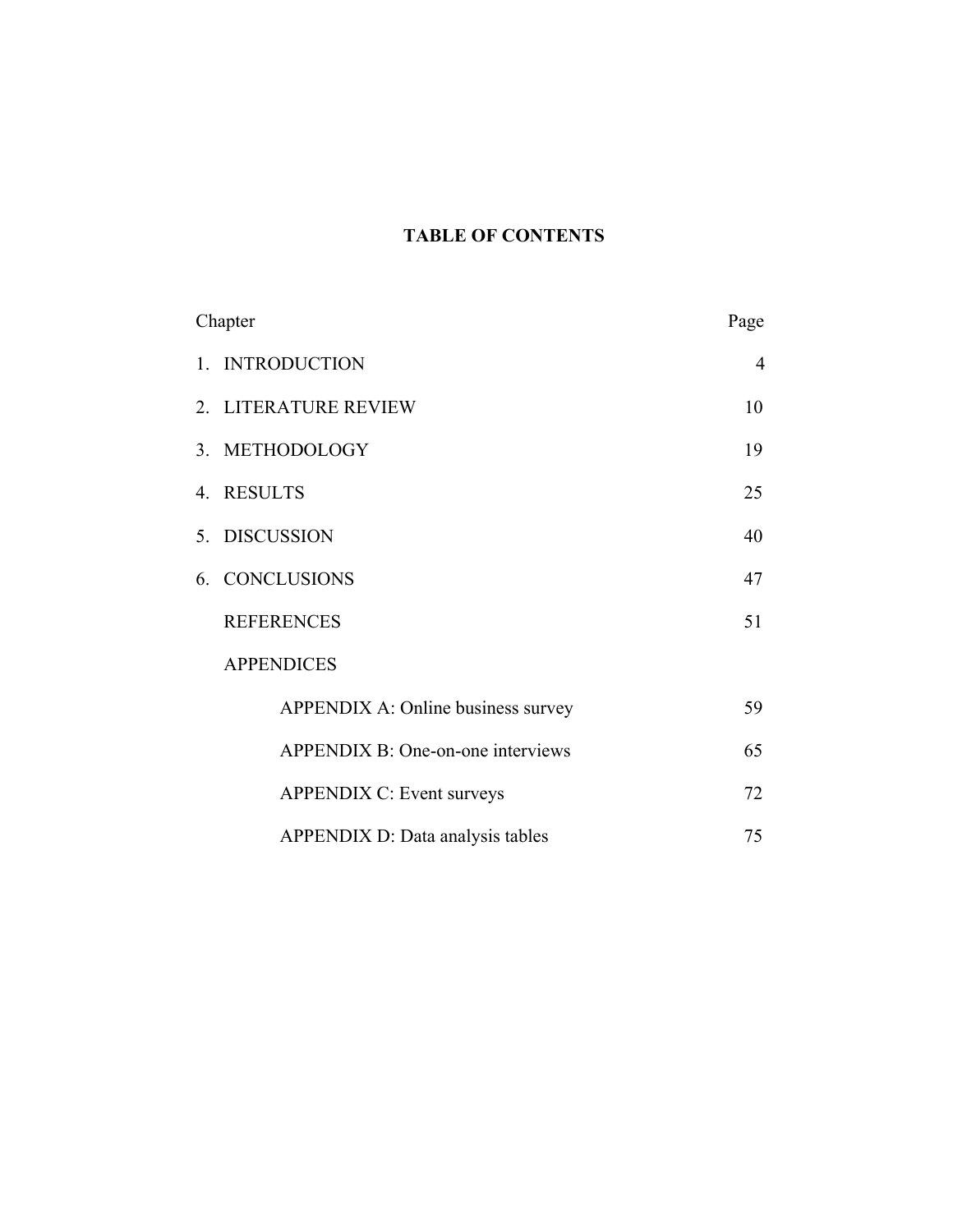# TABLE OF CONTENTS

| Chapter | Page |
|---|---|
| 1. INTRODUCTION | 4 |
| 2. LITERATURE REVIEW | 10 |
| 3. METHODOLOGY | 19 |
| 4. RESULTS | 25 |
| 5. DISCUSSION | 40 |
| 6. CONCLUSIONS | 47 |
| REFERENCES | 51 |
| APPENDICES | |
| APPENDIX A: Online business survey | 59 |
| APPENDIX B: One-on-one interviews | 65 |
| APPENDIX C: Event surveys | 72 |
| APPENDIX D: Data analysis tables | 75 |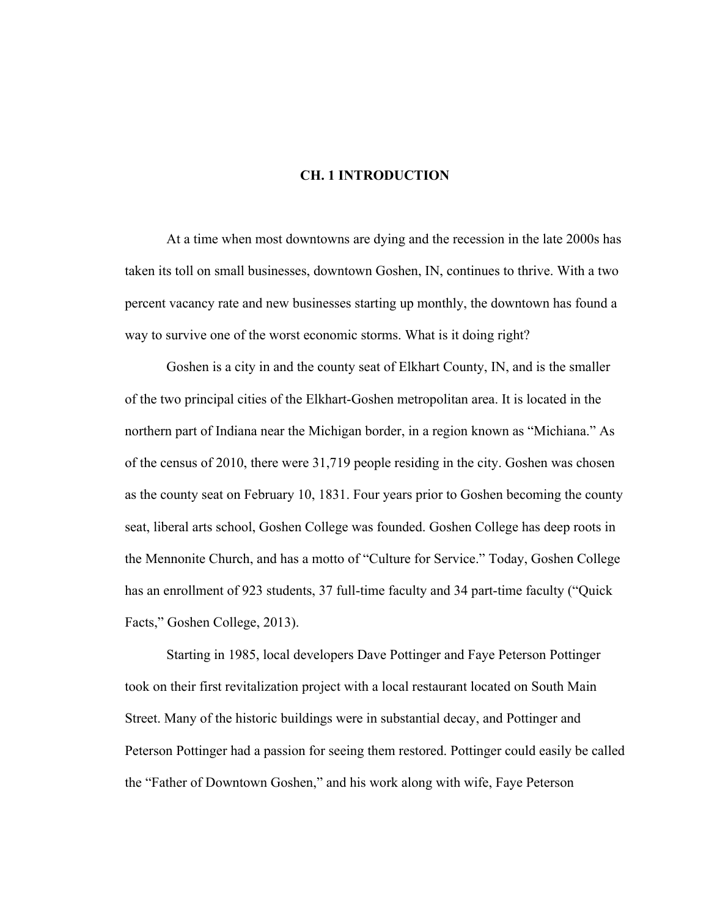# CH. 1 INTRODUCTION

At a time when most downtowns are dying and the recession in the late 2000s has taken its toll on small businesses, downtown Goshen, IN, continues to thrive. With a two percent vacancy rate and new businesses starting up monthly, the downtown has found a way to survive one of the worst economic storms. What is it doing right?

Goshen is a city in and the county seat of Elkhart County, IN, and is the smaller of the two principal cities of the Elkhart-Goshen metropolitan area. It is located in the northern part of Indiana near the Michigan border, in a region known as "Michiana." As of the census of 2010, there were 31,719 people residing in the city. Goshen was chosen as the county seat on February 10, 1831. Four years prior to Goshen becoming the county seat, liberal arts school, Goshen College was founded. Goshen College has deep roots in the Mennonite Church, and has a motto of "Culture for Service." Today, Goshen College has an enrollment of 923 students, 37 full-time faculty and 34 part-time faculty ("Quick Facts," Goshen College, 2013).

Starting in 1985, local developers Dave Pottinger and Faye Peterson Pottinger took on their first revitalization project with a local restaurant located on South Main Street. Many of the historic buildings were in substantial decay, and Pottinger and Peterson Pottinger had a passion for seeing them restored. Pottinger could easily be called the "Father of Downtown Goshen," and his work along with wife, Faye Peterson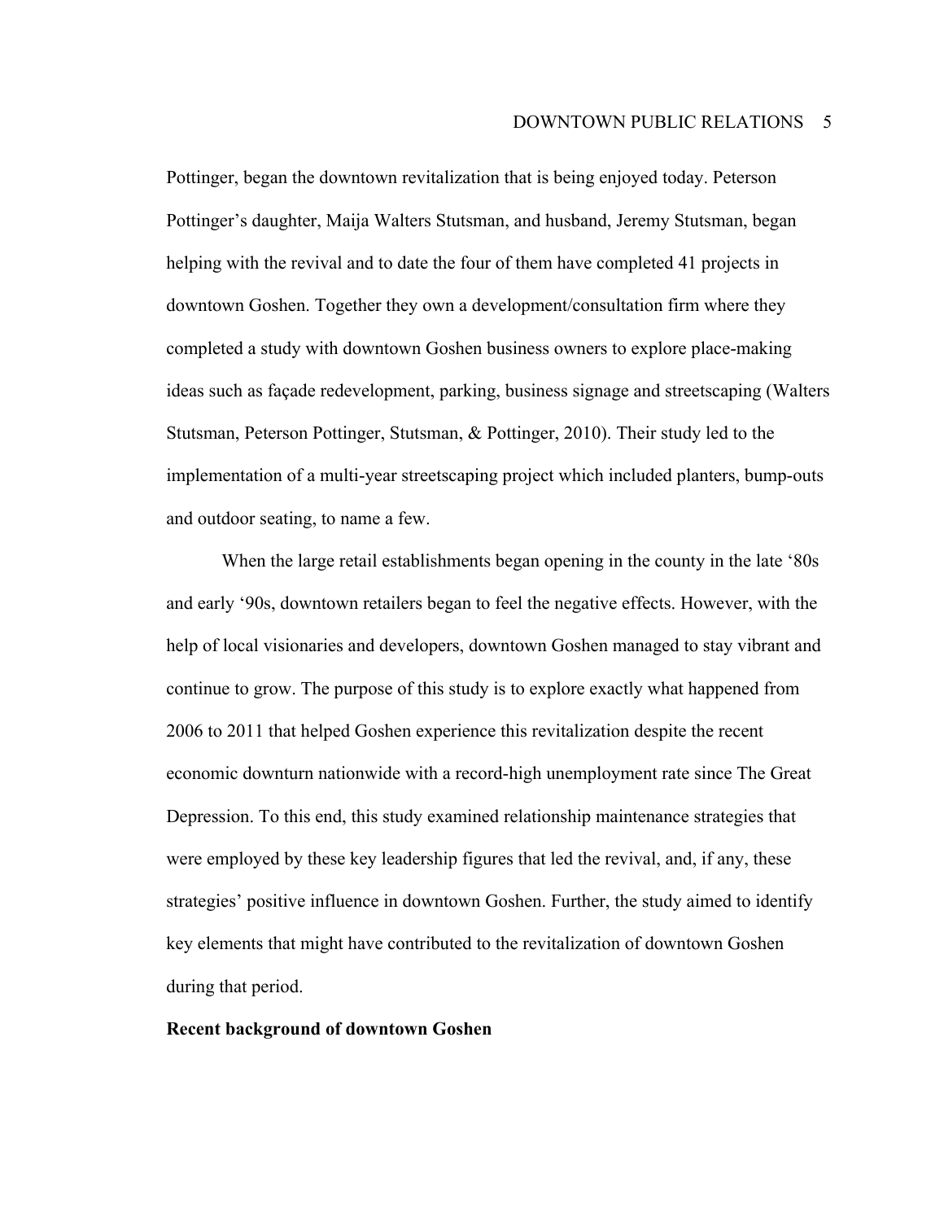Pottinger, began the downtown revitalization that is being enjoyed today. Peterson Pottinger's daughter, Maija Walters Stutsman, and husband, Jeremy Stutsman, began helping with the revival and to date the four of them have completed 41 projects in downtown Goshen. Together they own a development/consultation firm where they completed a study with downtown Goshen business owners to explore place-making ideas such as façade redevelopment, parking, business signage and streetscaping (Walters Stutsman, Peterson Pottinger, Stutsman, & Pottinger, 2010). Their study led to the implementation of a multi-year streetscaping project which included planters, bump-outs and outdoor seating, to name a few.

When the large retail establishments began opening in the county in the late '80s and early '90s, downtown retailers began to feel the negative effects. However, with the help of local visionaries and developers, downtown Goshen managed to stay vibrant and continue to grow. The purpose of this study is to explore exactly what happened from 2006 to 2011 that helped Goshen experience this revitalization despite the recent economic downturn nationwide with a record-high unemployment rate since The Great Depression. To this end, this study examined relationship maintenance strategies that were employed by these key leadership figures that led the revival, and, if any, these strategies' positive influence in downtown Goshen. Further, the study aimed to identify key elements that might have contributed to the revitalization of downtown Goshen during that period.

**Recent background of downtown Goshen**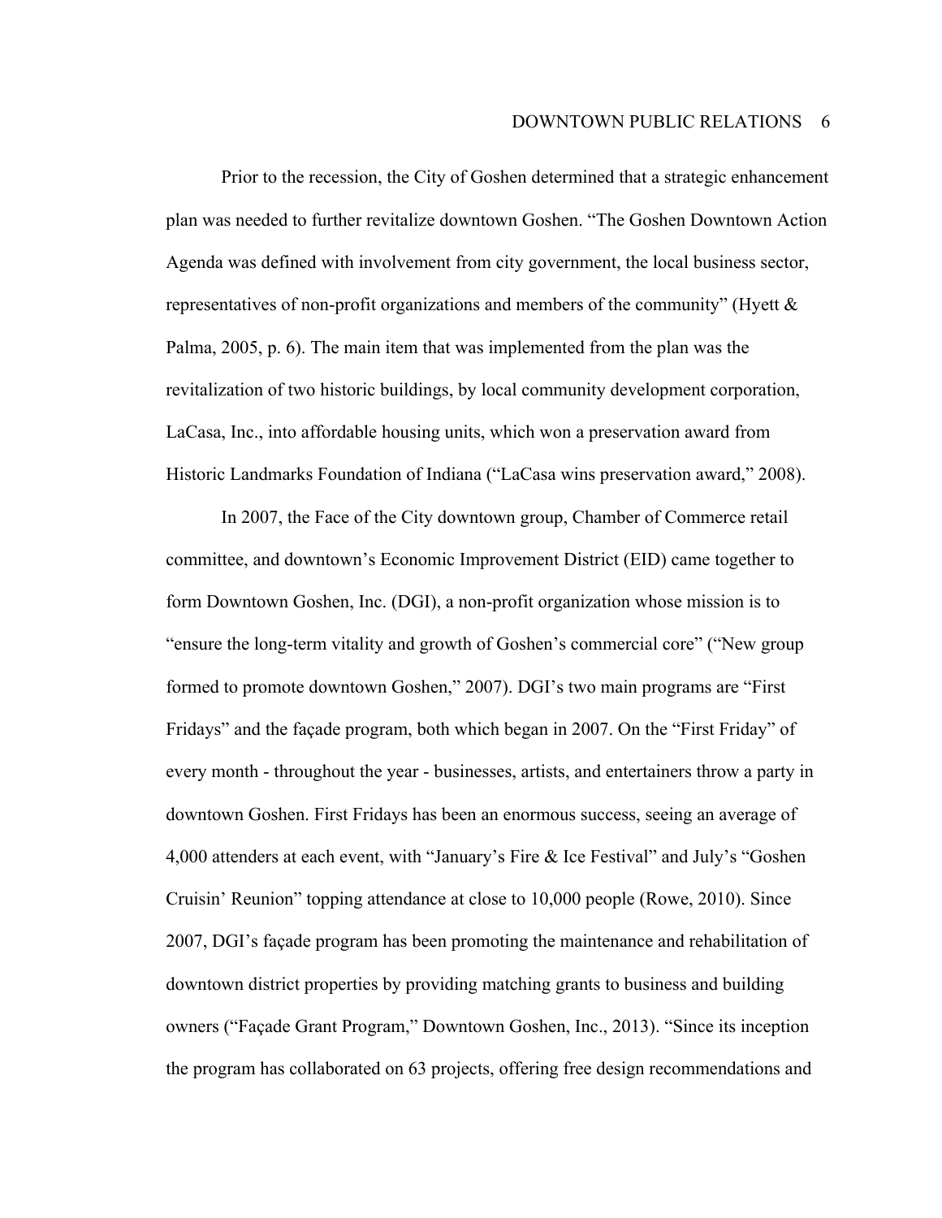Prior to the recession, the City of Goshen determined that a strategic enhancement plan was needed to further revitalize downtown Goshen. "The Goshen Downtown Action Agenda was defined with involvement from city government, the local business sector, representatives of non-profit organizations and members of the community" (Hyett & Palma, 2005, p. 6). The main item that was implemented from the plan was the revitalization of two historic buildings, by local community development corporation, LaCasa, Inc., into affordable housing units, which won a preservation award from Historic Landmarks Foundation of Indiana ("LaCasa wins preservation award," 2008).

In 2007, the Face of the City downtown group, Chamber of Commerce retail committee, and downtown's Economic Improvement District (EID) came together to form Downtown Goshen, Inc. (DGI), a non-profit organization whose mission is to "ensure the long-term vitality and growth of Goshen's commercial core" ("New group formed to promote downtown Goshen," 2007). DGI's two main programs are "First Fridays" and the façade program, both which began in 2007. On the "First Friday" of every month - throughout the year - businesses, artists, and entertainers throw a party in downtown Goshen. First Fridays has been an enormous success, seeing an average of 4,000 attenders at each event, with "January's Fire & Ice Festival" and July's "Goshen Cruisin' Reunion" topping attendance at close to 10,000 people (Rowe, 2010). Since 2007, DGI's façade program has been promoting the maintenance and rehabilitation of downtown district properties by providing matching grants to business and building owners ("Façade Grant Program," Downtown Goshen, Inc., 2013). "Since its inception the program has collaborated on 63 projects, offering free design recommendations and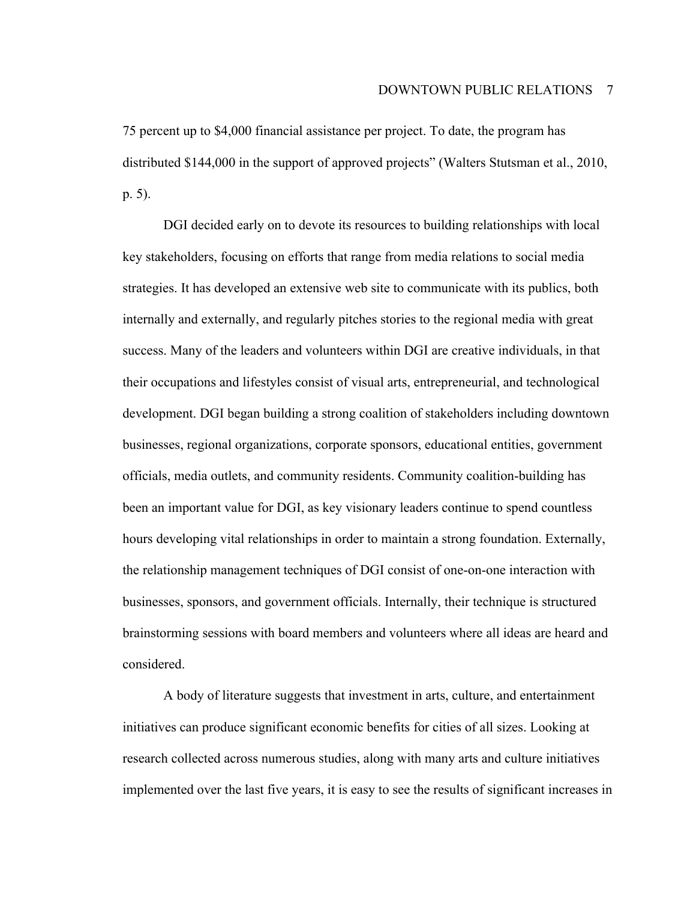75 percent up to $4,000 financial assistance per project. To date, the program has distributed $144,000 in the support of approved projects" (Walters Stutsman et al., 2010, p. 5).

DGI decided early on to devote its resources to building relationships with local key stakeholders, focusing on efforts that range from media relations to social media strategies. It has developed an extensive web site to communicate with its publics, both internally and externally, and regularly pitches stories to the regional media with great success. Many of the leaders and volunteers within DGI are creative individuals, in that their occupations and lifestyles consist of visual arts, entrepreneurial, and technological development. DGI began building a strong coalition of stakeholders including downtown businesses, regional organizations, corporate sponsors, educational entities, government officials, media outlets, and community residents. Community coalition-building has been an important value for DGI, as key visionary leaders continue to spend countless hours developing vital relationships in order to maintain a strong foundation. Externally, the relationship management techniques of DGI consist of one-on-one interaction with businesses, sponsors, and government officials. Internally, their technique is structured brainstorming sessions with board members and volunteers where all ideas are heard and considered.

A body of literature suggests that investment in arts, culture, and entertainment initiatives can produce significant economic benefits for cities of all sizes. Looking at research collected across numerous studies, along with many arts and culture initiatives implemented over the last five years, it is easy to see the results of significant increases in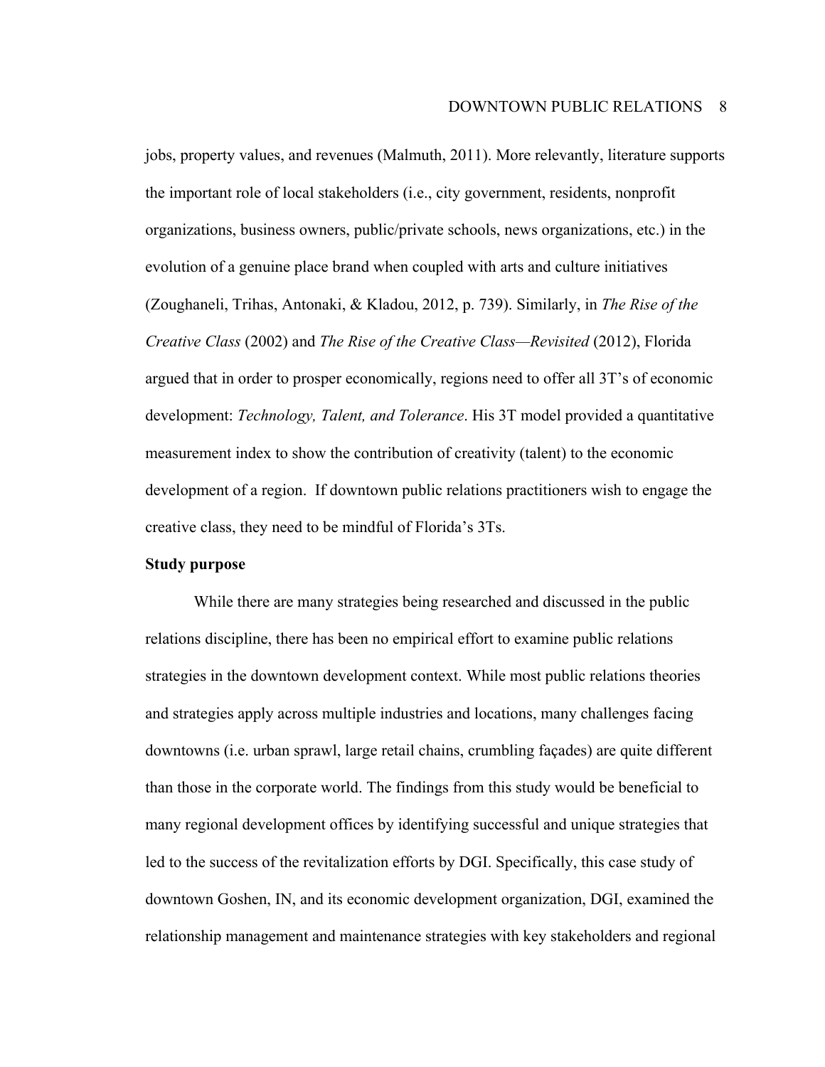jobs, property values, and revenues (Malmuth, 2011). More relevantly, literature supports the important role of local stakeholders (i.e., city government, residents, nonprofit organizations, business owners, public/private schools, news organizations, etc.) in the evolution of a genuine place brand when coupled with arts and culture initiatives (Zoughaneli, Trihas, Antonaki, & Kladou, 2012, p. 739). Similarly, in *The Rise of the Creative Class* (2002) and *The Rise of the Creative Class—Revisited* (2012), Florida argued that in order to prosper economically, regions need to offer all 3T's of economic development: *Technology, Talent, and Tolerance*. His 3T model provided a quantitative measurement index to show the contribution of creativity (talent) to the economic development of a region. If downtown public relations practitioners wish to engage the creative class, they need to be mindful of Florida's 3Ts.

**Study purpose**

While there are many strategies being researched and discussed in the public relations discipline, there has been no empirical effort to examine public relations strategies in the downtown development context. While most public relations theories and strategies apply across multiple industries and locations, many challenges facing downtowns (i.e. urban sprawl, large retail chains, crumbling façades) are quite different than those in the corporate world. The findings from this study would be beneficial to many regional development offices by identifying successful and unique strategies that led to the success of the revitalization efforts by DGI. Specifically, this case study of downtown Goshen, IN, and its economic development organization, DGI, examined the relationship management and maintenance strategies with key stakeholders and regional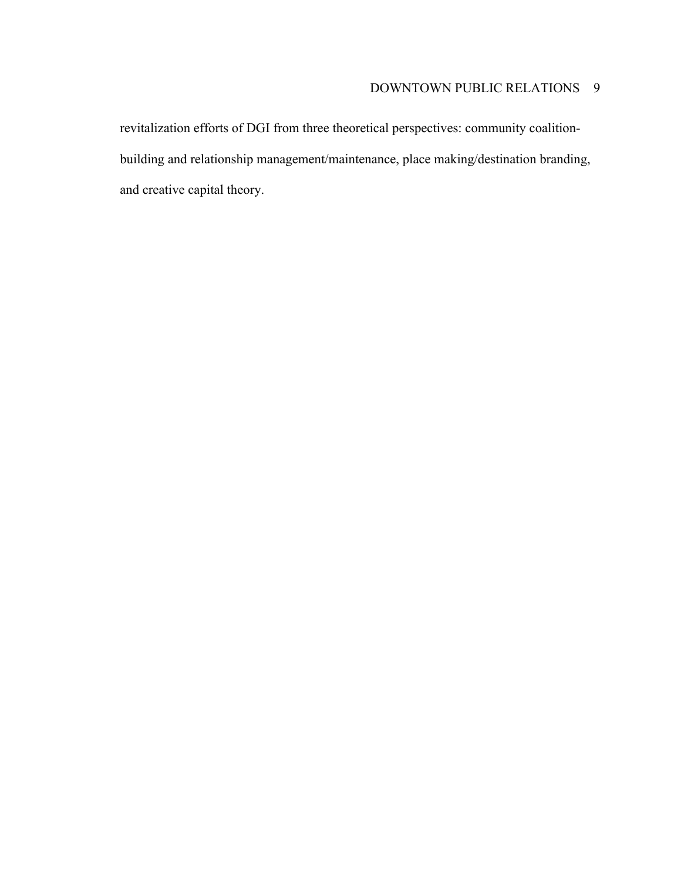revitalization efforts of DGI from three theoretical perspectives: community coalition-building and relationship management/maintenance, place making/destination branding, and creative capital theory.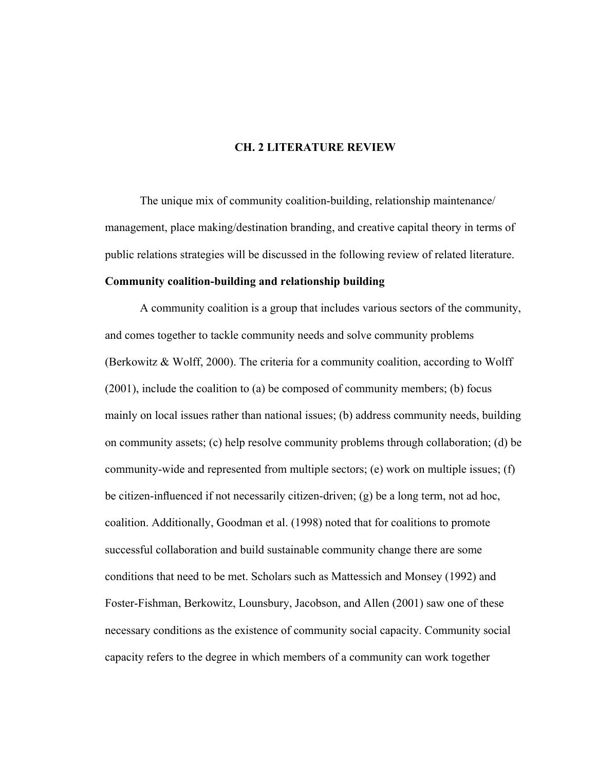# CH. 2 LITERATURE REVIEW

The unique mix of community coalition-building, relationship maintenance/ management, place making/destination branding, and creative capital theory in terms of public relations strategies will be discussed in the following review of related literature.

## Community coalition-building and relationship building

A community coalition is a group that includes various sectors of the community, and comes together to tackle community needs and solve community problems (Berkowitz & Wolff, 2000). The criteria for a community coalition, according to Wolff (2001), include the coalition to (a) be composed of community members; (b) focus mainly on local issues rather than national issues; (b) address community needs, building on community assets; (c) help resolve community problems through collaboration; (d) be community-wide and represented from multiple sectors; (e) work on multiple issues; (f) be citizen-influenced if not necessarily citizen-driven; (g) be a long term, not ad hoc, coalition. Additionally, Goodman et al. (1998) noted that for coalitions to promote successful collaboration and build sustainable community change there are some conditions that need to be met. Scholars such as Mattessich and Monsey (1992) and Foster-Fishman, Berkowitz, Lounsbury, Jacobson, and Allen (2001) saw one of these necessary conditions as the existence of community social capacity. Community social capacity refers to the degree in which members of a community can work together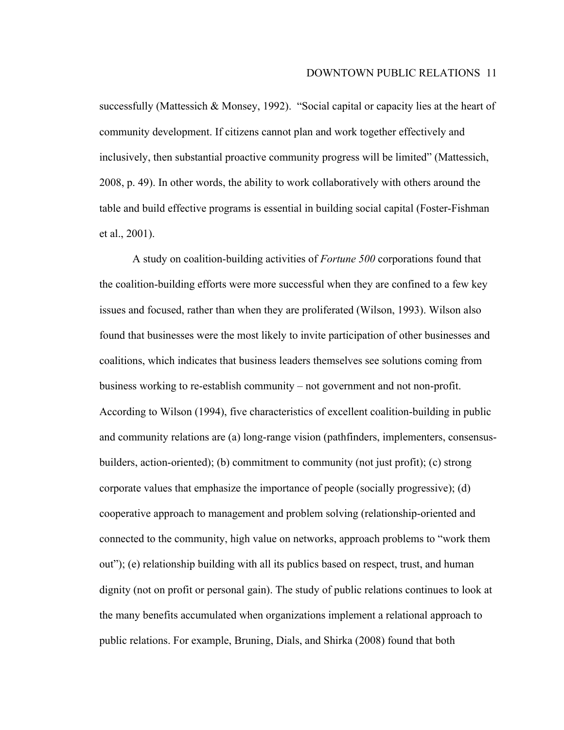successfully (Mattessich & Monsey, 1992). "Social capital or capacity lies at the heart of community development. If citizens cannot plan and work together effectively and inclusively, then substantial proactive community progress will be limited" (Mattessich, 2008, p. 49). In other words, the ability to work collaboratively with others around the table and build effective programs is essential in building social capital (Foster-Fishman et al., 2001).

A study on coalition-building activities of *Fortune 500* corporations found that the coalition-building efforts were more successful when they are confined to a few key issues and focused, rather than when they are proliferated (Wilson, 1993). Wilson also found that businesses were the most likely to invite participation of other businesses and coalitions, which indicates that business leaders themselves see solutions coming from business working to re-establish community – not government and not non-profit. According to Wilson (1994), five characteristics of excellent coalition-building in public and community relations are (a) long-range vision (pathfinders, implementers, consensus-builders, action-oriented); (b) commitment to community (not just profit); (c) strong corporate values that emphasize the importance of people (socially progressive); (d) cooperative approach to management and problem solving (relationship-oriented and connected to the community, high value on networks, approach problems to "work them out"); (e) relationship building with all its publics based on respect, trust, and human dignity (not on profit or personal gain). The study of public relations continues to look at the many benefits accumulated when organizations implement a relational approach to public relations. For example, Bruning, Dials, and Shirka (2008) found that both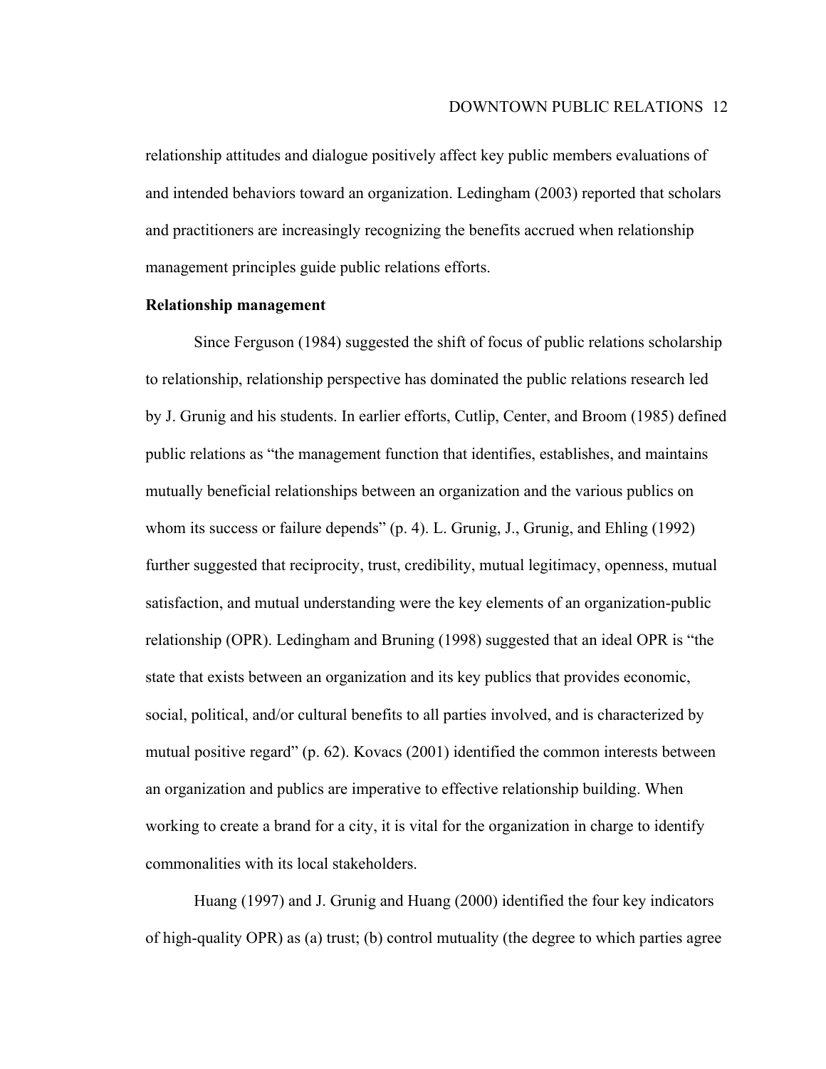relationship attitudes and dialogue positively affect key public members evaluations of and intended behaviors toward an organization. Ledingham (2003) reported that scholars and practitioners are increasingly recognizing the benefits accrued when relationship management principles guide public relations efforts.

**Relationship management**

Since Ferguson (1984) suggested the shift of focus of public relations scholarship to relationship, relationship perspective has dominated the public relations research led by J. Grunig and his students. In earlier efforts, Cutlip, Center, and Broom (1985) defined public relations as "the management function that identifies, establishes, and maintains mutually beneficial relationships between an organization and the various publics on whom its success or failure depends" (p. 4). L. Grunig, J., Grunig, and Ehling (1992) further suggested that reciprocity, trust, credibility, mutual legitimacy, openness, mutual satisfaction, and mutual understanding were the key elements of an organization-public relationship (OPR). Ledingham and Bruning (1998) suggested that an ideal OPR is "the state that exists between an organization and its key publics that provides economic, social, political, and/or cultural benefits to all parties involved, and is characterized by mutual positive regard" (p. 62). Kovacs (2001) identified the common interests between an organization and publics are imperative to effective relationship building. When working to create a brand for a city, it is vital for the organization in charge to identify commonalities with its local stakeholders.

Huang (1997) and J. Grunig and Huang (2000) identified the four key indicators of high-quality OPR as (a) trust; (b) control mutuality (the degree to which parties agree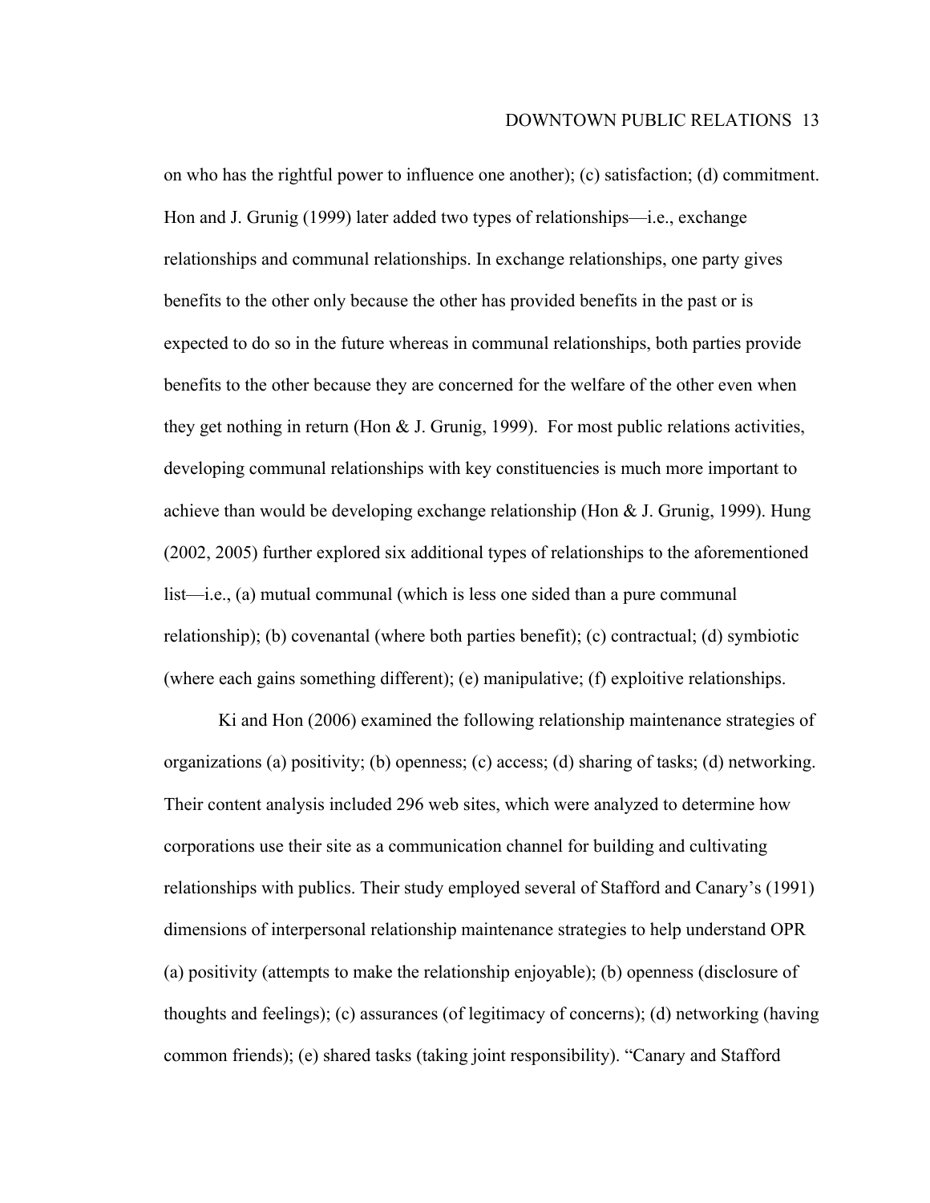on who has the rightful power to influence one another); (c) satisfaction; (d) commitment. Hon and J. Grunig (1999) later added two types of relationships—i.e., exchange relationships and communal relationships. In exchange relationships, one party gives benefits to the other only because the other has provided benefits in the past or is expected to do so in the future whereas in communal relationships, both parties provide benefits to the other because they are concerned for the welfare of the other even when they get nothing in return (Hon & J. Grunig, 1999). For most public relations activities, developing communal relationships with key constituencies is much more important to achieve than would be developing exchange relationship (Hon & J. Grunig, 1999). Hung (2002, 2005) further explored six additional types of relationships to the aforementioned list—i.e., (a) mutual communal (which is less one sided than a pure communal relationship); (b) covenantal (where both parties benefit); (c) contractual; (d) symbiotic (where each gains something different); (e) manipulative; (f) exploitive relationships.

Ki and Hon (2006) examined the following relationship maintenance strategies of organizations (a) positivity; (b) openness; (c) access; (d) sharing of tasks; (d) networking. Their content analysis included 296 web sites, which were analyzed to determine how corporations use their site as a communication channel for building and cultivating relationships with publics. Their study employed several of Stafford and Canary's (1991) dimensions of interpersonal relationship maintenance strategies to help understand OPR (a) positivity (attempts to make the relationship enjoyable); (b) openness (disclosure of thoughts and feelings); (c) assurances (of legitimacy of concerns); (d) networking (having common friends); (e) shared tasks (taking joint responsibility). "Canary and Stafford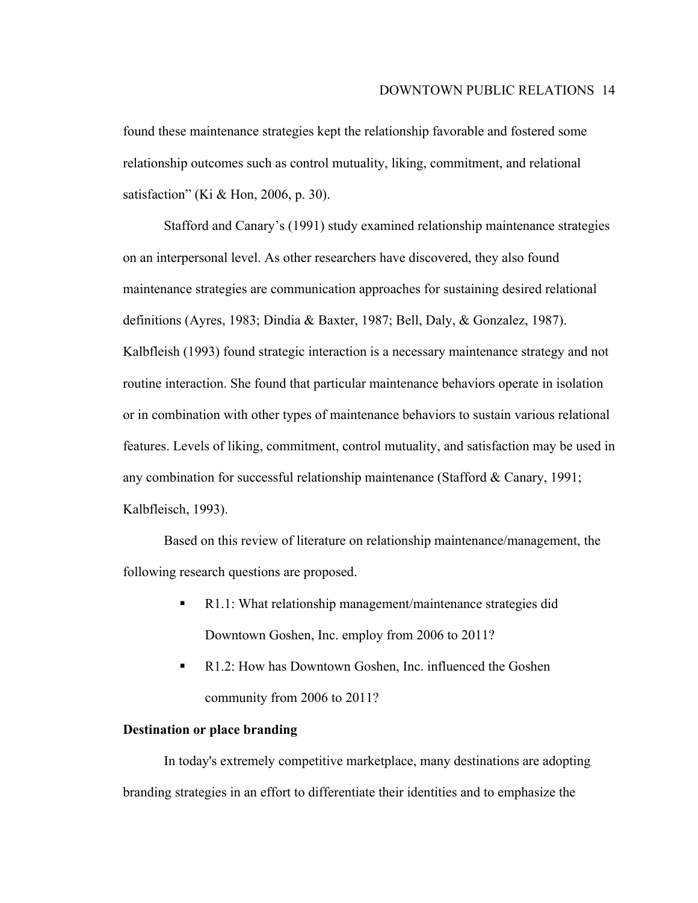found these maintenance strategies kept the relationship favorable and fostered some relationship outcomes such as control mutuality, liking, commitment, and relational satisfaction" (Ki & Hon, 2006, p. 30).

Stafford and Canary's (1991) study examined relationship maintenance strategies on an interpersonal level. As other researchers have discovered, they also found maintenance strategies are communication approaches for sustaining desired relational definitions (Ayres, 1983; Dindia & Baxter, 1987; Bell, Daly, & Gonzalez, 1987). Kalbfleish (1993) found strategic interaction is a necessary maintenance strategy and not routine interaction. She found that particular maintenance behaviors operate in isolation or in combination with other types of maintenance behaviors to sustain various relational features. Levels of liking, commitment, control mutuality, and satisfaction may be used in any combination for successful relationship maintenance (Stafford & Canary, 1991; Kalbfleisch, 1993).

Based on this review of literature on relationship maintenance/management, the following research questions are proposed.

- R1.1: What relationship management/maintenance strategies did Downtown Goshen, Inc. employ from 2006 to 2011?
- R1.2: How has Downtown Goshen, Inc. influenced the Goshen community from 2006 to 2011?

**Destination or place branding**

In today's extremely competitive marketplace, many destinations are adopting branding strategies in an effort to differentiate their identities and to emphasize the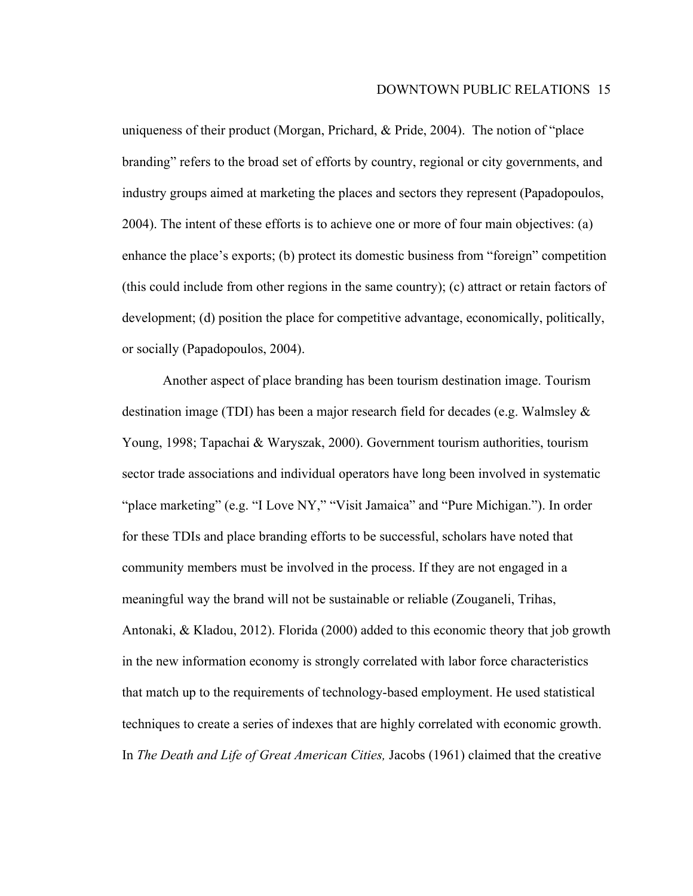uniqueness of their product (Morgan, Prichard, & Pride, 2004). The notion of "place branding" refers to the broad set of efforts by country, regional or city governments, and industry groups aimed at marketing the places and sectors they represent (Papadopoulos, 2004). The intent of these efforts is to achieve one or more of four main objectives: (a) enhance the place's exports; (b) protect its domestic business from "foreign" competition (this could include from other regions in the same country); (c) attract or retain factors of development; (d) position the place for competitive advantage, economically, politically, or socially (Papadopoulos, 2004).

Another aspect of place branding has been tourism destination image. Tourism destination image (TDI) has been a major research field for decades (e.g. Walmsley & Young, 1998; Tapachai & Waryszak, 2000). Government tourism authorities, tourism sector trade associations and individual operators have long been involved in systematic "place marketing" (e.g. "I Love NY," "Visit Jamaica" and "Pure Michigan."). In order for these TDIs and place branding efforts to be successful, scholars have noted that community members must be involved in the process. If they are not engaged in a meaningful way the brand will not be sustainable or reliable (Zouganeli, Trihas, Antonaki, & Kladou, 2012). Florida (2000) added to this economic theory that job growth in the new information economy is strongly correlated with labor force characteristics that match up to the requirements of technology-based employment. He used statistical techniques to create a series of indexes that are highly correlated with economic growth. In *The Death and Life of Great American Cities,* Jacobs (1961) claimed that the creative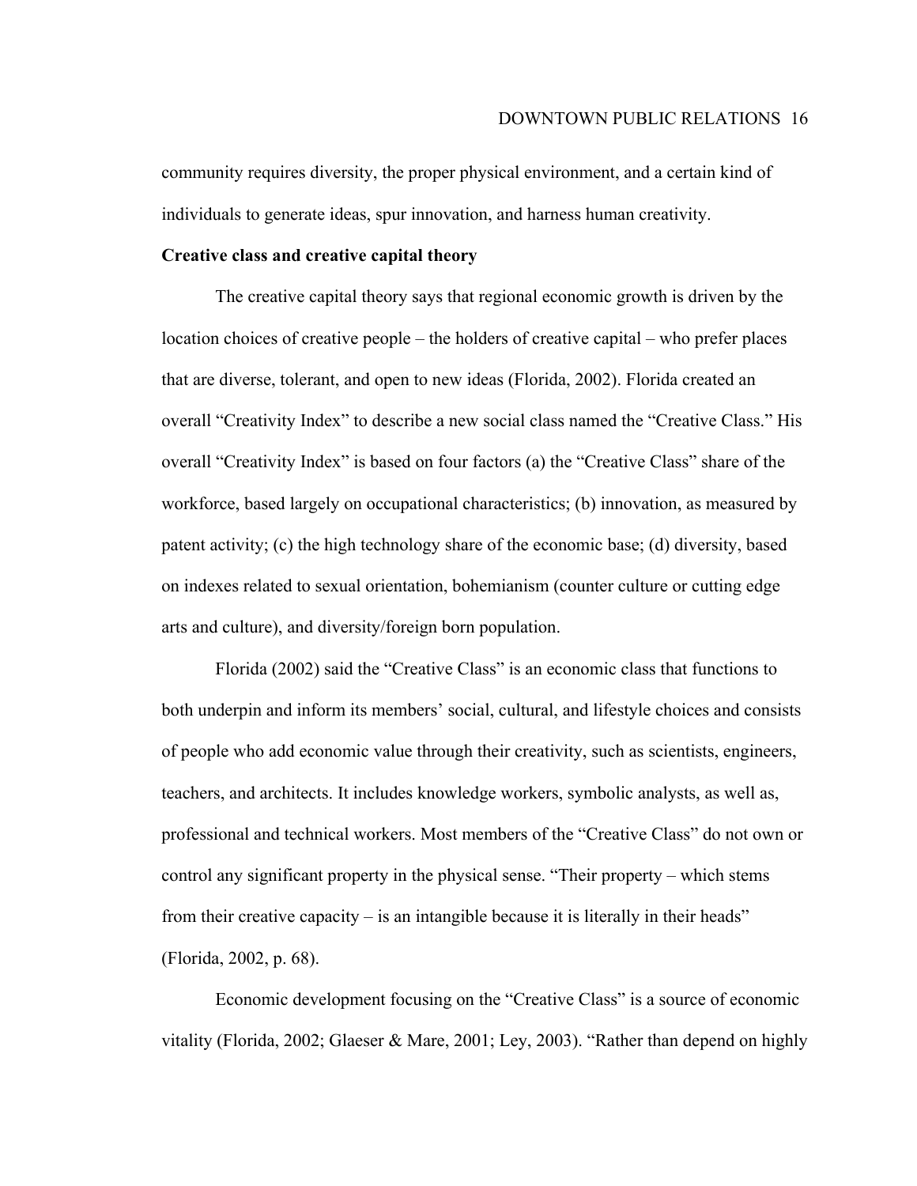community requires diversity, the proper physical environment, and a certain kind of individuals to generate ideas, spur innovation, and harness human creativity.

**Creative class and creative capital theory**

The creative capital theory says that regional economic growth is driven by the location choices of creative people – the holders of creative capital – who prefer places that are diverse, tolerant, and open to new ideas (Florida, 2002). Florida created an overall "Creativity Index" to describe a new social class named the "Creative Class." His overall "Creativity Index" is based on four factors (a) the "Creative Class" share of the workforce, based largely on occupational characteristics; (b) innovation, as measured by patent activity; (c) the high technology share of the economic base; (d) diversity, based on indexes related to sexual orientation, bohemianism (counter culture or cutting edge arts and culture), and diversity/foreign born population.

Florida (2002) said the "Creative Class" is an economic class that functions to both underpin and inform its members' social, cultural, and lifestyle choices and consists of people who add economic value through their creativity, such as scientists, engineers, teachers, and architects. It includes knowledge workers, symbolic analysts, as well as, professional and technical workers. Most members of the "Creative Class" do not own or control any significant property in the physical sense. "Their property – which stems from their creative capacity – is an intangible because it is literally in their heads" (Florida, 2002, p. 68).

Economic development focusing on the "Creative Class" is a source of economic vitality (Florida, 2002; Glaeser & Mare, 2001; Ley, 2003). "Rather than depend on highly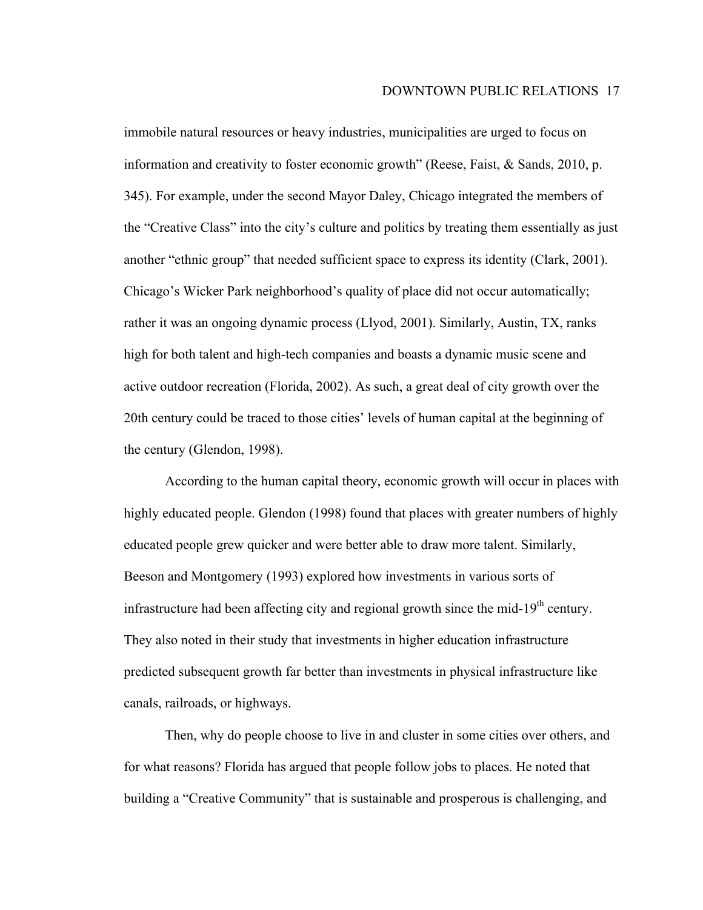immobile natural resources or heavy industries, municipalities are urged to focus on information and creativity to foster economic growth" (Reese, Faist, & Sands, 2010, p. 345). For example, under the second Mayor Daley, Chicago integrated the members of the "Creative Class" into the city's culture and politics by treating them essentially as just another "ethnic group" that needed sufficient space to express its identity (Clark, 2001). Chicago's Wicker Park neighborhood's quality of place did not occur automatically; rather it was an ongoing dynamic process (Llyod, 2001). Similarly, Austin, TX, ranks high for both talent and high-tech companies and boasts a dynamic music scene and active outdoor recreation (Florida, 2002). As such, a great deal of city growth over the 20th century could be traced to those cities' levels of human capital at the beginning of the century (Glendon, 1998).

According to the human capital theory, economic growth will occur in places with highly educated people. Glendon (1998) found that places with greater numbers of highly educated people grew quicker and were better able to draw more talent. Similarly, Beeson and Montgomery (1993) explored how investments in various sorts of infrastructure had been affecting city and regional growth since the mid-19th century. They also noted in their study that investments in higher education infrastructure predicted subsequent growth far better than investments in physical infrastructure like canals, railroads, or highways.

Then, why do people choose to live in and cluster in some cities over others, and for what reasons? Florida has argued that people follow jobs to places. He noted that building a "Creative Community" that is sustainable and prosperous is challenging, and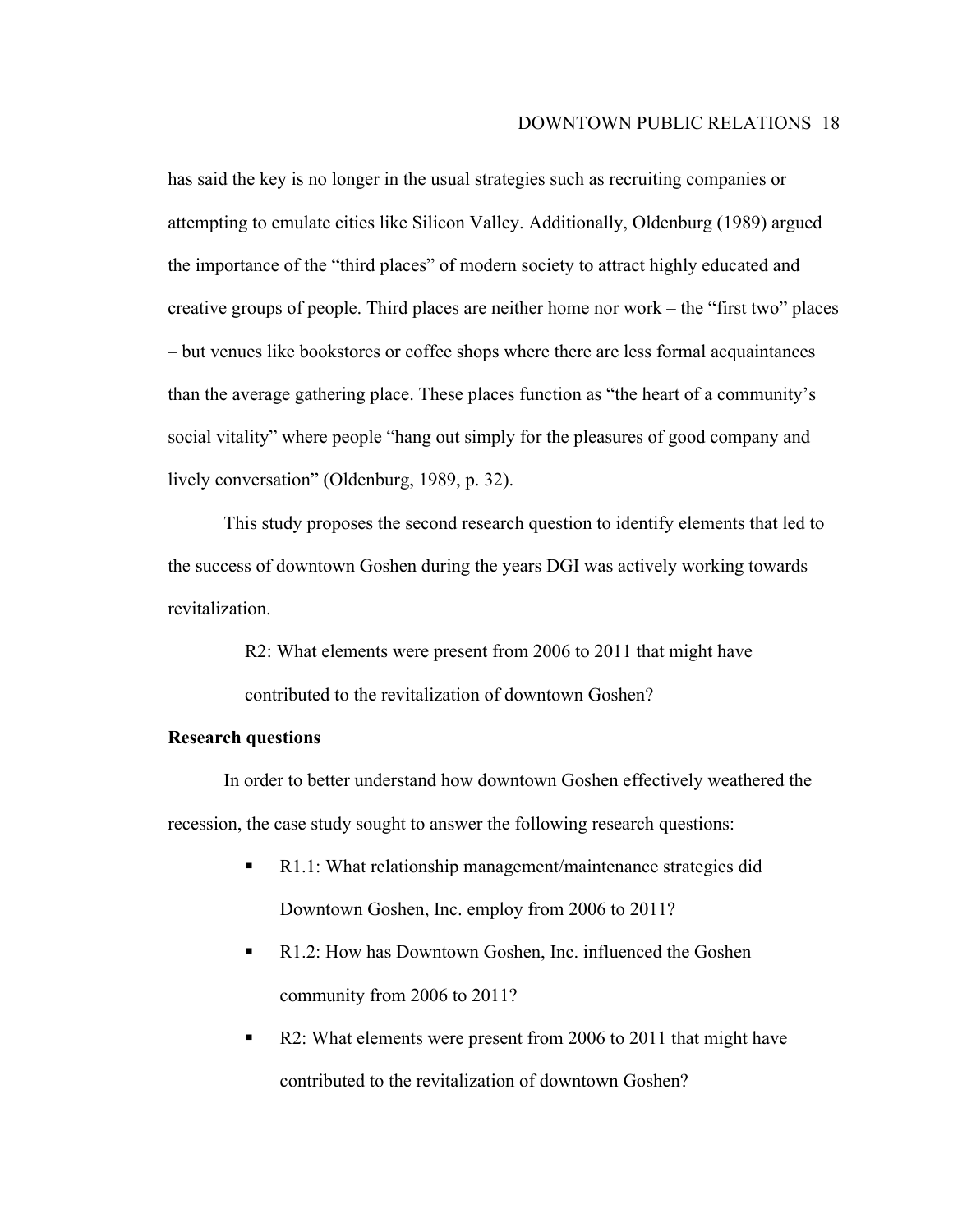has said the key is no longer in the usual strategies such as recruiting companies or attempting to emulate cities like Silicon Valley. Additionally, Oldenburg (1989) argued the importance of the "third places" of modern society to attract highly educated and creative groups of people. Third places are neither home nor work – the "first two" places – but venues like bookstores or coffee shops where there are less formal acquaintances than the average gathering place. These places function as "the heart of a community's social vitality" where people "hang out simply for the pleasures of good company and lively conversation" (Oldenburg, 1989, p. 32).

This study proposes the second research question to identify elements that led to the success of downtown Goshen during the years DGI was actively working towards revitalization.

> R2: What elements were present from 2006 to 2011 that might have contributed to the revitalization of downtown Goshen?

**Research questions**

In order to better understand how downtown Goshen effectively weathered the recession, the case study sought to answer the following research questions:

- R1.1: What relationship management/maintenance strategies did Downtown Goshen, Inc. employ from 2006 to 2011?
- R1.2: How has Downtown Goshen, Inc. influenced the Goshen community from 2006 to 2011?
- R2: What elements were present from 2006 to 2011 that might have contributed to the revitalization of downtown Goshen?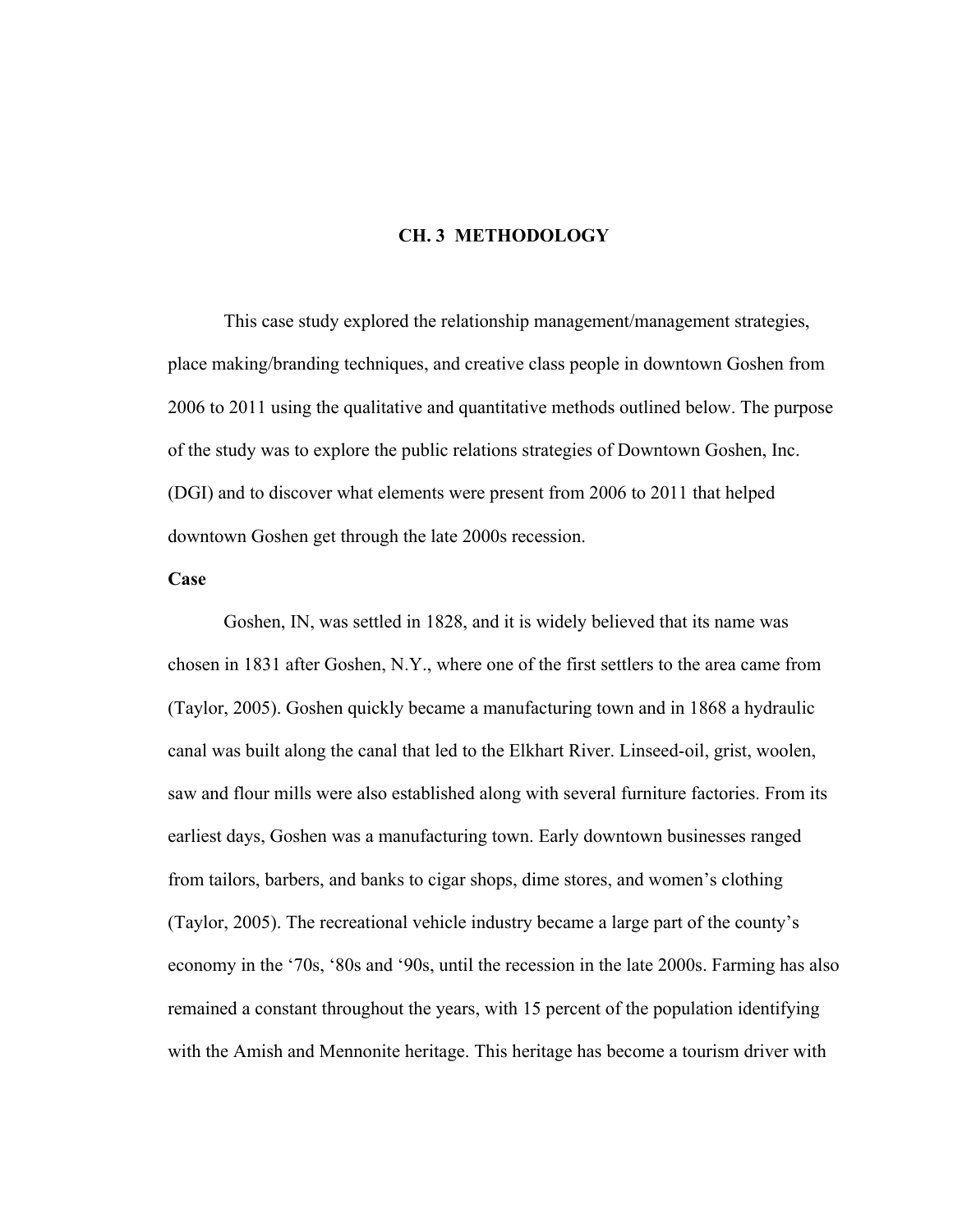# CH. 3 METHODOLOGY

This case study explored the relationship management/management strategies, place making/branding techniques, and creative class people in downtown Goshen from 2006 to 2011 using the qualitative and quantitative methods outlined below. The purpose of the study was to explore the public relations strategies of Downtown Goshen, Inc. (DGI) and to discover what elements were present from 2006 to 2011 that helped downtown Goshen get through the late 2000s recession.

**Case**

Goshen, IN, was settled in 1828, and it is widely believed that its name was chosen in 1831 after Goshen, N.Y., where one of the first settlers to the area came from (Taylor, 2005). Goshen quickly became a manufacturing town and in 1868 a hydraulic canal was built along the canal that led to the Elkhart River. Linseed-oil, grist, woolen, saw and flour mills were also established along with several furniture factories. From its earliest days, Goshen was a manufacturing town. Early downtown businesses ranged from tailors, barbers, and banks to cigar shops, dime stores, and women's clothing (Taylor, 2005). The recreational vehicle industry became a large part of the county's economy in the '70s, '80s and '90s, until the recession in the late 2000s. Farming has also remained a constant throughout the years, with 15 percent of the population identifying with the Amish and Mennonite heritage. This heritage has become a tourism driver with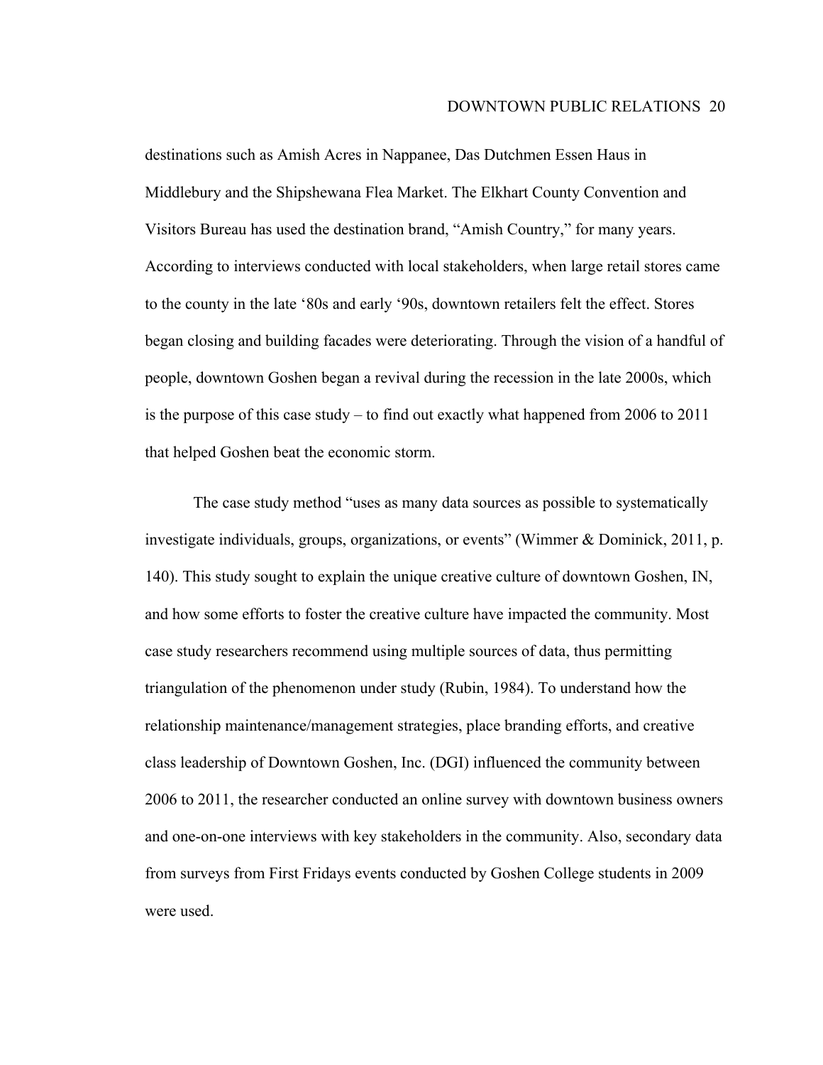destinations such as Amish Acres in Nappanee, Das Dutchmen Essen Haus in Middlebury and the Shipshewana Flea Market. The Elkhart County Convention and Visitors Bureau has used the destination brand, "Amish Country," for many years. According to interviews conducted with local stakeholders, when large retail stores came to the county in the late '80s and early '90s, downtown retailers felt the effect. Stores began closing and building facades were deteriorating. Through the vision of a handful of people, downtown Goshen began a revival during the recession in the late 2000s, which is the purpose of this case study – to find out exactly what happened from 2006 to 2011 that helped Goshen beat the economic storm.

The case study method "uses as many data sources as possible to systematically investigate individuals, groups, organizations, or events" (Wimmer & Dominick, 2011, p. 140). This study sought to explain the unique creative culture of downtown Goshen, IN, and how some efforts to foster the creative culture have impacted the community. Most case study researchers recommend using multiple sources of data, thus permitting triangulation of the phenomenon under study (Rubin, 1984). To understand how the relationship maintenance/management strategies, place branding efforts, and creative class leadership of Downtown Goshen, Inc. (DGI) influenced the community between 2006 to 2011, the researcher conducted an online survey with downtown business owners and one-on-one interviews with key stakeholders in the community. Also, secondary data from surveys from First Fridays events conducted by Goshen College students in 2009 were used.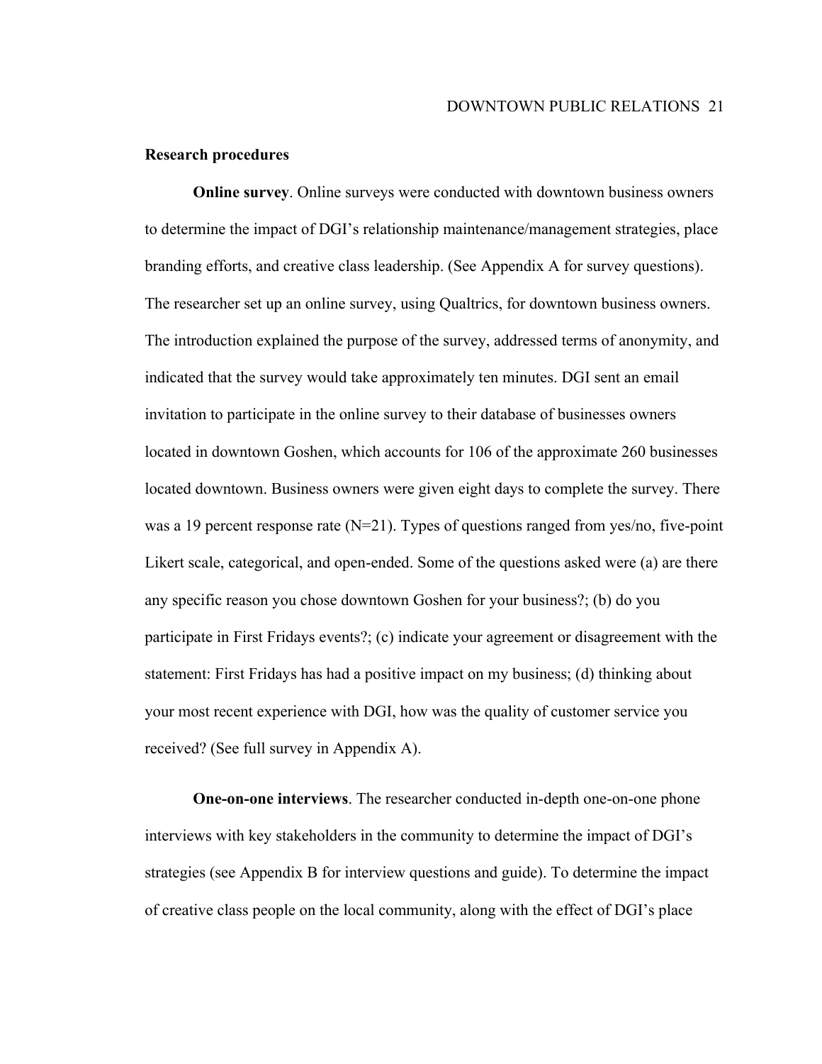**Research procedures**

**Online survey**. Online surveys were conducted with downtown business owners to determine the impact of DGI's relationship maintenance/management strategies, place branding efforts, and creative class leadership. (See Appendix A for survey questions). The researcher set up an online survey, using Qualtrics, for downtown business owners. The introduction explained the purpose of the survey, addressed terms of anonymity, and indicated that the survey would take approximately ten minutes. DGI sent an email invitation to participate in the online survey to their database of businesses owners located in downtown Goshen, which accounts for 106 of the approximate 260 businesses located downtown. Business owners were given eight days to complete the survey. There was a 19 percent response rate (N=21). Types of questions ranged from yes/no, five-point Likert scale, categorical, and open-ended. Some of the questions asked were (a) are there any specific reason you chose downtown Goshen for your business?; (b) do you participate in First Fridays events?; (c) indicate your agreement or disagreement with the statement: First Fridays has had a positive impact on my business; (d) thinking about your most recent experience with DGI, how was the quality of customer service you received? (See full survey in Appendix A).

**One-on-one interviews**. The researcher conducted in-depth one-on-one phone interviews with key stakeholders in the community to determine the impact of DGI's strategies (see Appendix B for interview questions and guide). To determine the impact of creative class people on the local community, along with the effect of DGI's place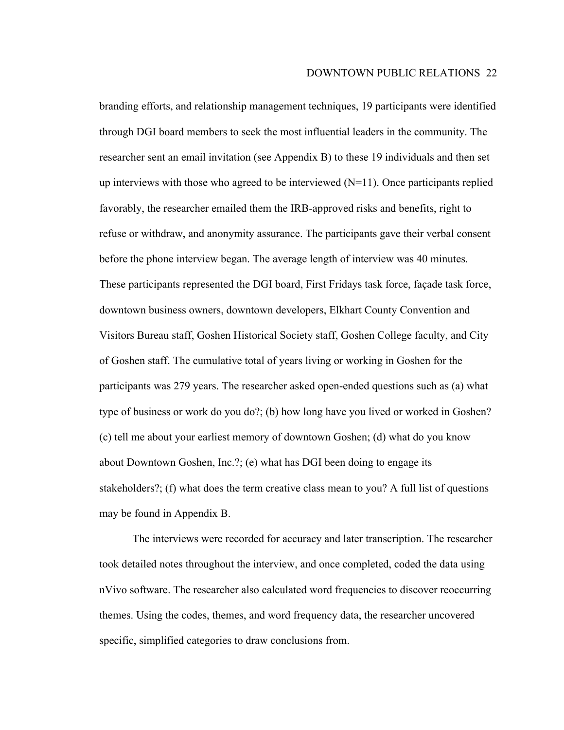branding efforts, and relationship management techniques, 19 participants were identified through DGI board members to seek the most influential leaders in the community. The researcher sent an email invitation (see Appendix B) to these 19 individuals and then set up interviews with those who agreed to be interviewed (N=11). Once participants replied favorably, the researcher emailed them the IRB-approved risks and benefits, right to refuse or withdraw, and anonymity assurance. The participants gave their verbal consent before the phone interview began. The average length of interview was 40 minutes. These participants represented the DGI board, First Fridays task force, façade task force, downtown business owners, downtown developers, Elkhart County Convention and Visitors Bureau staff, Goshen Historical Society staff, Goshen College faculty, and City of Goshen staff. The cumulative total of years living or working in Goshen for the participants was 279 years. The researcher asked open-ended questions such as (a) what type of business or work do you do?; (b) how long have you lived or worked in Goshen? (c) tell me about your earliest memory of downtown Goshen; (d) what do you know about Downtown Goshen, Inc.?; (e) what has DGI been doing to engage its stakeholders?; (f) what does the term creative class mean to you? A full list of questions may be found in Appendix B.

The interviews were recorded for accuracy and later transcription. The researcher took detailed notes throughout the interview, and once completed, coded the data using nVivo software. The researcher also calculated word frequencies to discover reoccurring themes. Using the codes, themes, and word frequency data, the researcher uncovered specific, simplified categories to draw conclusions from.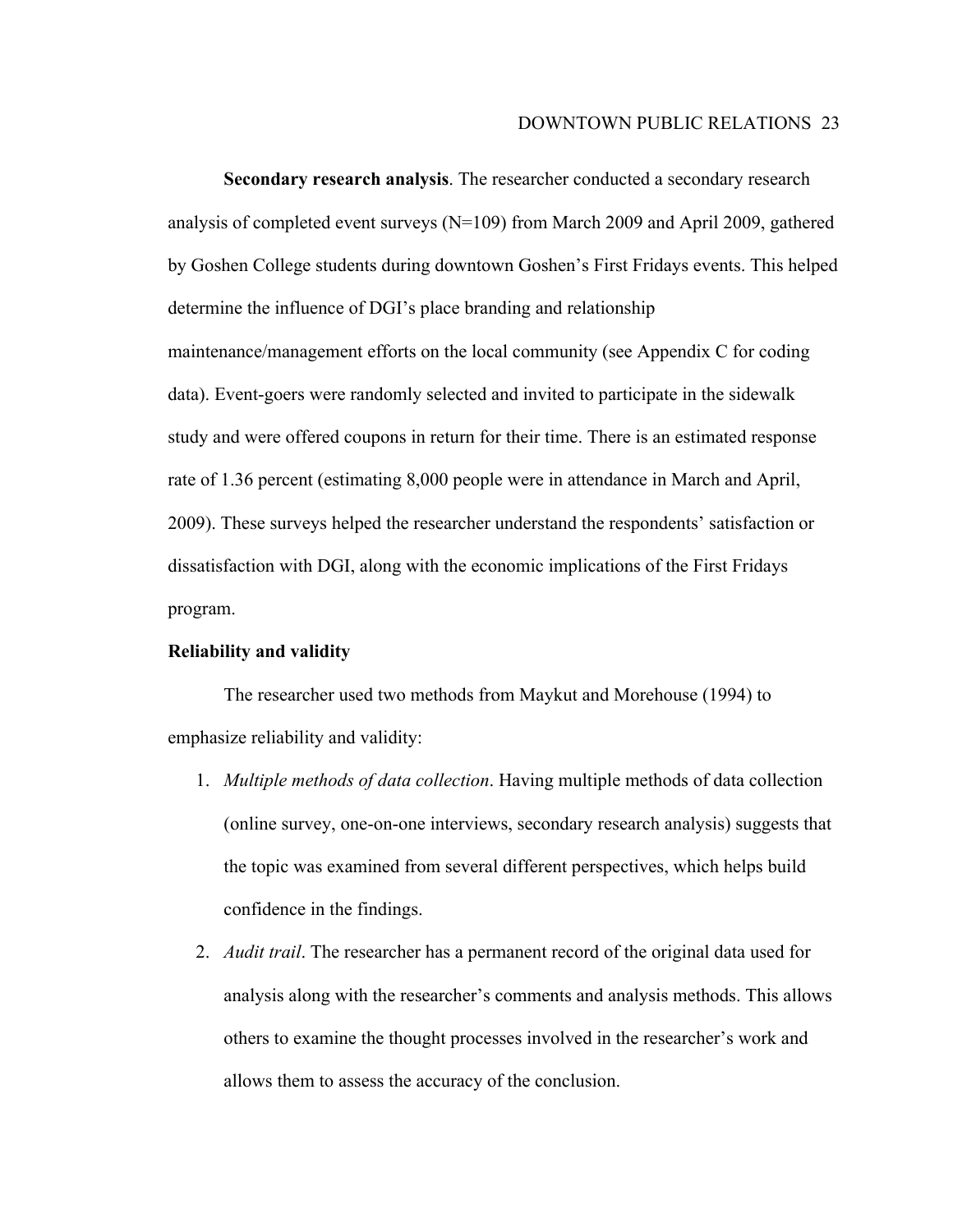**Secondary research analysis**. The researcher conducted a secondary research analysis of completed event surveys (N=109) from March 2009 and April 2009, gathered by Goshen College students during downtown Goshen's First Fridays events. This helped determine the influence of DGI's place branding and relationship maintenance/management efforts on the local community (see Appendix C for coding data). Event-goers were randomly selected and invited to participate in the sidewalk study and were offered coupons in return for their time. There is an estimated response rate of 1.36 percent (estimating 8,000 people were in attendance in March and April, 2009). These surveys helped the researcher understand the respondents' satisfaction or dissatisfaction with DGI, along with the economic implications of the First Fridays program.

### Reliability and validity

The researcher used two methods from Maykut and Morehouse (1994) to emphasize reliability and validity:

1. *Multiple methods of data collection*. Having multiple methods of data collection (online survey, one-on-one interviews, secondary research analysis) suggests that the topic was examined from several different perspectives, which helps build confidence in the findings.
2. *Audit trail*. The researcher has a permanent record of the original data used for analysis along with the researcher's comments and analysis methods. This allows others to examine the thought processes involved in the researcher's work and allows them to assess the accuracy of the conclusion.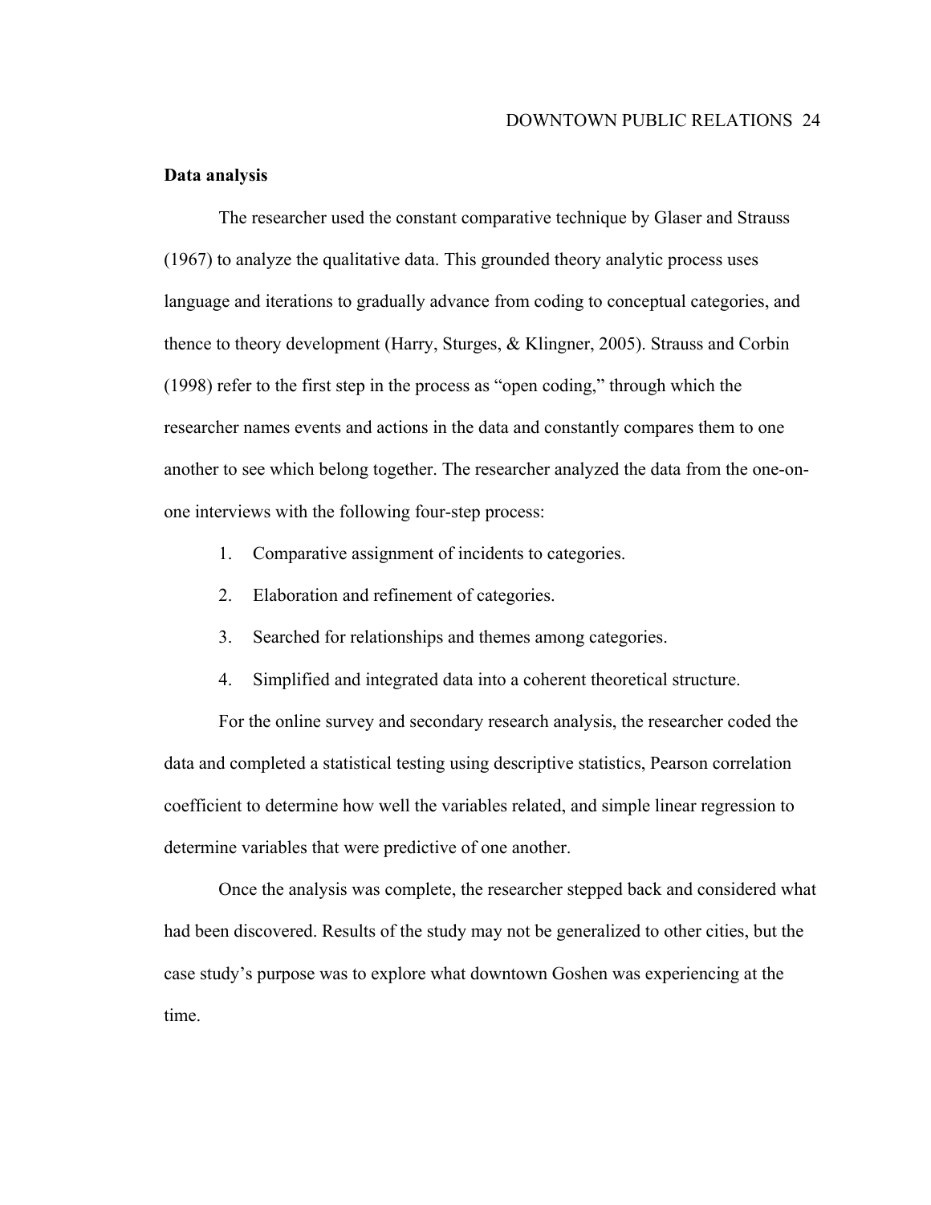**Data analysis**

The researcher used the constant comparative technique by Glaser and Strauss (1967) to analyze the qualitative data. This grounded theory analytic process uses language and iterations to gradually advance from coding to conceptual categories, and thence to theory development (Harry, Sturges, & Klingner, 2005). Strauss and Corbin (1998) refer to the first step in the process as "open coding," through which the researcher names events and actions in the data and constantly compares them to one another to see which belong together. The researcher analyzed the data from the one-on-one interviews with the following four-step process:

1. Comparative assignment of incidents to categories.
2. Elaboration and refinement of categories.
3. Searched for relationships and themes among categories.
4. Simplified and integrated data into a coherent theoretical structure.

For the online survey and secondary research analysis, the researcher coded the data and completed a statistical testing using descriptive statistics, Pearson correlation coefficient to determine how well the variables related, and simple linear regression to determine variables that were predictive of one another.

Once the analysis was complete, the researcher stepped back and considered what had been discovered. Results of the study may not be generalized to other cities, but the case study's purpose was to explore what downtown Goshen was experiencing at the time.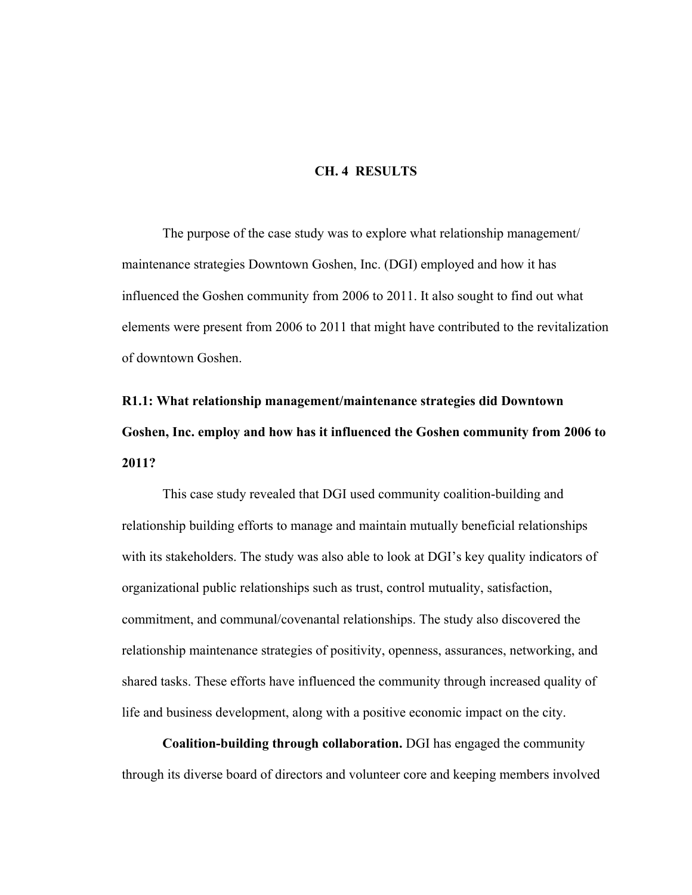# CH. 4 RESULTS

The purpose of the case study was to explore what relationship management/ maintenance strategies Downtown Goshen, Inc. (DGI) employed and how it has influenced the Goshen community from 2006 to 2011. It also sought to find out what elements were present from 2006 to 2011 that might have contributed to the revitalization of downtown Goshen.

**R1.1: What relationship management/maintenance strategies did Downtown Goshen, Inc. employ and how has it influenced the Goshen community from 2006 to 2011?**

This case study revealed that DGI used community coalition-building and relationship building efforts to manage and maintain mutually beneficial relationships with its stakeholders. The study was also able to look at DGI's key quality indicators of organizational public relationships such as trust, control mutuality, satisfaction, commitment, and communal/covenantal relationships. The study also discovered the relationship maintenance strategies of positivity, openness, assurances, networking, and shared tasks. These efforts have influenced the community through increased quality of life and business development, along with a positive economic impact on the city.

**Coalition-building through collaboration.** DGI has engaged the community through its diverse board of directors and volunteer core and keeping members involved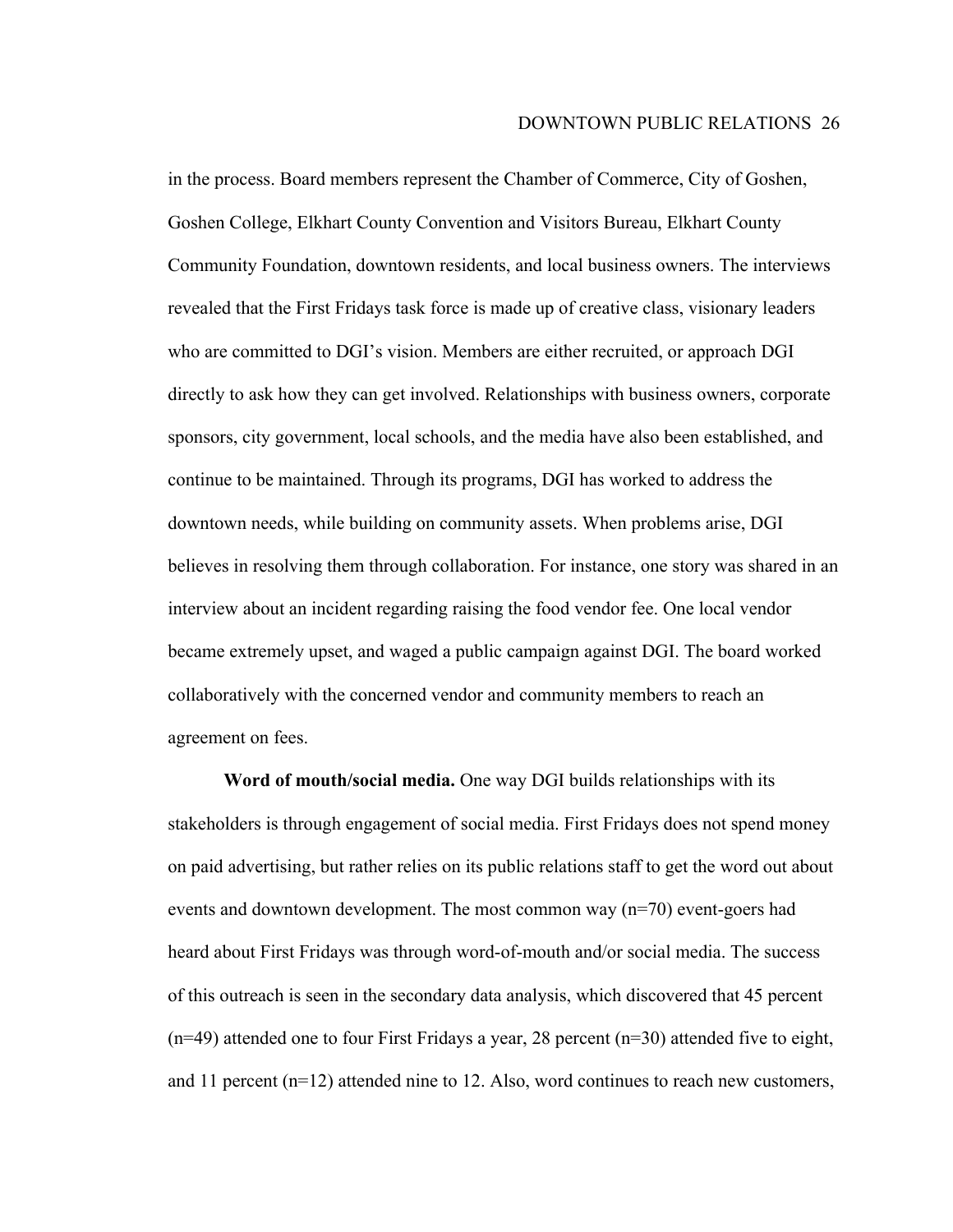in the process. Board members represent the Chamber of Commerce, City of Goshen, Goshen College, Elkhart County Convention and Visitors Bureau, Elkhart County Community Foundation, downtown residents, and local business owners. The interviews revealed that the First Fridays task force is made up of creative class, visionary leaders who are committed to DGI's vision. Members are either recruited, or approach DGI directly to ask how they can get involved. Relationships with business owners, corporate sponsors, city government, local schools, and the media have also been established, and continue to be maintained. Through its programs, DGI has worked to address the downtown needs, while building on community assets. When problems arise, DGI believes in resolving them through collaboration. For instance, one story was shared in an interview about an incident regarding raising the food vendor fee. One local vendor became extremely upset, and waged a public campaign against DGI. The board worked collaboratively with the concerned vendor and community members to reach an agreement on fees.

**Word of mouth/social media.** One way DGI builds relationships with its stakeholders is through engagement of social media. First Fridays does not spend money on paid advertising, but rather relies on its public relations staff to get the word out about events and downtown development. The most common way (n=70) event-goers had heard about First Fridays was through word-of-mouth and/or social media. The success of this outreach is seen in the secondary data analysis, which discovered that 45 percent (n=49) attended one to four First Fridays a year, 28 percent (n=30) attended five to eight, and 11 percent (n=12) attended nine to 12. Also, word continues to reach new customers,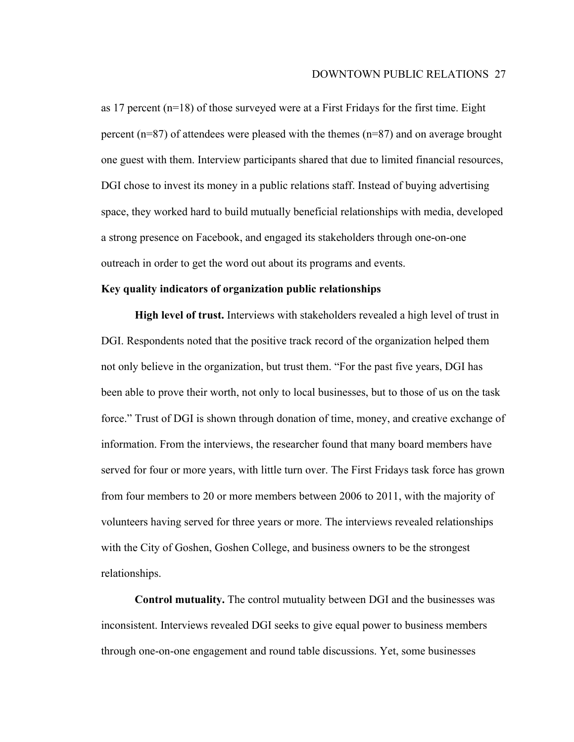as 17 percent (n=18) of those surveyed were at a First Fridays for the first time. Eight percent (n=87) of attendees were pleased with the themes (n=87) and on average brought one guest with them. Interview participants shared that due to limited financial resources, DGI chose to invest its money in a public relations staff. Instead of buying advertising space, they worked hard to build mutually beneficial relationships with media, developed a strong presence on Facebook, and engaged its stakeholders through one-on-one outreach in order to get the word out about its programs and events.

**Key quality indicators of organization public relationships**

**High level of trust.** Interviews with stakeholders revealed a high level of trust in DGI. Respondents noted that the positive track record of the organization helped them not only believe in the organization, but trust them. "For the past five years, DGI has been able to prove their worth, not only to local businesses, but to those of us on the task force." Trust of DGI is shown through donation of time, money, and creative exchange of information. From the interviews, the researcher found that many board members have served for four or more years, with little turn over. The First Fridays task force has grown from four members to 20 or more members between 2006 to 2011, with the majority of volunteers having served for three years or more. The interviews revealed relationships with the City of Goshen, Goshen College, and business owners to be the strongest relationships.

**Control mutuality.** The control mutuality between DGI and the businesses was inconsistent. Interviews revealed DGI seeks to give equal power to business members through one-on-one engagement and round table discussions. Yet, some businesses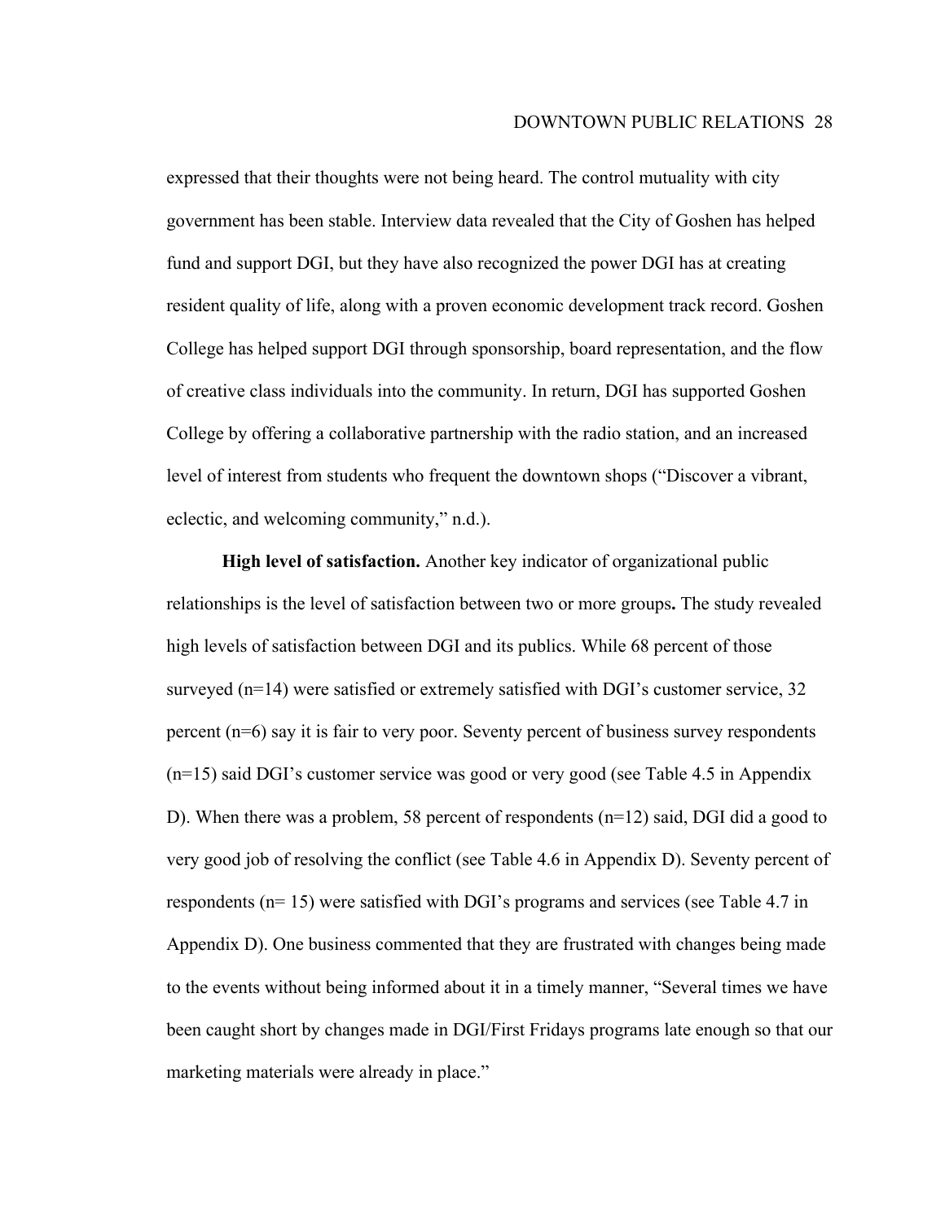expressed that their thoughts were not being heard. The control mutuality with city government has been stable. Interview data revealed that the City of Goshen has helped fund and support DGI, but they have also recognized the power DGI has at creating resident quality of life, along with a proven economic development track record. Goshen College has helped support DGI through sponsorship, board representation, and the flow of creative class individuals into the community. In return, DGI has supported Goshen College by offering a collaborative partnership with the radio station, and an increased level of interest from students who frequent the downtown shops ("Discover a vibrant, eclectic, and welcoming community," n.d.).

**High level of satisfaction.** Another key indicator of organizational public relationships is the level of satisfaction between two or more groups**.** The study revealed high levels of satisfaction between DGI and its publics. While 68 percent of those surveyed (n=14) were satisfied or extremely satisfied with DGI's customer service, 32 percent (n=6) say it is fair to very poor. Seventy percent of business survey respondents (n=15) said DGI's customer service was good or very good (see Table 4.5 in Appendix D). When there was a problem, 58 percent of respondents (n=12) said, DGI did a good to very good job of resolving the conflict (see Table 4.6 in Appendix D). Seventy percent of respondents (n= 15) were satisfied with DGI's programs and services (see Table 4.7 in Appendix D). One business commented that they are frustrated with changes being made to the events without being informed about it in a timely manner, "Several times we have been caught short by changes made in DGI/First Fridays programs late enough so that our marketing materials were already in place."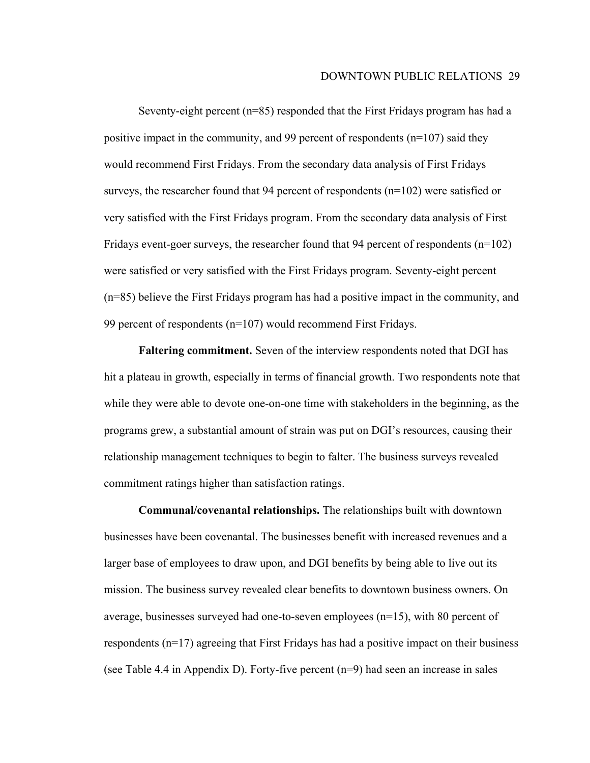Seventy-eight percent (n=85) responded that the First Fridays program has had a positive impact in the community, and 99 percent of respondents (n=107) said they would recommend First Fridays. From the secondary data analysis of First Fridays surveys, the researcher found that 94 percent of respondents (n=102) were satisfied or very satisfied with the First Fridays program. From the secondary data analysis of First Fridays event-goer surveys, the researcher found that 94 percent of respondents (n=102) were satisfied or very satisfied with the First Fridays program. Seventy-eight percent (n=85) believe the First Fridays program has had a positive impact in the community, and 99 percent of respondents (n=107) would recommend First Fridays.

**Faltering commitment.** Seven of the interview respondents noted that DGI has hit a plateau in growth, especially in terms of financial growth. Two respondents note that while they were able to devote one-on-one time with stakeholders in the beginning, as the programs grew, a substantial amount of strain was put on DGI's resources, causing their relationship management techniques to begin to falter. The business surveys revealed commitment ratings higher than satisfaction ratings.

**Communal/covenantal relationships.** The relationships built with downtown businesses have been covenantal. The businesses benefit with increased revenues and a larger base of employees to draw upon, and DGI benefits by being able to live out its mission. The business survey revealed clear benefits to downtown business owners. On average, businesses surveyed had one-to-seven employees (n=15), with 80 percent of respondents (n=17) agreeing that First Fridays has had a positive impact on their business (see Table 4.4 in Appendix D). Forty-five percent (n=9) had seen an increase in sales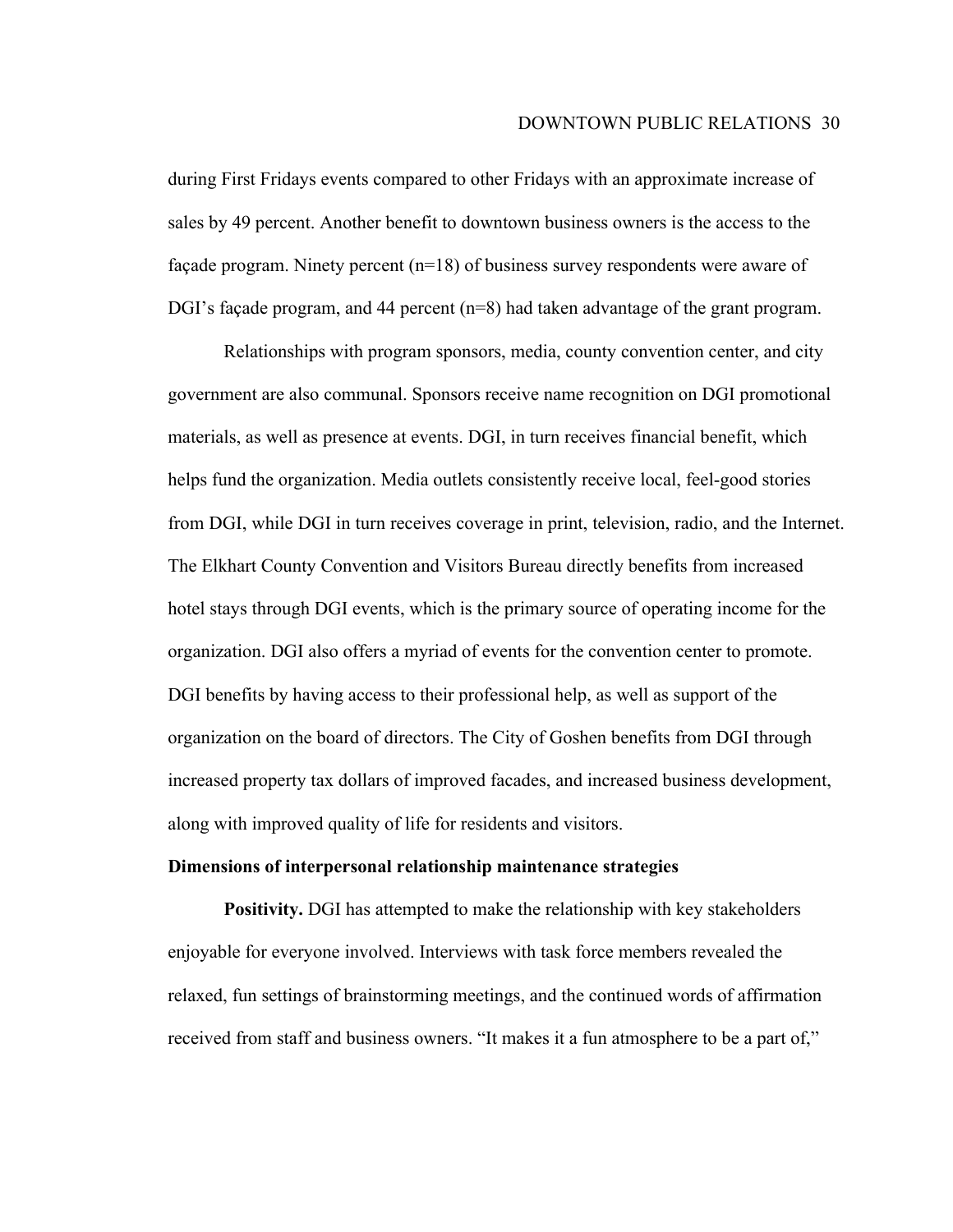during First Fridays events compared to other Fridays with an approximate increase of sales by 49 percent. Another benefit to downtown business owners is the access to the façade program. Ninety percent (n=18) of business survey respondents were aware of DGI's façade program, and 44 percent (n=8) had taken advantage of the grant program.

Relationships with program sponsors, media, county convention center, and city government are also communal. Sponsors receive name recognition on DGI promotional materials, as well as presence at events. DGI, in turn receives financial benefit, which helps fund the organization. Media outlets consistently receive local, feel-good stories from DGI, while DGI in turn receives coverage in print, television, radio, and the Internet. The Elkhart County Convention and Visitors Bureau directly benefits from increased hotel stays through DGI events, which is the primary source of operating income for the organization. DGI also offers a myriad of events for the convention center to promote. DGI benefits by having access to their professional help, as well as support of the organization on the board of directors. The City of Goshen benefits from DGI through increased property tax dollars of improved facades, and increased business development, along with improved quality of life for residents and visitors.

### Dimensions of interpersonal relationship maintenance strategies

**Positivity.** DGI has attempted to make the relationship with key stakeholders enjoyable for everyone involved. Interviews with task force members revealed the relaxed, fun settings of brainstorming meetings, and the continued words of affirmation received from staff and business owners. "It makes it a fun atmosphere to be a part of,"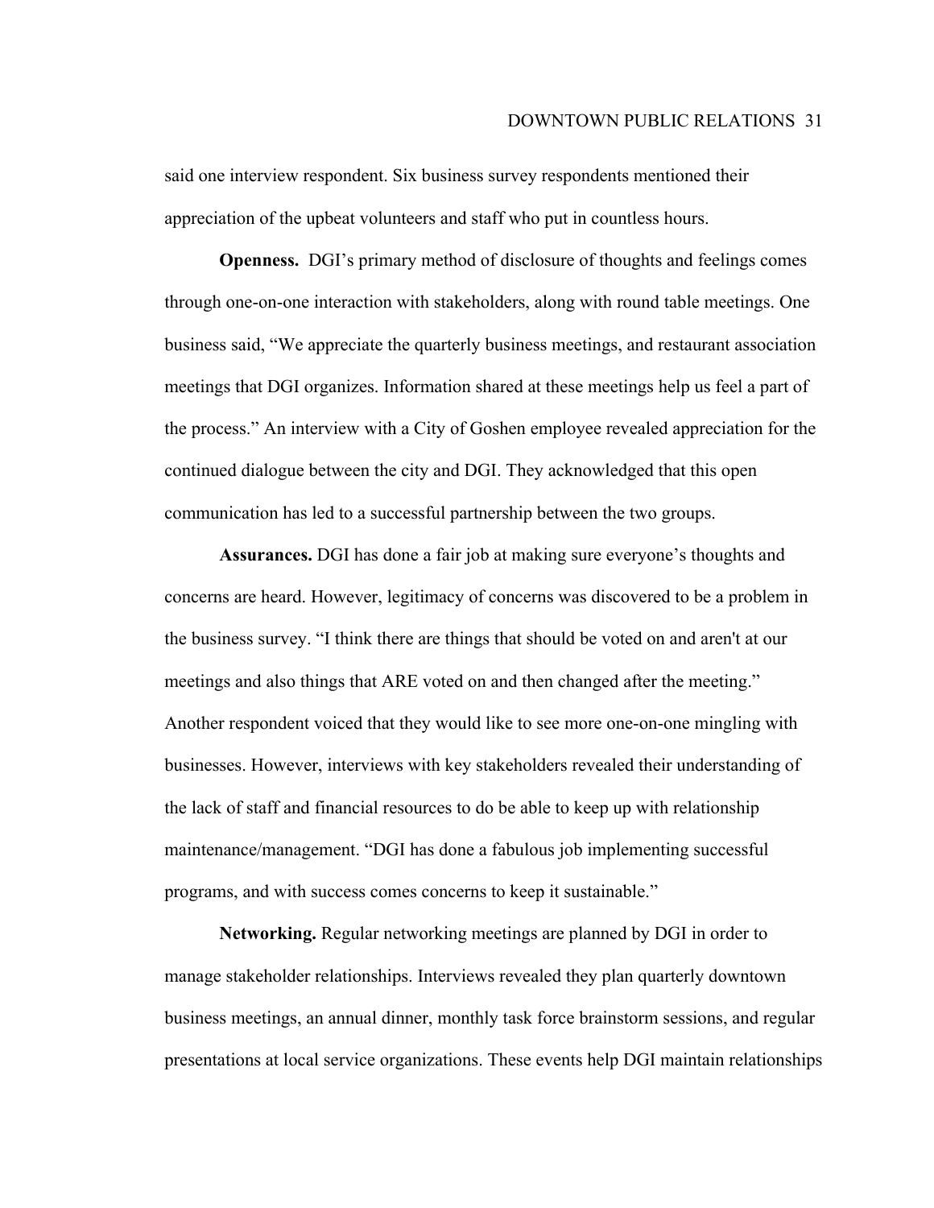said one interview respondent. Six business survey respondents mentioned their appreciation of the upbeat volunteers and staff who put in countless hours.

**Openness.** DGI's primary method of disclosure of thoughts and feelings comes through one-on-one interaction with stakeholders, along with round table meetings. One business said, "We appreciate the quarterly business meetings, and restaurant association meetings that DGI organizes. Information shared at these meetings help us feel a part of the process." An interview with a City of Goshen employee revealed appreciation for the continued dialogue between the city and DGI. They acknowledged that this open communication has led to a successful partnership between the two groups.

**Assurances.** DGI has done a fair job at making sure everyone's thoughts and concerns are heard. However, legitimacy of concerns was discovered to be a problem in the business survey. "I think there are things that should be voted on and aren't at our meetings and also things that ARE voted on and then changed after the meeting." Another respondent voiced that they would like to see more one-on-one mingling with businesses. However, interviews with key stakeholders revealed their understanding of the lack of staff and financial resources to do be able to keep up with relationship maintenance/management. "DGI has done a fabulous job implementing successful programs, and with success comes concerns to keep it sustainable."

**Networking.** Regular networking meetings are planned by DGI in order to manage stakeholder relationships. Interviews revealed they plan quarterly downtown business meetings, an annual dinner, monthly task force brainstorm sessions, and regular presentations at local service organizations. These events help DGI maintain relationships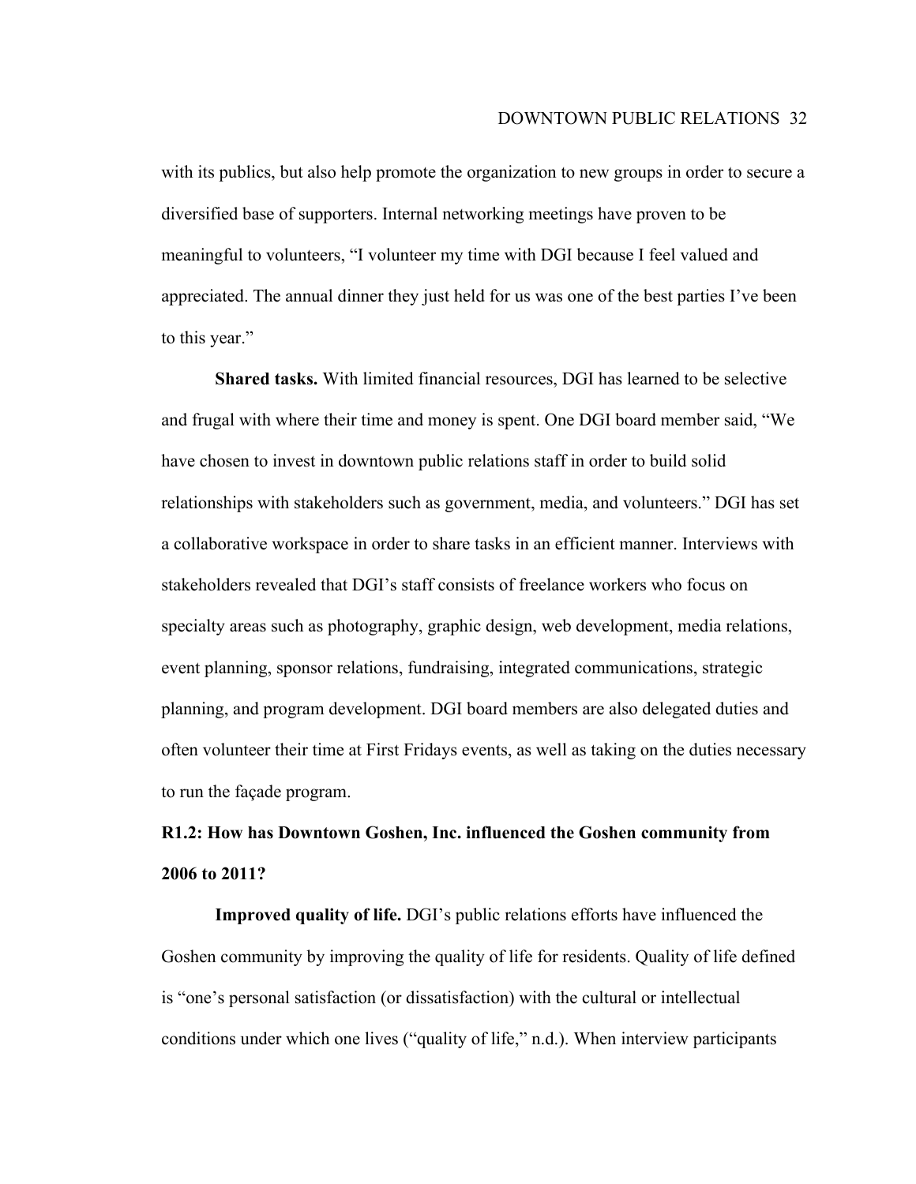with its publics, but also help promote the organization to new groups in order to secure a diversified base of supporters. Internal networking meetings have proven to be meaningful to volunteers, "I volunteer my time with DGI because I feel valued and appreciated. The annual dinner they just held for us was one of the best parties I've been to this year."

**Shared tasks.** With limited financial resources, DGI has learned to be selective and frugal with where their time and money is spent. One DGI board member said, "We have chosen to invest in downtown public relations staff in order to build solid relationships with stakeholders such as government, media, and volunteers." DGI has set a collaborative workspace in order to share tasks in an efficient manner. Interviews with stakeholders revealed that DGI's staff consists of freelance workers who focus on specialty areas such as photography, graphic design, web development, media relations, event planning, sponsor relations, fundraising, integrated communications, strategic planning, and program development. DGI board members are also delegated duties and often volunteer their time at First Fridays events, as well as taking on the duties necessary to run the façade program.

### R1.2: How has Downtown Goshen, Inc. influenced the Goshen community from 2006 to 2011?

**Improved quality of life.** DGI's public relations efforts have influenced the Goshen community by improving the quality of life for residents. Quality of life defined is "one's personal satisfaction (or dissatisfaction) with the cultural or intellectual conditions under which one lives ("quality of life," n.d.). When interview participants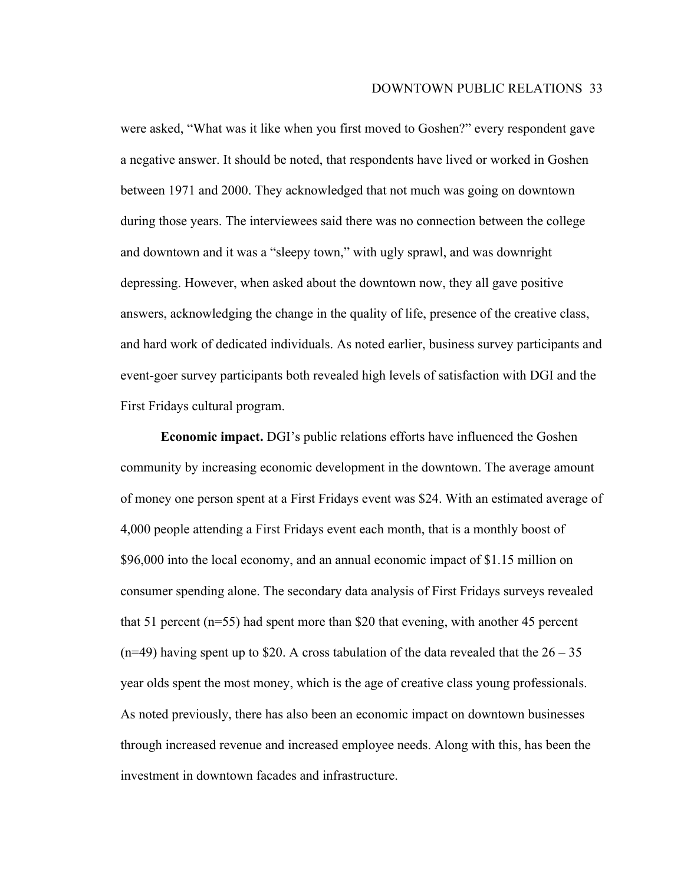were asked, “What was it like when you first moved to Goshen?” every respondent gave a negative answer. It should be noted, that respondents have lived or worked in Goshen between 1971 and 2000. They acknowledged that not much was going on downtown during those years. The interviewees said there was no connection between the college and downtown and it was a “sleepy town,” with ugly sprawl, and was downright depressing. However, when asked about the downtown now, they all gave positive answers, acknowledging the change in the quality of life, presence of the creative class, and hard work of dedicated individuals. As noted earlier, business survey participants and event-goer survey participants both revealed high levels of satisfaction with DGI and the First Fridays cultural program.

**Economic impact.** DGI’s public relations efforts have influenced the Goshen community by increasing economic development in the downtown. The average amount of money one person spent at a First Fridays event was $24. With an estimated average of 4,000 people attending a First Fridays event each month, that is a monthly boost of $96,000 into the local economy, and an annual economic impact of $1.15 million on consumer spending alone. The secondary data analysis of First Fridays surveys revealed that 51 percent (n=55) had spent more than $20 that evening, with another 45 percent (n=49) having spent up to $20. A cross tabulation of the data revealed that the 26 – 35 year olds spent the most money, which is the age of creative class young professionals. As noted previously, there has also been an economic impact on downtown businesses through increased revenue and increased employee needs. Along with this, has been the investment in downtown facades and infrastructure.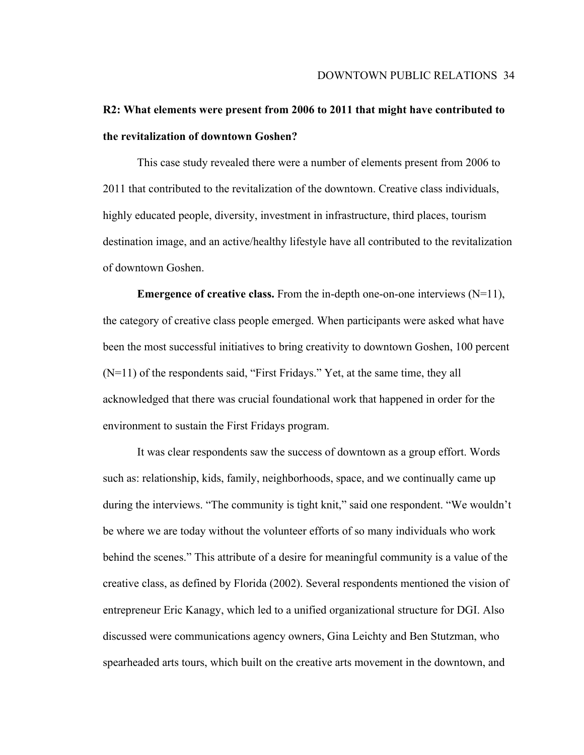**R2: What elements were present from 2006 to 2011 that might have contributed to the revitalization of downtown Goshen?**

This case study revealed there were a number of elements present from 2006 to 2011 that contributed to the revitalization of the downtown. Creative class individuals, highly educated people, diversity, investment in infrastructure, third places, tourism destination image, and an active/healthy lifestyle have all contributed to the revitalization of downtown Goshen.

**Emergence of creative class.** From the in-depth one-on-one interviews (N=11), the category of creative class people emerged. When participants were asked what have been the most successful initiatives to bring creativity to downtown Goshen, 100 percent (N=11) of the respondents said, "First Fridays." Yet, at the same time, they all acknowledged that there was crucial foundational work that happened in order for the environment to sustain the First Fridays program.

It was clear respondents saw the success of downtown as a group effort. Words such as: relationship, kids, family, neighborhoods, space, and we continually came up during the interviews. "The community is tight knit," said one respondent. "We wouldn't be where we are today without the volunteer efforts of so many individuals who work behind the scenes." This attribute of a desire for meaningful community is a value of the creative class, as defined by Florida (2002). Several respondents mentioned the vision of entrepreneur Eric Kanagy, which led to a unified organizational structure for DGI. Also discussed were communications agency owners, Gina Leichty and Ben Stutzman, who spearheaded arts tours, which built on the creative arts movement in the downtown, and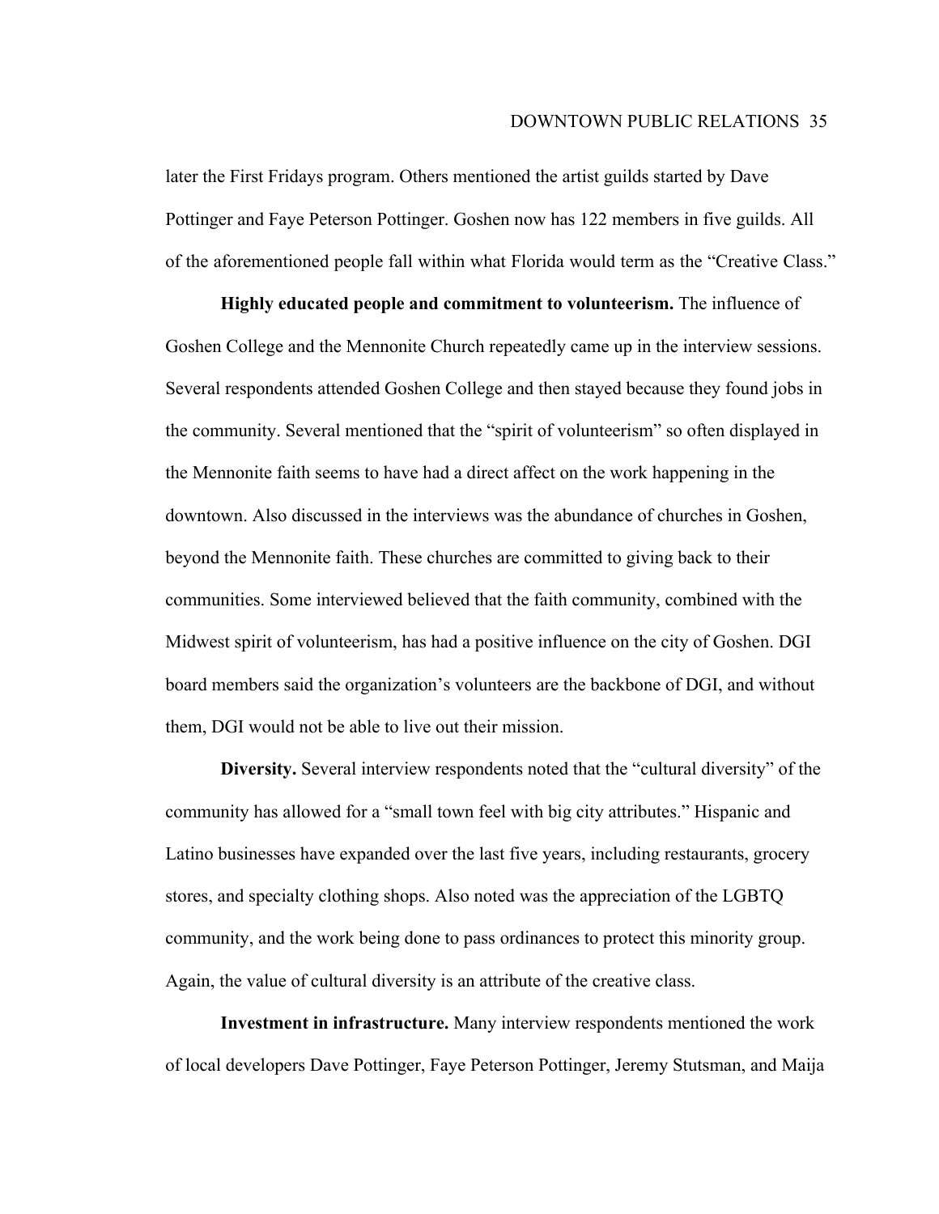later the First Fridays program. Others mentioned the artist guilds started by Dave Pottinger and Faye Peterson Pottinger. Goshen now has 122 members in five guilds. All of the aforementioned people fall within what Florida would term as the "Creative Class."

**Highly educated people and commitment to volunteerism.** The influence of Goshen College and the Mennonite Church repeatedly came up in the interview sessions. Several respondents attended Goshen College and then stayed because they found jobs in the community. Several mentioned that the "spirit of volunteerism" so often displayed in the Mennonite faith seems to have had a direct affect on the work happening in the downtown. Also discussed in the interviews was the abundance of churches in Goshen, beyond the Mennonite faith. These churches are committed to giving back to their communities. Some interviewed believed that the faith community, combined with the Midwest spirit of volunteerism, has had a positive influence on the city of Goshen. DGI board members said the organization's volunteers are the backbone of DGI, and without them, DGI would not be able to live out their mission.

**Diversity.** Several interview respondents noted that the "cultural diversity" of the community has allowed for a "small town feel with big city attributes." Hispanic and Latino businesses have expanded over the last five years, including restaurants, grocery stores, and specialty clothing shops. Also noted was the appreciation of the LGBTQ community, and the work being done to pass ordinances to protect this minority group. Again, the value of cultural diversity is an attribute of the creative class.

**Investment in infrastructure.** Many interview respondents mentioned the work of local developers Dave Pottinger, Faye Peterson Pottinger, Jeremy Stutsman, and Maija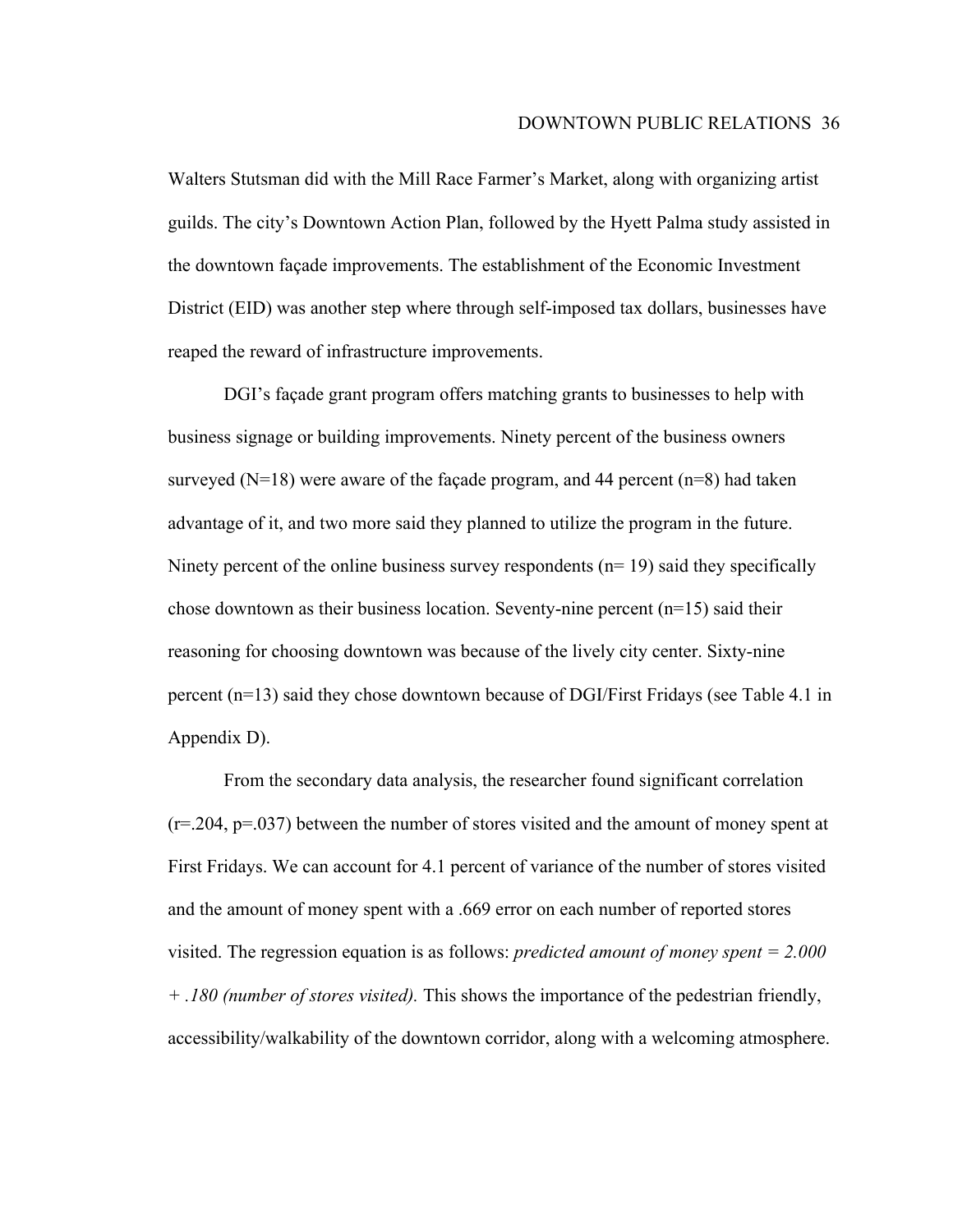Walters Stutsman did with the Mill Race Farmer's Market, along with organizing artist guilds. The city's Downtown Action Plan, followed by the Hyett Palma study assisted in the downtown façade improvements. The establishment of the Economic Investment District (EID) was another step where through self-imposed tax dollars, businesses have reaped the reward of infrastructure improvements.

DGI's façade grant program offers matching grants to businesses to help with business signage or building improvements. Ninety percent of the business owners surveyed ($N=18$) were aware of the façade program, and 44 percent ($n=8$) had taken advantage of it, and two more said they planned to utilize the program in the future. Ninety percent of the online business survey respondents ($n=19$) said they specifically chose downtown as their business location. Seventy-nine percent ($n=15$) said their reasoning for choosing downtown was because of the lively city center. Sixty-nine percent ($n=13$) said they chose downtown because of DGI/First Fridays (see Table 4.1 in Appendix D).

From the secondary data analysis, the researcher found significant correlation ($r=.204$, $p=.037$) between the number of stores visited and the amount of money spent at First Fridays. We can account for 4.1 percent of variance of the number of stores visited and the amount of money spent with a .669 error on each number of reported stores visited. The regression equation is as follows: *predicted amount of money spent = 2.000 + .180 (number of stores visited).* This shows the importance of the pedestrian friendly, accessibility/walkability of the downtown corridor, along with a welcoming atmosphere.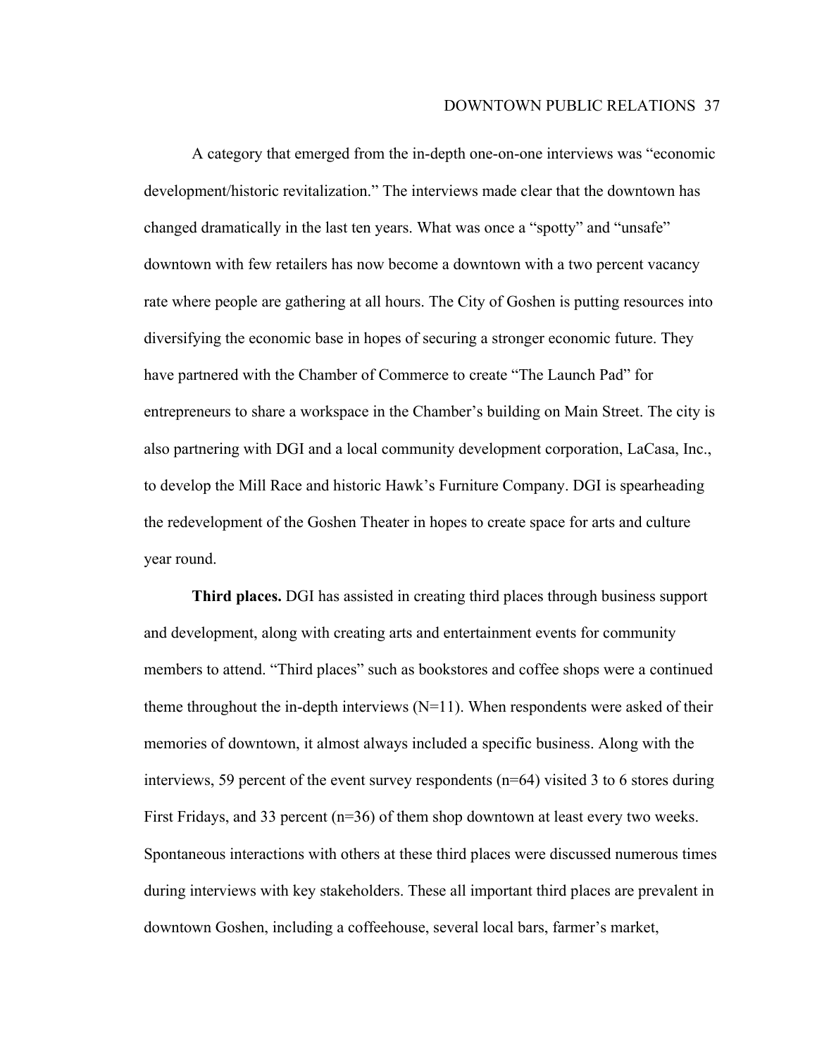A category that emerged from the in-depth one-on-one interviews was "economic development/historic revitalization." The interviews made clear that the downtown has changed dramatically in the last ten years. What was once a "spotty" and "unsafe" downtown with few retailers has now become a downtown with a two percent vacancy rate where people are gathering at all hours. The City of Goshen is putting resources into diversifying the economic base in hopes of securing a stronger economic future. They have partnered with the Chamber of Commerce to create "The Launch Pad" for entrepreneurs to share a workspace in the Chamber's building on Main Street. The city is also partnering with DGI and a local community development corporation, LaCasa, Inc., to develop the Mill Race and historic Hawk's Furniture Company. DGI is spearheading the redevelopment of the Goshen Theater in hopes to create space for arts and culture year round.

**Third places.** DGI has assisted in creating third places through business support and development, along with creating arts and entertainment events for community members to attend. "Third places" such as bookstores and coffee shops were a continued theme throughout the in-depth interviews (N=11). When respondents were asked of their memories of downtown, it almost always included a specific business. Along with the interviews, 59 percent of the event survey respondents (n=64) visited 3 to 6 stores during First Fridays, and 33 percent (n=36) of them shop downtown at least every two weeks. Spontaneous interactions with others at these third places were discussed numerous times during interviews with key stakeholders. These all important third places are prevalent in downtown Goshen, including a coffeehouse, several local bars, farmer's market,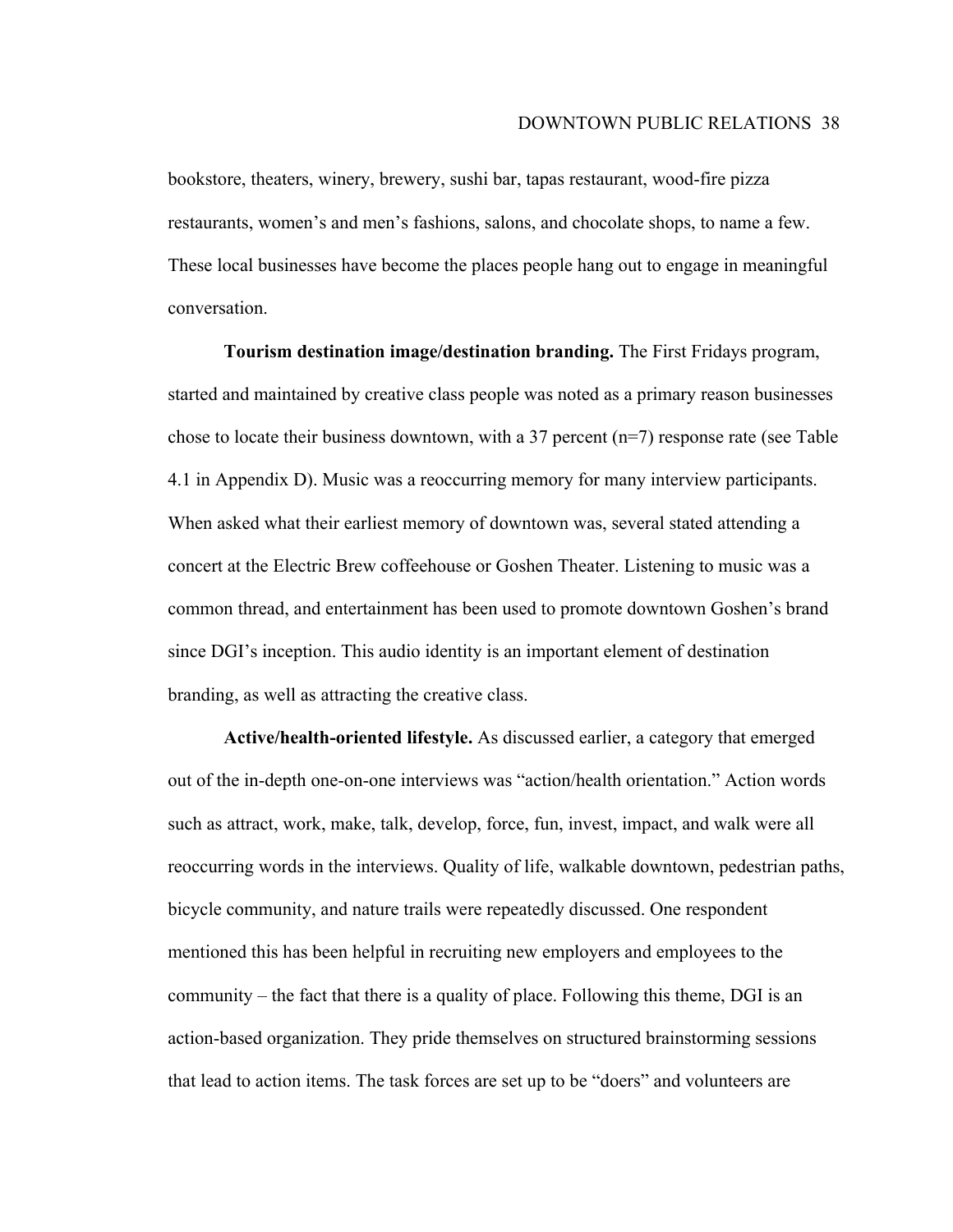bookstore, theaters, winery, brewery, sushi bar, tapas restaurant, wood-fire pizza restaurants, women's and men's fashions, salons, and chocolate shops, to name a few. These local businesses have become the places people hang out to engage in meaningful conversation.

**Tourism destination image/destination branding.** The First Fridays program, started and maintained by creative class people was noted as a primary reason businesses chose to locate their business downtown, with a 37 percent (n=7) response rate (see Table 4.1 in Appendix D). Music was a reoccurring memory for many interview participants. When asked what their earliest memory of downtown was, several stated attending a concert at the Electric Brew coffeehouse or Goshen Theater. Listening to music was a common thread, and entertainment has been used to promote downtown Goshen's brand since DGI's inception. This audio identity is an important element of destination branding, as well as attracting the creative class.

**Active/health-oriented lifestyle.** As discussed earlier, a category that emerged out of the in-depth one-on-one interviews was "action/health orientation." Action words such as attract, work, make, talk, develop, force, fun, invest, impact, and walk were all reoccurring words in the interviews. Quality of life, walkable downtown, pedestrian paths, bicycle community, and nature trails were repeatedly discussed. One respondent mentioned this has been helpful in recruiting new employers and employees to the community – the fact that there is a quality of place. Following this theme, DGI is an action-based organization. They pride themselves on structured brainstorming sessions that lead to action items. The task forces are set up to be "doers" and volunteers are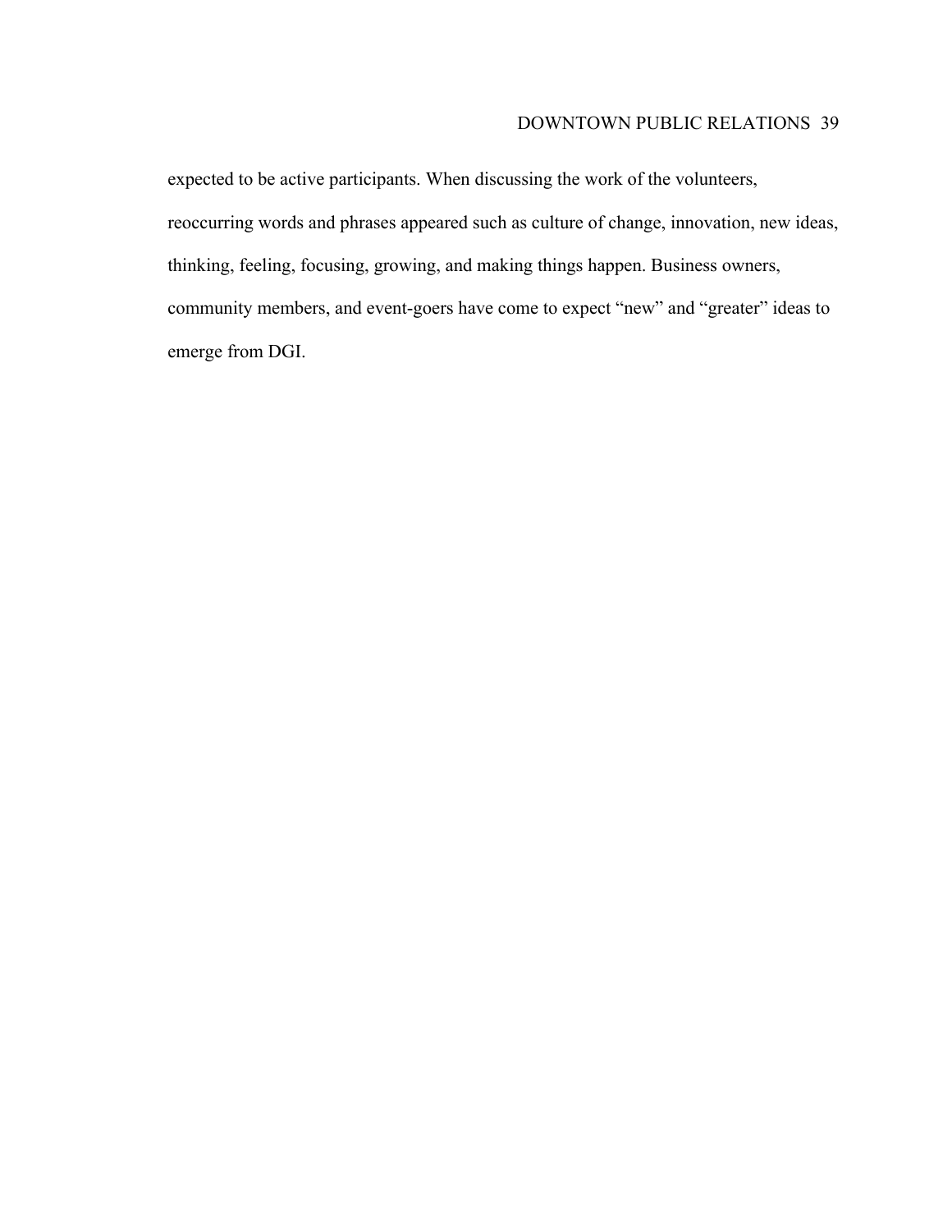expected to be active participants. When discussing the work of the volunteers, reoccurring words and phrases appeared such as culture of change, innovation, new ideas, thinking, feeling, focusing, growing, and making things happen. Business owners, community members, and event-goers have come to expect “new” and “greater” ideas to emerge from DGI.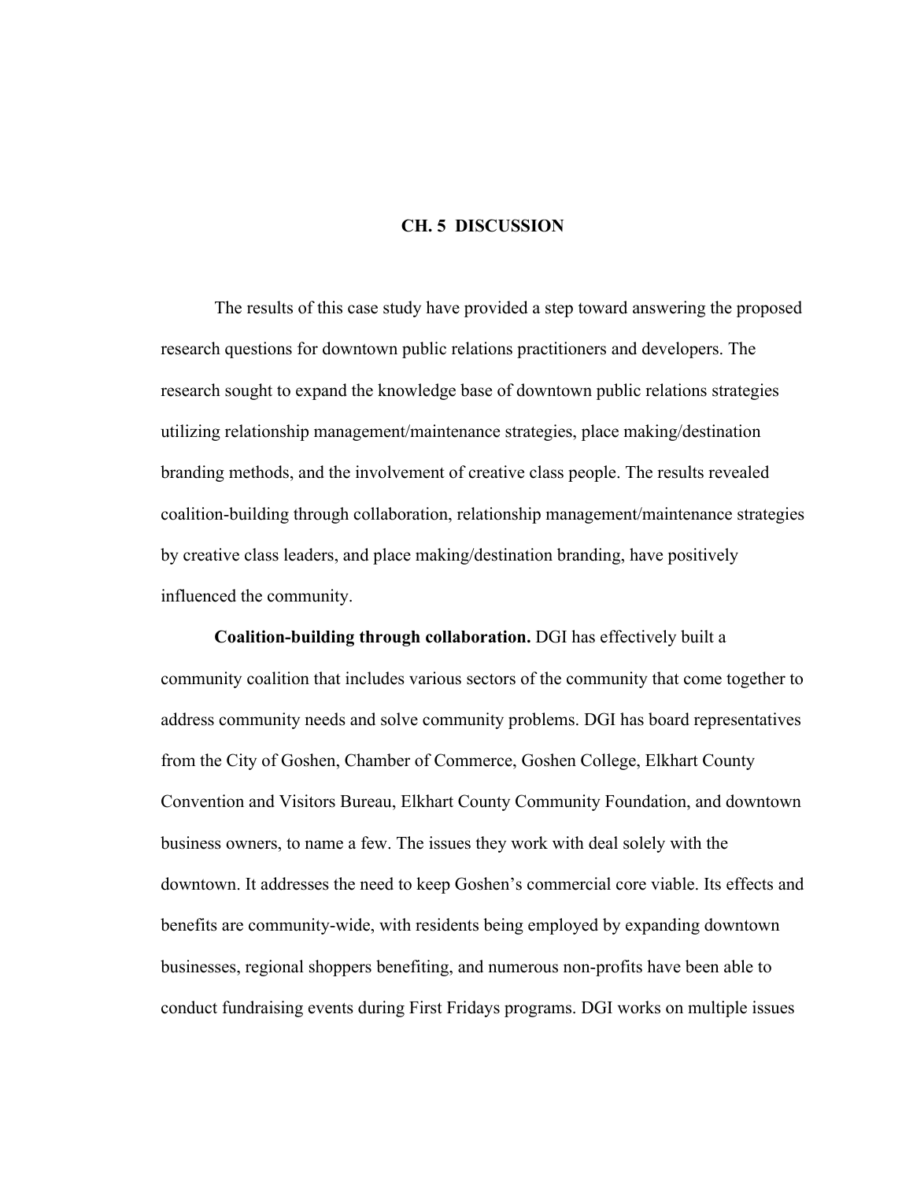# CH. 5 DISCUSSION

The results of this case study have provided a step toward answering the proposed research questions for downtown public relations practitioners and developers. The research sought to expand the knowledge base of downtown public relations strategies utilizing relationship management/maintenance strategies, place making/destination branding methods, and the involvement of creative class people. The results revealed coalition-building through collaboration, relationship management/maintenance strategies by creative class leaders, and place making/destination branding, have positively influenced the community.

**Coalition-building through collaboration.** DGI has effectively built a community coalition that includes various sectors of the community that come together to address community needs and solve community problems. DGI has board representatives from the City of Goshen, Chamber of Commerce, Goshen College, Elkhart County Convention and Visitors Bureau, Elkhart County Community Foundation, and downtown business owners, to name a few. The issues they work with deal solely with the downtown. It addresses the need to keep Goshen's commercial core viable. Its effects and benefits are community-wide, with residents being employed by expanding downtown businesses, regional shoppers benefiting, and numerous non-profits have been able to conduct fundraising events during First Fridays programs. DGI works on multiple issues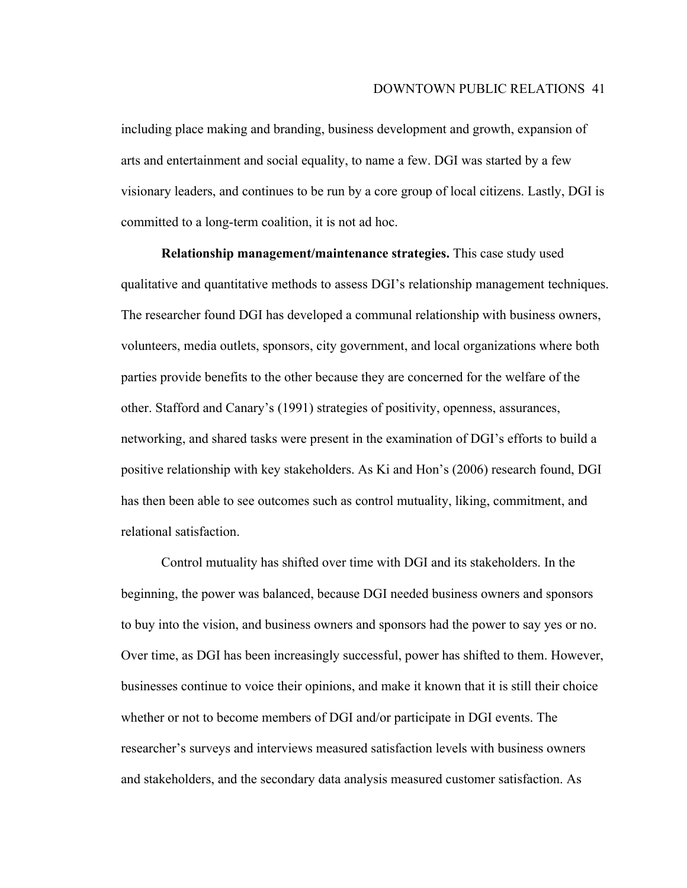including place making and branding, business development and growth, expansion of arts and entertainment and social equality, to name a few. DGI was started by a few visionary leaders, and continues to be run by a core group of local citizens. Lastly, DGI is committed to a long-term coalition, it is not ad hoc.

**Relationship management/maintenance strategies.** This case study used qualitative and quantitative methods to assess DGI's relationship management techniques. The researcher found DGI has developed a communal relationship with business owners, volunteers, media outlets, sponsors, city government, and local organizations where both parties provide benefits to the other because they are concerned for the welfare of the other. Stafford and Canary's (1991) strategies of positivity, openness, assurances, networking, and shared tasks were present in the examination of DGI's efforts to build a positive relationship with key stakeholders. As Ki and Hon's (2006) research found, DGI has then been able to see outcomes such as control mutuality, liking, commitment, and relational satisfaction.

Control mutuality has shifted over time with DGI and its stakeholders. In the beginning, the power was balanced, because DGI needed business owners and sponsors to buy into the vision, and business owners and sponsors had the power to say yes or no. Over time, as DGI has been increasingly successful, power has shifted to them. However, businesses continue to voice their opinions, and make it known that it is still their choice whether or not to become members of DGI and/or participate in DGI events. The researcher's surveys and interviews measured satisfaction levels with business owners and stakeholders, and the secondary data analysis measured customer satisfaction. As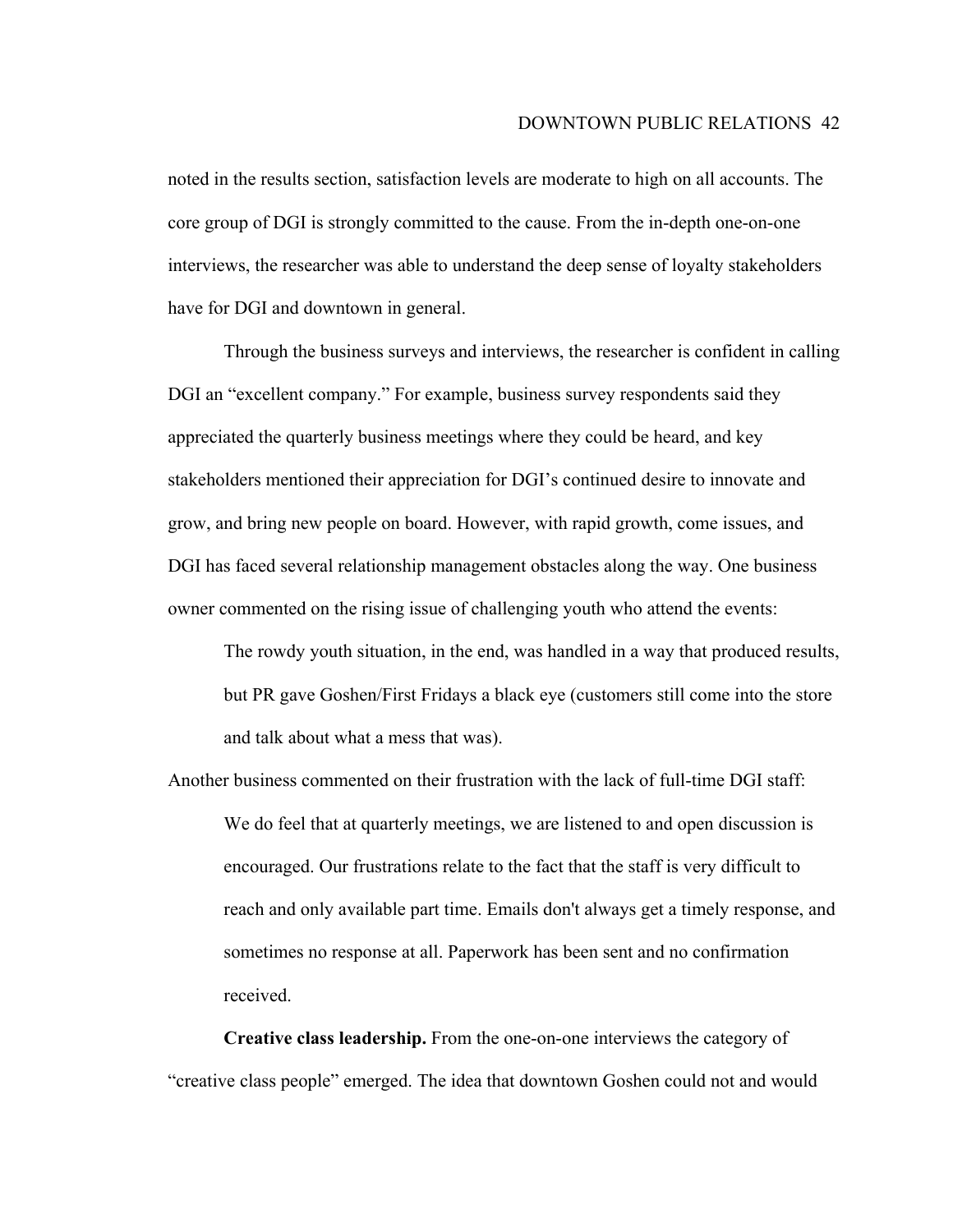noted in the results section, satisfaction levels are moderate to high on all accounts. The core group of DGI is strongly committed to the cause. From the in-depth one-on-one interviews, the researcher was able to understand the deep sense of loyalty stakeholders have for DGI and downtown in general.

Through the business surveys and interviews, the researcher is confident in calling DGI an "excellent company." For example, business survey respondents said they appreciated the quarterly business meetings where they could be heard, and key stakeholders mentioned their appreciation for DGI's continued desire to innovate and grow, and bring new people on board. However, with rapid growth, come issues, and DGI has faced several relationship management obstacles along the way. One business owner commented on the rising issue of challenging youth who attend the events:

> The rowdy youth situation, in the end, was handled in a way that produced results, but PR gave Goshen/First Fridays a black eye (customers still come into the store and talk about what a mess that was).

Another business commented on their frustration with the lack of full-time DGI staff:

> We do feel that at quarterly meetings, we are listened to and open discussion is encouraged. Our frustrations relate to the fact that the staff is very difficult to reach and only available part time. Emails don't always get a timely response, and sometimes no response at all. Paperwork has been sent and no confirmation received.

**Creative class leadership.** From the one-on-one interviews the category of "creative class people" emerged. The idea that downtown Goshen could not and would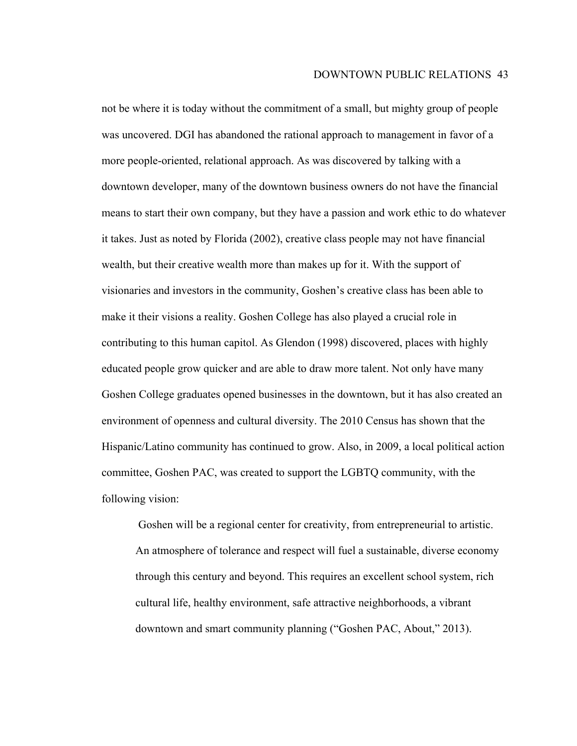not be where it is today without the commitment of a small, but mighty group of people was uncovered. DGI has abandoned the rational approach to management in favor of a more people-oriented, relational approach. As was discovered by talking with a downtown developer, many of the downtown business owners do not have the financial means to start their own company, but they have a passion and work ethic to do whatever it takes. Just as noted by Florida (2002), creative class people may not have financial wealth, but their creative wealth more than makes up for it. With the support of visionaries and investors in the community, Goshen's creative class has been able to make it their visions a reality. Goshen College has also played a crucial role in contributing to this human capitol. As Glendon (1998) discovered, places with highly educated people grow quicker and are able to draw more talent. Not only have many Goshen College graduates opened businesses in the downtown, but it has also created an environment of openness and cultural diversity. The 2010 Census has shown that the Hispanic/Latino community has continued to grow. Also, in 2009, a local political action committee, Goshen PAC, was created to support the LGBTQ community, with the following vision:

> Goshen will be a regional center for creativity, from entrepreneurial to artistic. An atmosphere of tolerance and respect will fuel a sustainable, diverse economy through this century and beyond. This requires an excellent school system, rich cultural life, healthy environment, safe attractive neighborhoods, a vibrant downtown and smart community planning ("Goshen PAC, About," 2013).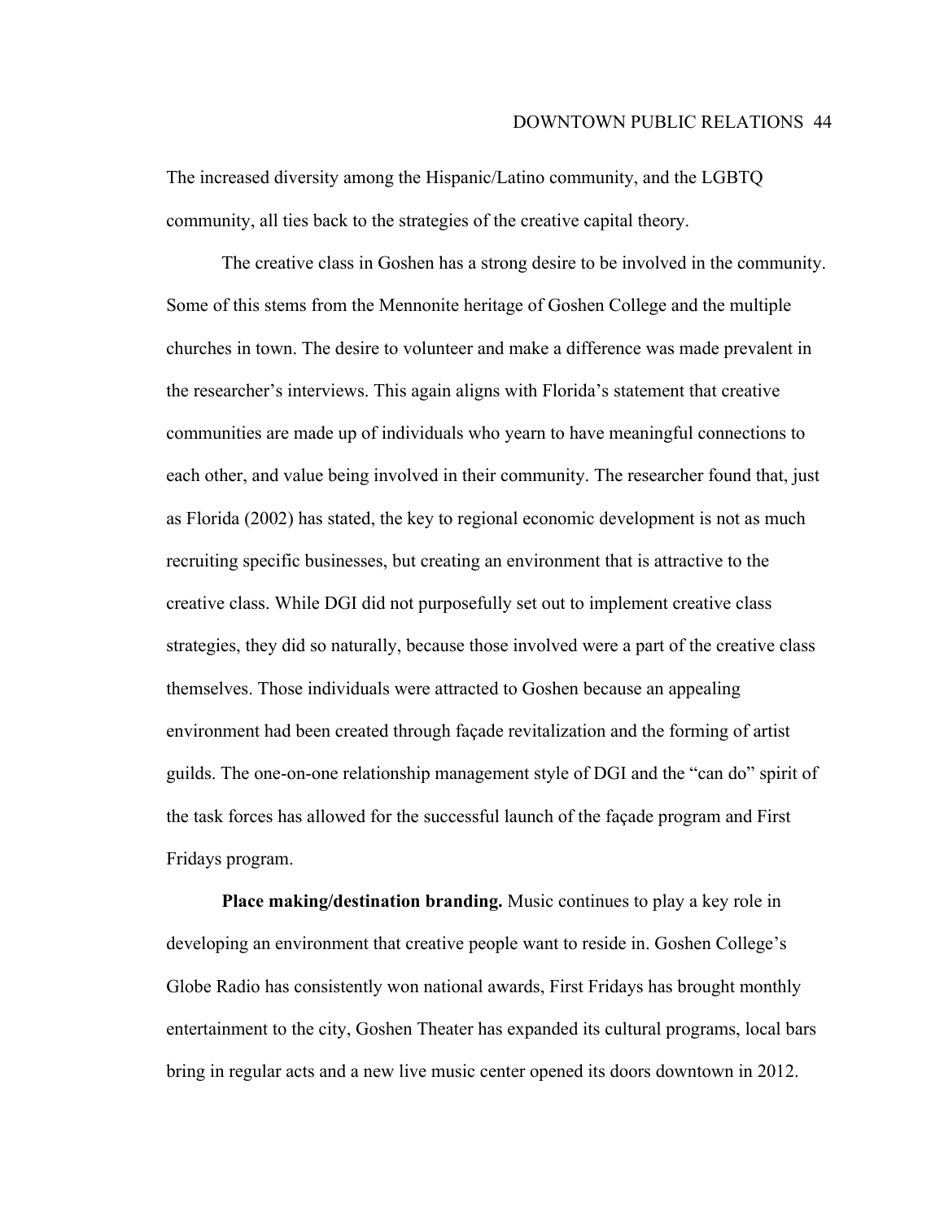The increased diversity among the Hispanic/Latino community, and the LGBTQ community, all ties back to the strategies of the creative capital theory.

The creative class in Goshen has a strong desire to be involved in the community. Some of this stems from the Mennonite heritage of Goshen College and the multiple churches in town. The desire to volunteer and make a difference was made prevalent in the researcher's interviews. This again aligns with Florida's statement that creative communities are made up of individuals who yearn to have meaningful connections to each other, and value being involved in their community. The researcher found that, just as Florida (2002) has stated, the key to regional economic development is not as much recruiting specific businesses, but creating an environment that is attractive to the creative class. While DGI did not purposefully set out to implement creative class strategies, they did so naturally, because those involved were a part of the creative class themselves. Those individuals were attracted to Goshen because an appealing environment had been created through façade revitalization and the forming of artist guilds. The one-on-one relationship management style of DGI and the "can do" spirit of the task forces has allowed for the successful launch of the façade program and First Fridays program.

**Place making/destination branding.** Music continues to play a key role in developing an environment that creative people want to reside in. Goshen College's Globe Radio has consistently won national awards, First Fridays has brought monthly entertainment to the city, Goshen Theater has expanded its cultural programs, local bars bring in regular acts and a new live music center opened its doors downtown in 2012.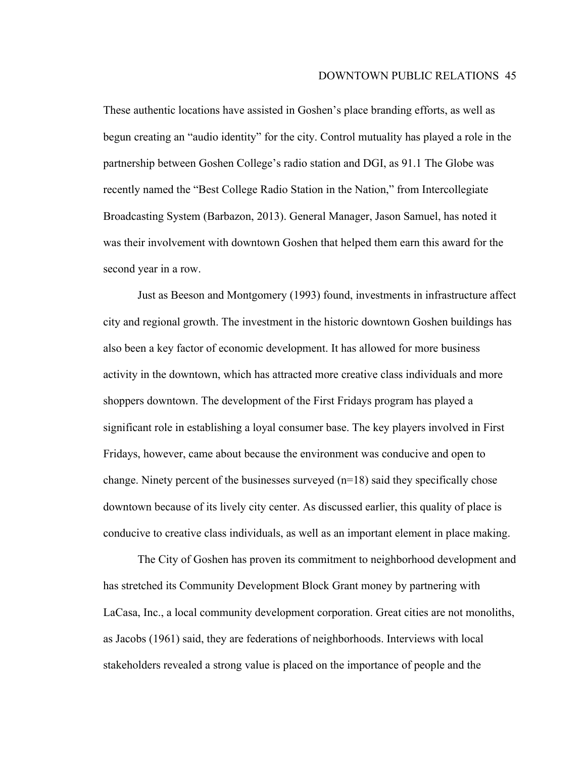These authentic locations have assisted in Goshen's place branding efforts, as well as begun creating an "audio identity" for the city. Control mutuality has played a role in the partnership between Goshen College's radio station and DGI, as 91.1 The Globe was recently named the "Best College Radio Station in the Nation," from Intercollegiate Broadcasting System (Barbazon, 2013). General Manager, Jason Samuel, has noted it was their involvement with downtown Goshen that helped them earn this award for the second year in a row.

Just as Beeson and Montgomery (1993) found, investments in infrastructure affect city and regional growth. The investment in the historic downtown Goshen buildings has also been a key factor of economic development. It has allowed for more business activity in the downtown, which has attracted more creative class individuals and more shoppers downtown. The development of the First Fridays program has played a significant role in establishing a loyal consumer base. The key players involved in First Fridays, however, came about because the environment was conducive and open to change. Ninety percent of the businesses surveyed (n=18) said they specifically chose downtown because of its lively city center. As discussed earlier, this quality of place is conducive to creative class individuals, as well as an important element in place making.

The City of Goshen has proven its commitment to neighborhood development and has stretched its Community Development Block Grant money by partnering with LaCasa, Inc., a local community development corporation. Great cities are not monoliths, as Jacobs (1961) said, they are federations of neighborhoods. Interviews with local stakeholders revealed a strong value is placed on the importance of people and the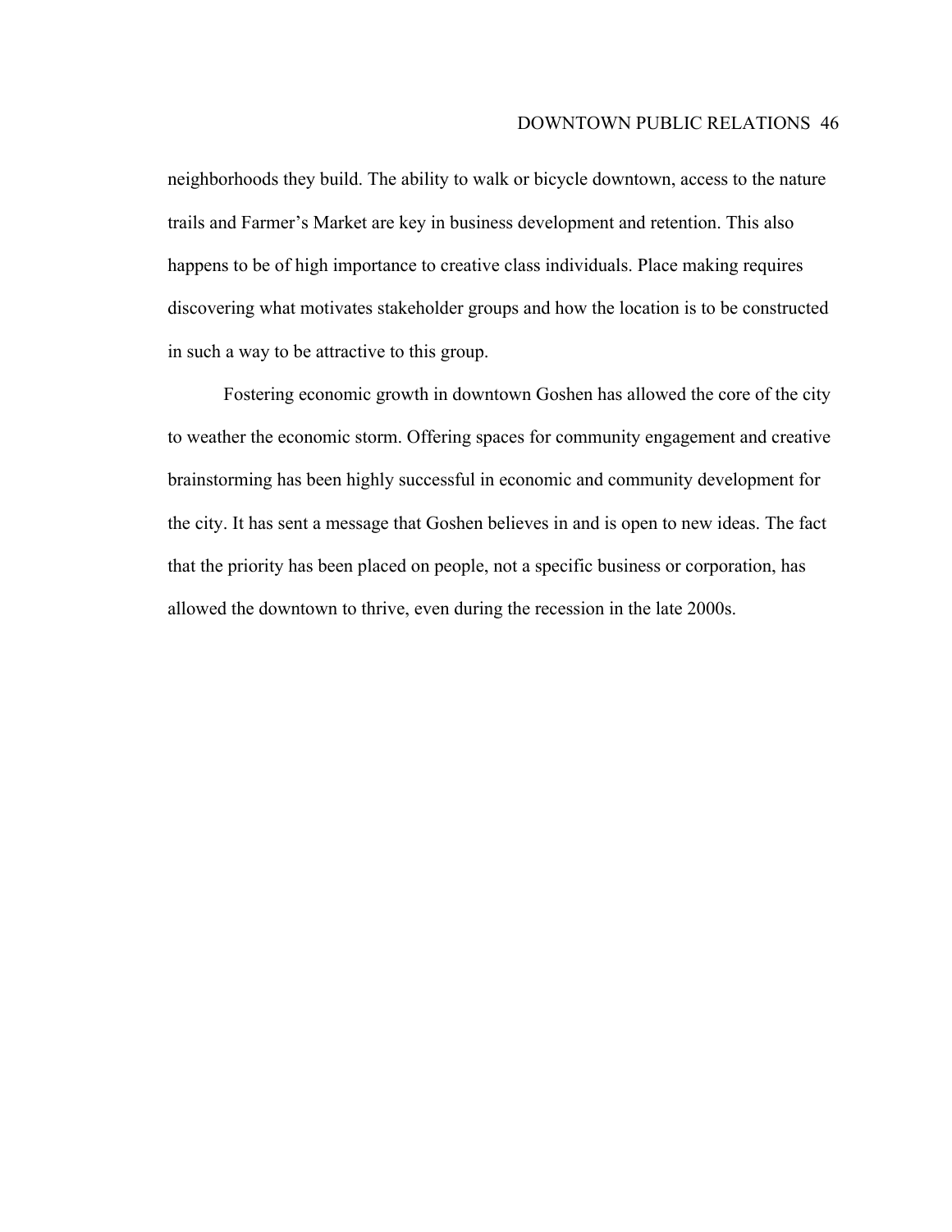neighborhoods they build. The ability to walk or bicycle downtown, access to the nature trails and Farmer's Market are key in business development and retention. This also happens to be of high importance to creative class individuals. Place making requires discovering what motivates stakeholder groups and how the location is to be constructed in such a way to be attractive to this group.

Fostering economic growth in downtown Goshen has allowed the core of the city to weather the economic storm. Offering spaces for community engagement and creative brainstorming has been highly successful in economic and community development for the city. It has sent a message that Goshen believes in and is open to new ideas. The fact that the priority has been placed on people, not a specific business or corporation, has allowed the downtown to thrive, even during the recession in the late 2000s.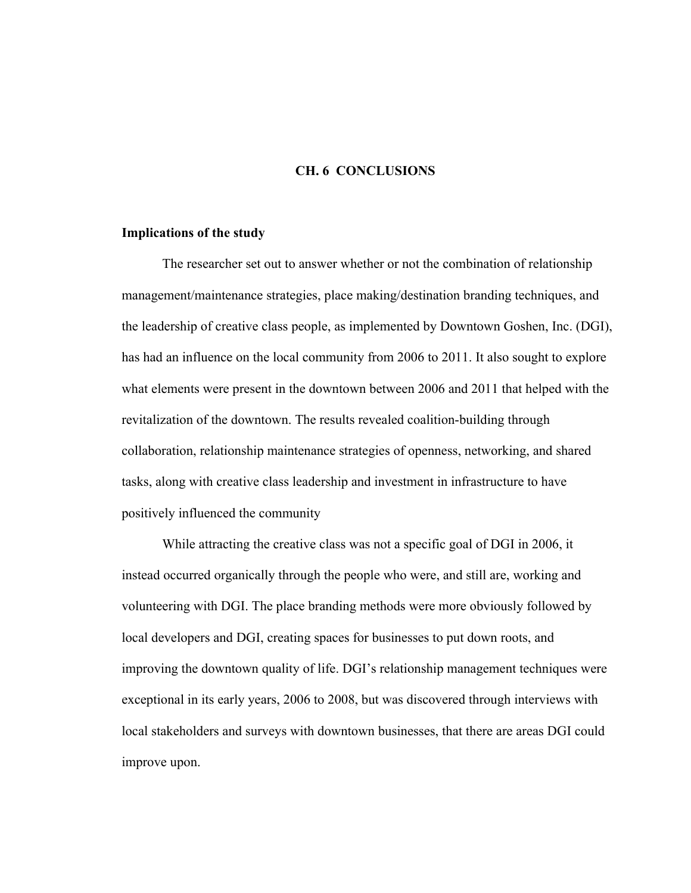# CH. 6 CONCLUSIONS

## Implications of the study

The researcher set out to answer whether or not the combination of relationship management/maintenance strategies, place making/destination branding techniques, and the leadership of creative class people, as implemented by Downtown Goshen, Inc. (DGI), has had an influence on the local community from 2006 to 2011. It also sought to explore what elements were present in the downtown between 2006 and 2011 that helped with the revitalization of the downtown. The results revealed coalition-building through collaboration, relationship maintenance strategies of openness, networking, and shared tasks, along with creative class leadership and investment in infrastructure to have positively influenced the community

While attracting the creative class was not a specific goal of DGI in 2006, it instead occurred organically through the people who were, and still are, working and volunteering with DGI. The place branding methods were more obviously followed by local developers and DGI, creating spaces for businesses to put down roots, and improving the downtown quality of life. DGI's relationship management techniques were exceptional in its early years, 2006 to 2008, but was discovered through interviews with local stakeholders and surveys with downtown businesses, that there are areas DGI could improve upon.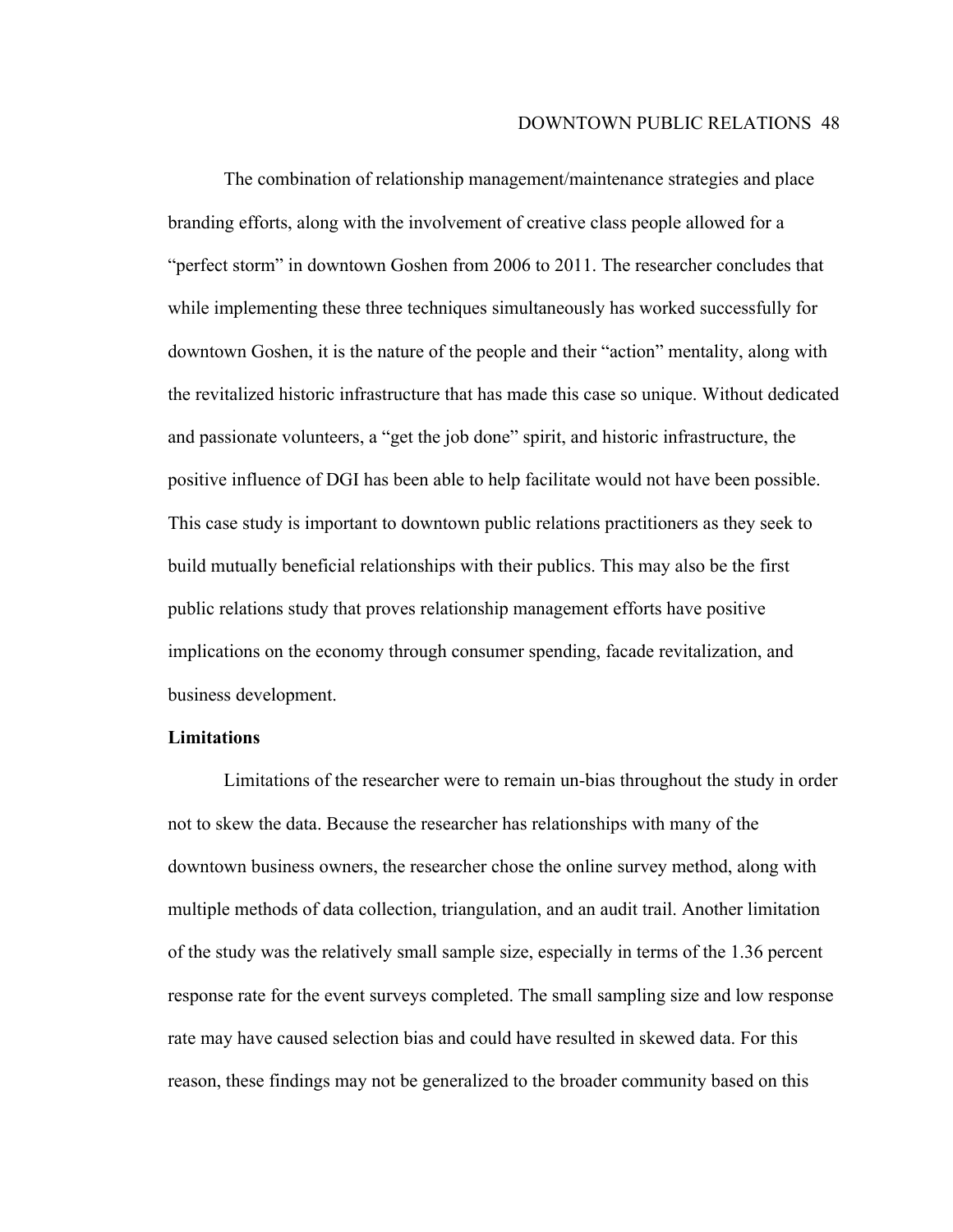The combination of relationship management/maintenance strategies and place branding efforts, along with the involvement of creative class people allowed for a "perfect storm" in downtown Goshen from 2006 to 2011. The researcher concludes that while implementing these three techniques simultaneously has worked successfully for downtown Goshen, it is the nature of the people and their "action" mentality, along with the revitalized historic infrastructure that has made this case so unique. Without dedicated and passionate volunteers, a "get the job done" spirit, and historic infrastructure, the positive influence of DGI has been able to help facilitate would not have been possible. This case study is important to downtown public relations practitioners as they seek to build mutually beneficial relationships with their publics. This may also be the first public relations study that proves relationship management efforts have positive implications on the economy through consumer spending, facade revitalization, and business development.

**Limitations**

Limitations of the researcher were to remain un-bias throughout the study in order not to skew the data. Because the researcher has relationships with many of the downtown business owners, the researcher chose the online survey method, along with multiple methods of data collection, triangulation, and an audit trail. Another limitation of the study was the relatively small sample size, especially in terms of the 1.36 percent response rate for the event surveys completed. The small sampling size and low response rate may have caused selection bias and could have resulted in skewed data. For this reason, these findings may not be generalized to the broader community based on this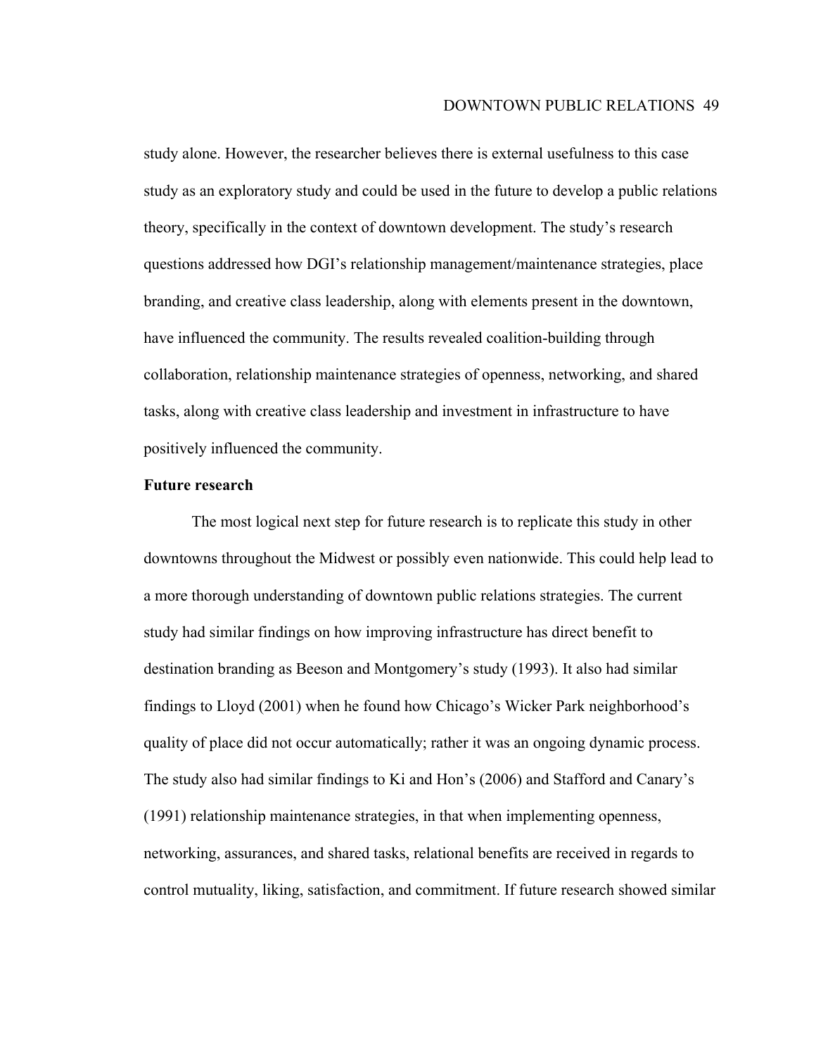study alone. However, the researcher believes there is external usefulness to this case study as an exploratory study and could be used in the future to develop a public relations theory, specifically in the context of downtown development. The study's research questions addressed how DGI's relationship management/maintenance strategies, place branding, and creative class leadership, along with elements present in the downtown, have influenced the community. The results revealed coalition-building through collaboration, relationship maintenance strategies of openness, networking, and shared tasks, along with creative class leadership and investment in infrastructure to have positively influenced the community.

### Future research

The most logical next step for future research is to replicate this study in other downtowns throughout the Midwest or possibly even nationwide. This could help lead to a more thorough understanding of downtown public relations strategies. The current study had similar findings on how improving infrastructure has direct benefit to destination branding as Beeson and Montgomery's study (1993). It also had similar findings to Lloyd (2001) when he found how Chicago's Wicker Park neighborhood's quality of place did not occur automatically; rather it was an ongoing dynamic process. The study also had similar findings to Ki and Hon's (2006) and Stafford and Canary's (1991) relationship maintenance strategies, in that when implementing openness, networking, assurances, and shared tasks, relational benefits are received in regards to control mutuality, liking, satisfaction, and commitment. If future research showed similar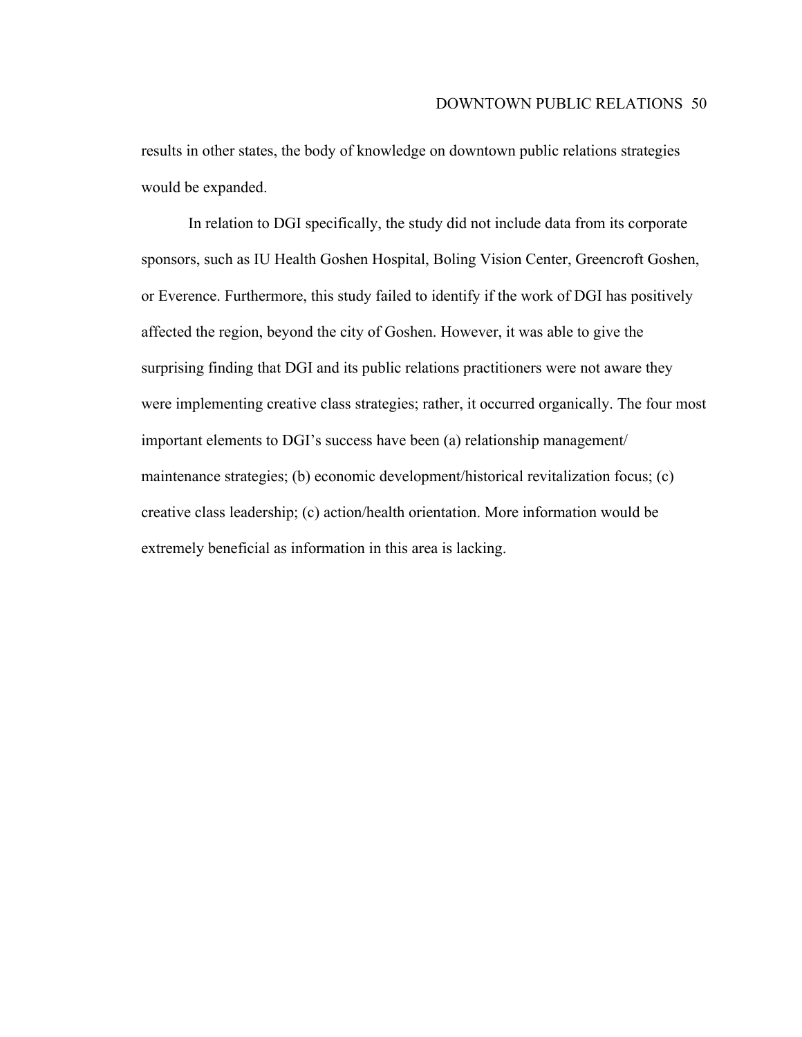results in other states, the body of knowledge on downtown public relations strategies would be expanded.

In relation to DGI specifically, the study did not include data from its corporate sponsors, such as IU Health Goshen Hospital, Boling Vision Center, Greencroft Goshen, or Everence. Furthermore, this study failed to identify if the work of DGI has positively affected the region, beyond the city of Goshen. However, it was able to give the surprising finding that DGI and its public relations practitioners were not aware they were implementing creative class strategies; rather, it occurred organically. The four most important elements to DGI's success have been (a) relationship management/ maintenance strategies; (b) economic development/historical revitalization focus; (c) creative class leadership; (c) action/health orientation. More information would be extremely beneficial as information in this area is lacking.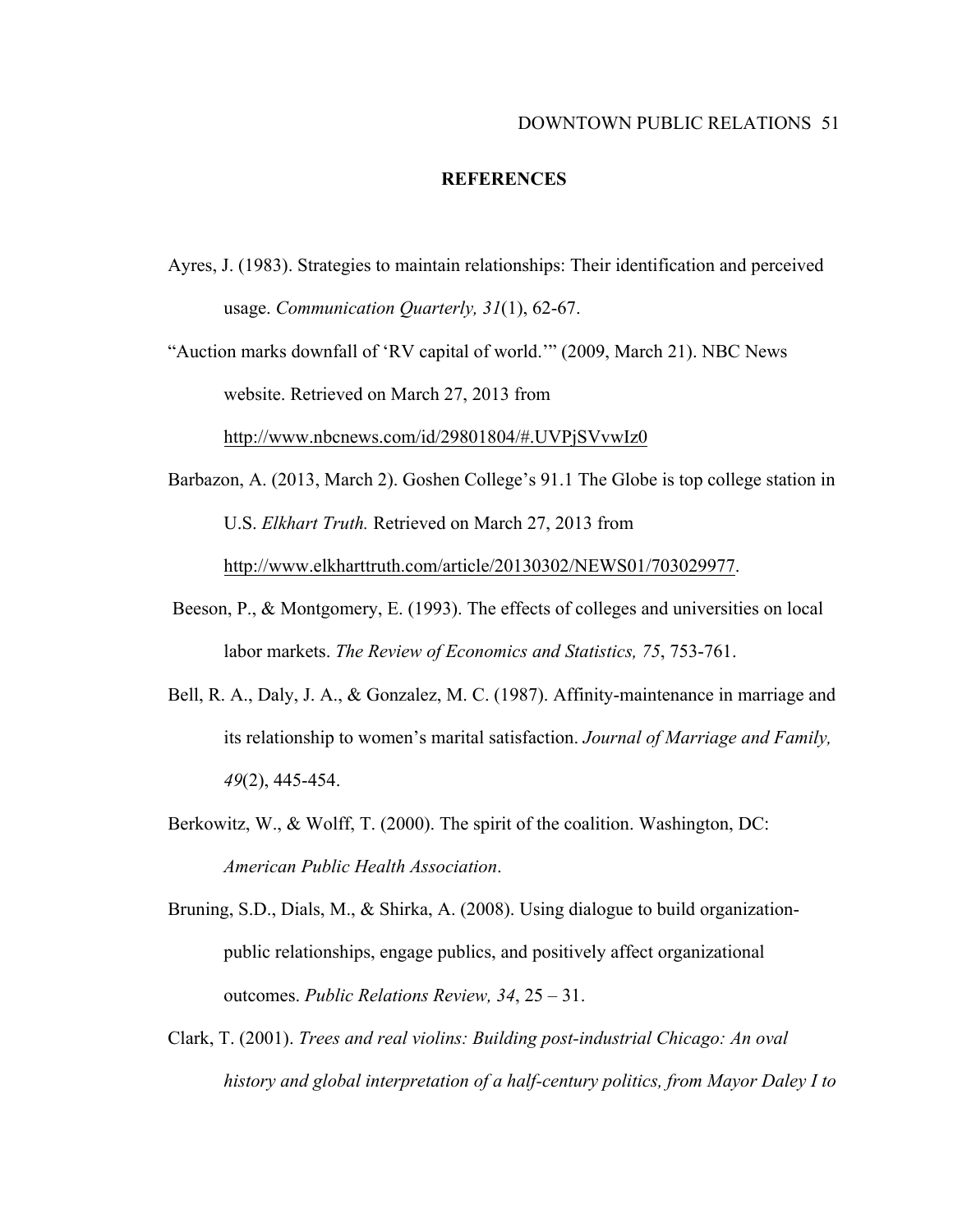# REFERENCES

Ayres, J. (1983). Strategies to maintain relationships: Their identification and perceived usage. *Communication Quarterly, 31*(1), 62-67.

“Auction marks downfall of ‘RV capital of world.’” (2009, March 21). NBC News website. Retrieved on March 27, 2013 from http://www.nbcnews.com/id/29801804/#.UVPjSVvwIz0

Barbazon, A. (2013, March 2). Goshen College’s 91.1 The Globe is top college station in U.S. *Elkhart Truth.* Retrieved on March 27, 2013 from http://www.elkharttruth.com/article/20130302/NEWS01/703029977.

Beeson, P., & Montgomery, E. (1993). The effects of colleges and universities on local labor markets. *The Review of Economics and Statistics, 75*, 753-761.

Bell, R. A., Daly, J. A., & Gonzalez, M. C. (1987). Affinity-maintenance in marriage and its relationship to women’s marital satisfaction. *Journal of Marriage and Family, 49*(2), 445-454.

Berkowitz, W., & Wolff, T. (2000). The spirit of the coalition. Washington, DC: *American Public Health Association*.

Bruning, S.D., Dials, M., & Shirka, A. (2008). Using dialogue to build organization-public relationships, engage publics, and positively affect organizational outcomes. *Public Relations Review, 34*, 25 – 31.

Clark, T. (2001). *Trees and real violins: Building post-industrial Chicago: An oval history and global interpretation of a half-century politics, from Mayor Daley I to*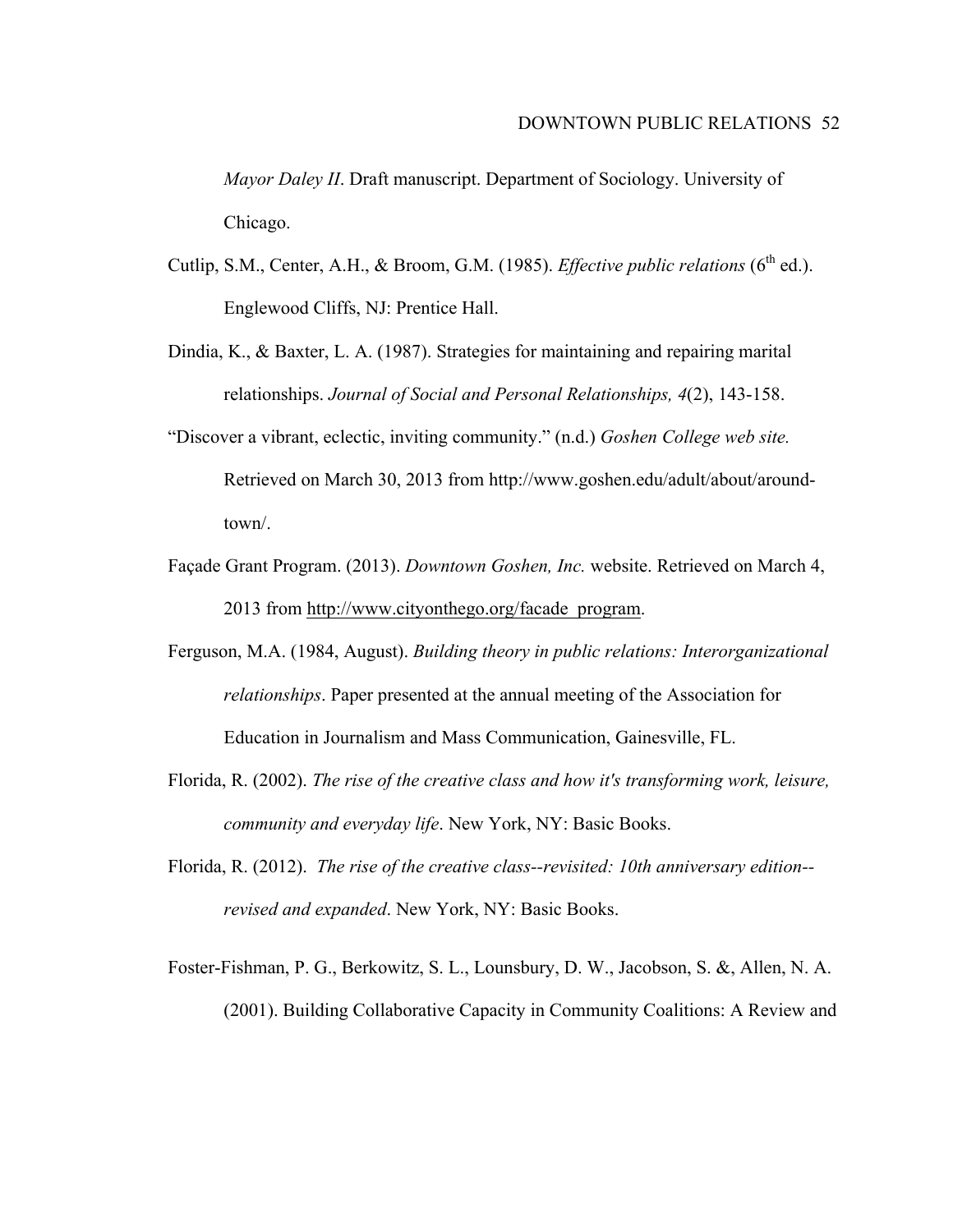*Mayor Daley II*. Draft manuscript. Department of Sociology. University of Chicago.

Cutlip, S.M., Center, A.H., & Broom, G.M. (1985). *Effective public relations* (6th ed.). Englewood Cliffs, NJ: Prentice Hall.

Dindia, K., & Baxter, L. A. (1987). Strategies for maintaining and repairing marital relationships. *Journal of Social and Personal Relationships, 4*(2), 143-158.

"Discover a vibrant, eclectic, inviting community." (n.d.) *Goshen College web site.* Retrieved on March 30, 2013 from http://www.goshen.edu/adult/about/around-town/.

Façade Grant Program. (2013). *Downtown Goshen, Inc.* website. Retrieved on March 4, 2013 from http://www.cityonthego.org/facade_program.

Ferguson, M.A. (1984, August). *Building theory in public relations: Interorganizational relationships*. Paper presented at the annual meeting of the Association for Education in Journalism and Mass Communication, Gainesville, FL.

Florida, R. (2002). *The rise of the creative class and how it's transforming work, leisure, community and everyday life*. New York, NY: Basic Books.

Florida, R. (2012). *The rise of the creative class--revisited: 10th anniversary edition--revised and expanded*. New York, NY: Basic Books.

Foster-Fishman, P. G., Berkowitz, S. L., Lounsbury, D. W., Jacobson, S. &, Allen, N. A. (2001). Building Collaborative Capacity in Community Coalitions: A Review and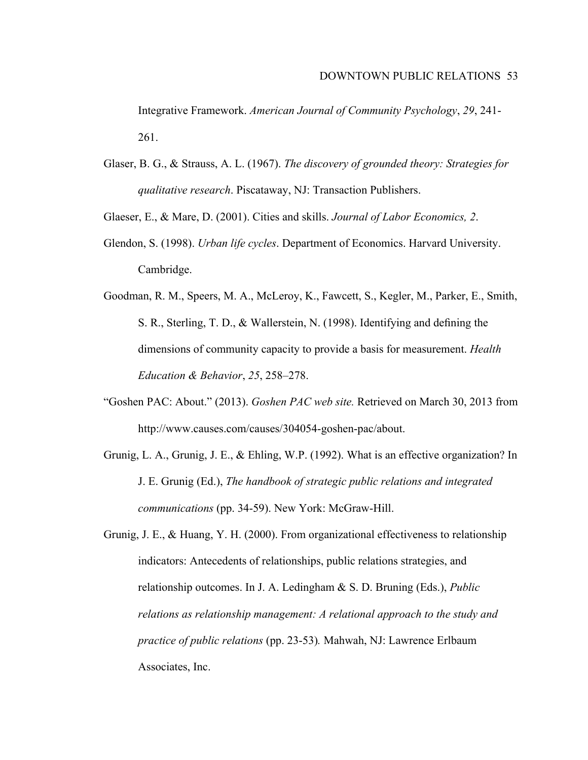Integrative Framework. *American Journal of Community Psychology*, *29*, 241-261.

Glaser, B. G., & Strauss, A. L. (1967). *The discovery of grounded theory: Strategies for qualitative research*. Piscataway, NJ: Transaction Publishers.

Glaeser, E., & Mare, D. (2001). Cities and skills. *Journal of Labor Economics, 2*.

Glendon, S. (1998). *Urban life cycles*. Department of Economics. Harvard University. Cambridge.

Goodman, R. M., Speers, M. A., McLeroy, K., Fawcett, S., Kegler, M., Parker, E., Smith, S. R., Sterling, T. D., & Wallerstein, N. (1998). Identifying and defining the dimensions of community capacity to provide a basis for measurement. *Health Education & Behavior*, *25*, 258–278.

"Goshen PAC: About." (2013). *Goshen PAC web site.* Retrieved on March 30, 2013 from http://www.causes.com/causes/304054-goshen-pac/about.

Grunig, L. A., Grunig, J. E., & Ehling, W.P. (1992). What is an effective organization? In J. E. Grunig (Ed.), *The handbook of strategic public relations and integrated communications* (pp. 34-59). New York: McGraw-Hill.

Grunig, J. E., & Huang, Y. H. (2000). From organizational effectiveness to relationship indicators: Antecedents of relationships, public relations strategies, and relationship outcomes. In J. A. Ledingham & S. D. Bruning (Eds.), *Public relations as relationship management: A relational approach to the study and practice of public relations* (pp. 23-53)*.* Mahwah, NJ: Lawrence Erlbaum Associates, Inc.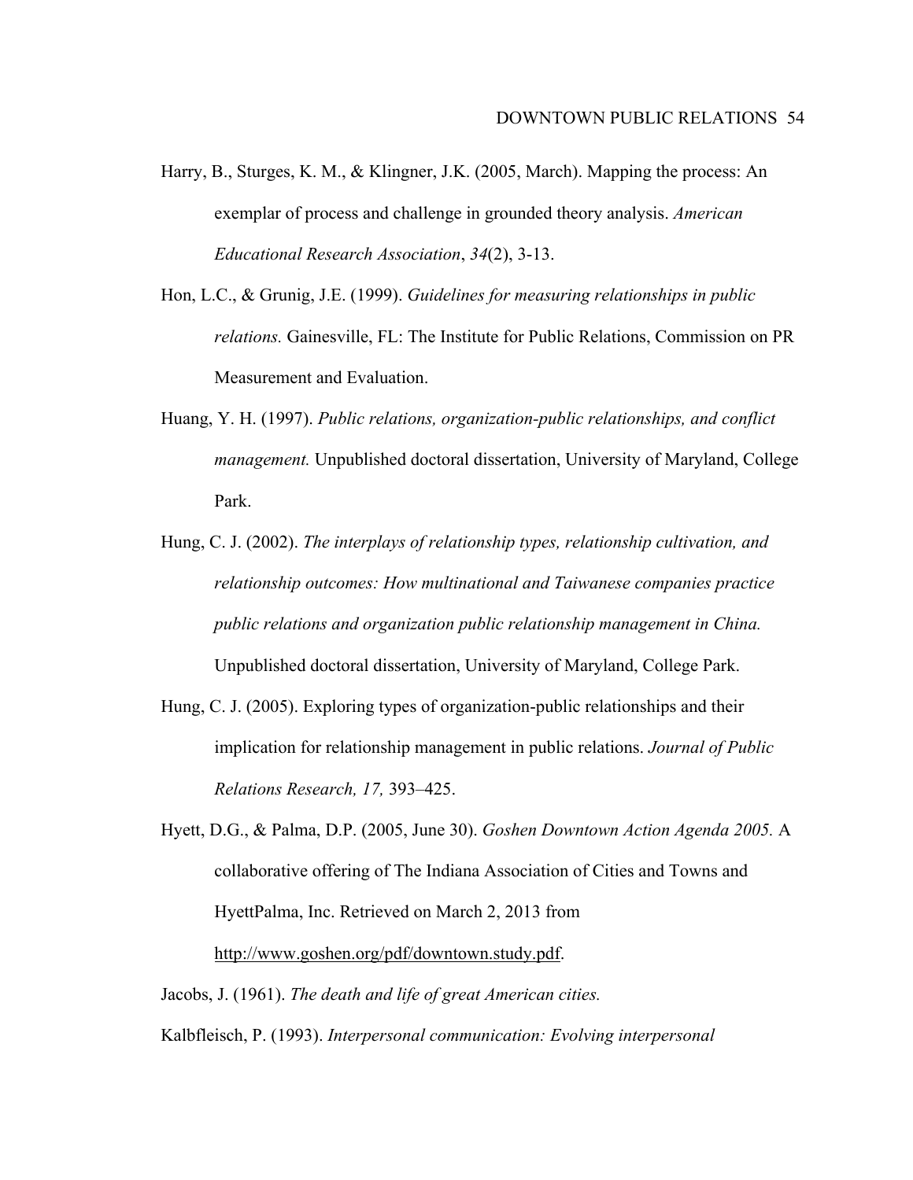Harry, B., Sturges, K. M., & Klingner, J.K. (2005, March). Mapping the process: An exemplar of process and challenge in grounded theory analysis. *American Educational Research Association*, *34*(2), 3-13.

Hon, L.C., & Grunig, J.E. (1999). *Guidelines for measuring relationships in public relations.* Gainesville, FL: The Institute for Public Relations, Commission on PR Measurement and Evaluation.

Huang, Y. H. (1997). *Public relations, organization-public relationships, and conflict management.* Unpublished doctoral dissertation, University of Maryland, College Park.

Hung, C. J. (2002). *The interplays of relationship types, relationship cultivation, and relationship outcomes: How multinational and Taiwanese companies practice public relations and organization public relationship management in China.* Unpublished doctoral dissertation, University of Maryland, College Park.

Hung, C. J. (2005). Exploring types of organization-public relationships and their implication for relationship management in public relations. *Journal of Public Relations Research, 17,* 393–425.

Hyett, D.G., & Palma, D.P. (2005, June 30). *Goshen Downtown Action Agenda 2005.* A collaborative offering of The Indiana Association of Cities and Towns and HyettPalma, Inc. Retrieved on March 2, 2013 from http://www.goshen.org/pdf/downtown.study.pdf.

Jacobs, J. (1961). *The death and life of great American cities.*

Kalbfleisch, P. (1993). *Interpersonal communication: Evolving interpersonal*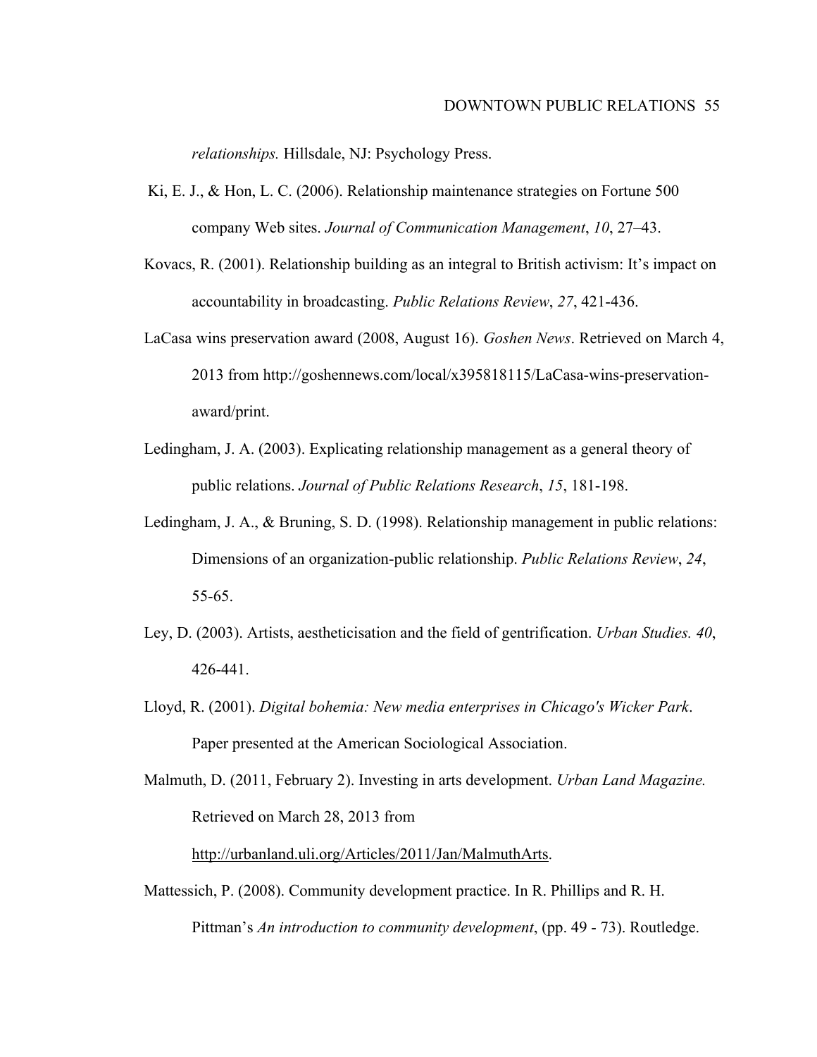*relationships.* Hillsdale, NJ: Psychology Press.

Ki, E. J., & Hon, L. C. (2006). Relationship maintenance strategies on Fortune 500 company Web sites. *Journal of Communication Management*, *10*, 27–43.

Kovacs, R. (2001). Relationship building as an integral to British activism: It's impact on accountability in broadcasting. *Public Relations Review*, *27*, 421-436.

LaCasa wins preservation award (2008, August 16). *Goshen News*. Retrieved on March 4, 2013 from http://goshennews.com/local/x395818115/LaCasa-wins-preservation-award/print.

Ledingham, J. A. (2003). Explicating relationship management as a general theory of public relations. *Journal of Public Relations Research*, *15*, 181-198.

Ledingham, J. A., & Bruning, S. D. (1998). Relationship management in public relations: Dimensions of an organization-public relationship. *Public Relations Review*, *24*, 55-65.

Ley, D. (2003). Artists, aestheticisation and the field of gentrification. *Urban Studies. 40*, 426-441.

Lloyd, R. (2001). *Digital bohemia: New media enterprises in Chicago's Wicker Park*. Paper presented at the American Sociological Association.

Malmuth, D. (2011, February 2). Investing in arts development. *Urban Land Magazine.* Retrieved on March 28, 2013 from http://urbanland.uli.org/Articles/2011/Jan/MalmuthArts.

Mattessich, P. (2008). Community development practice. In R. Phillips and R. H. Pittman's *An introduction to community development*, (pp. 49 - 73). Routledge.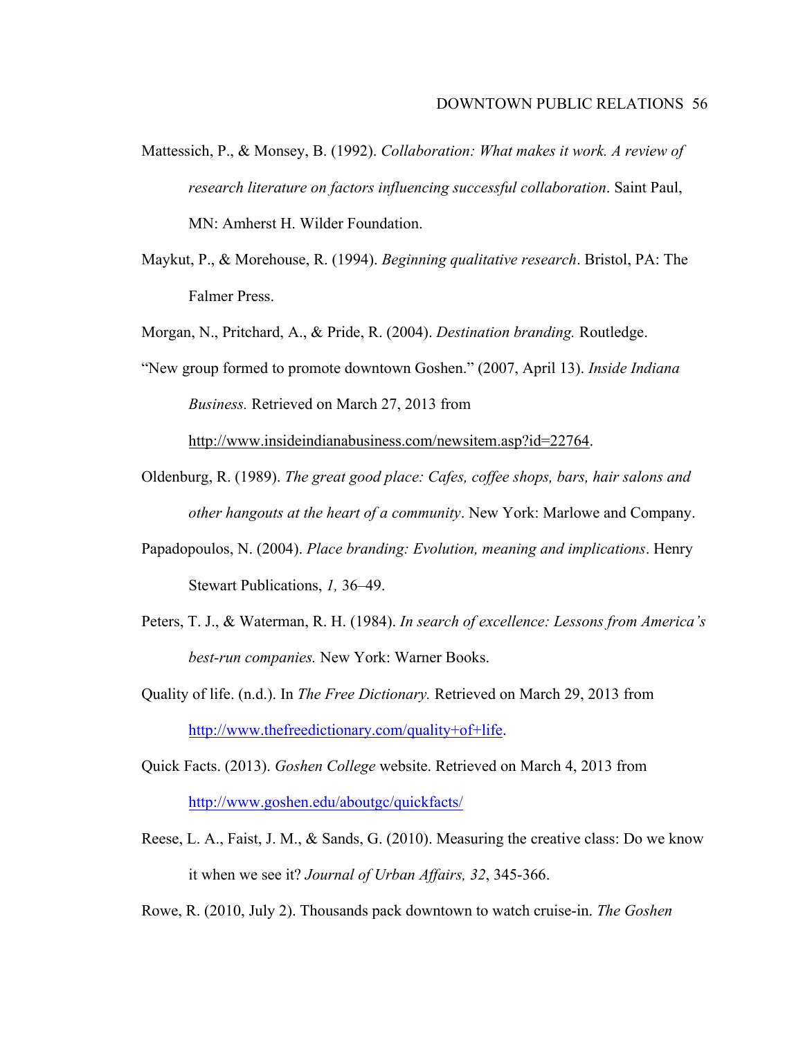Mattessich, P., & Monsey, B. (1992). *Collaboration: What makes it work. A review of research literature on factors influencing successful collaboration*. Saint Paul, MN: Amherst H. Wilder Foundation.

Maykut, P., & Morehouse, R. (1994). *Beginning qualitative research*. Bristol, PA: The Falmer Press.

Morgan, N., Pritchard, A., & Pride, R. (2004). *Destination branding.* Routledge.

"New group formed to promote downtown Goshen." (2007, April 13). *Inside Indiana Business.* Retrieved on March 27, 2013 from http://www.insideindianabusiness.com/newsitem.asp?id=22764.

Oldenburg, R. (1989). *The great good place: Cafes, coffee shops, bars, hair salons and other hangouts at the heart of a community*. New York: Marlowe and Company.

Papadopoulos, N. (2004). *Place branding: Evolution, meaning and implications*. Henry Stewart Publications, *1,* 36–49.

Peters, T. J., & Waterman, R. H. (1984). *In search of excellence: Lessons from America's best-run companies.* New York: Warner Books.

Quality of life. (n.d.). In *The Free Dictionary.* Retrieved on March 29, 2013 from http://www.thefreedictionary.com/quality+of+life.

Quick Facts. (2013). *Goshen College* website. Retrieved on March 4, 2013 from http://www.goshen.edu/aboutgc/quickfacts/

Reese, L. A., Faist, J. M., & Sands, G. (2010). Measuring the creative class: Do we know it when we see it? *Journal of Urban Affairs, 32*, 345-366.

Rowe, R. (2010, July 2). Thousands pack downtown to watch cruise-in. *The Goshen*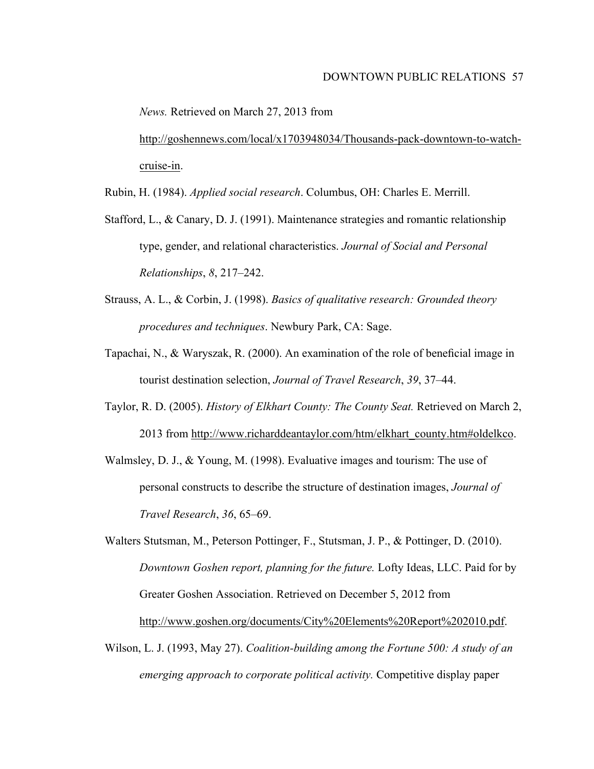*News.* Retrieved on March 27, 2013 from http://goshennews.com/local/x1703948034/Thousands-pack-downtown-to-watch-cruise-in.

Rubin, H. (1984). *Applied social research*. Columbus, OH: Charles E. Merrill.

Stafford, L., & Canary, D. J. (1991). Maintenance strategies and romantic relationship type, gender, and relational characteristics. *Journal of Social and Personal Relationships*, *8*, 217–242.

Strauss, A. L., & Corbin, J. (1998). *Basics of qualitative research: Grounded theory procedures and techniques*. Newbury Park, CA: Sage.

Tapachai, N., & Waryszak, R. (2000). An examination of the role of beneficial image in tourist destination selection, *Journal of Travel Research*, *39*, 37–44.

Taylor, R. D. (2005). *History of Elkhart County: The County Seat.* Retrieved on March 2, 2013 from http://www.richarddeantaylor.com/htm/elkhart_county.htm#oldelkco.

Walmsley, D. J., & Young, M. (1998). Evaluative images and tourism: The use of personal constructs to describe the structure of destination images, *Journal of Travel Research*, *36*, 65–69.

Walters Stutsman, M., Peterson Pottinger, F., Stutsman, J. P., & Pottinger, D. (2010). *Downtown Goshen report, planning for the future.* Lofty Ideas, LLC. Paid for by Greater Goshen Association. Retrieved on December 5, 2012 from http://www.goshen.org/documents/City%20Elements%20Report%202010.pdf.

Wilson, L. J. (1993, May 27). *Coalition-building among the Fortune 500: A study of an emerging approach to corporate political activity.* Competitive display paper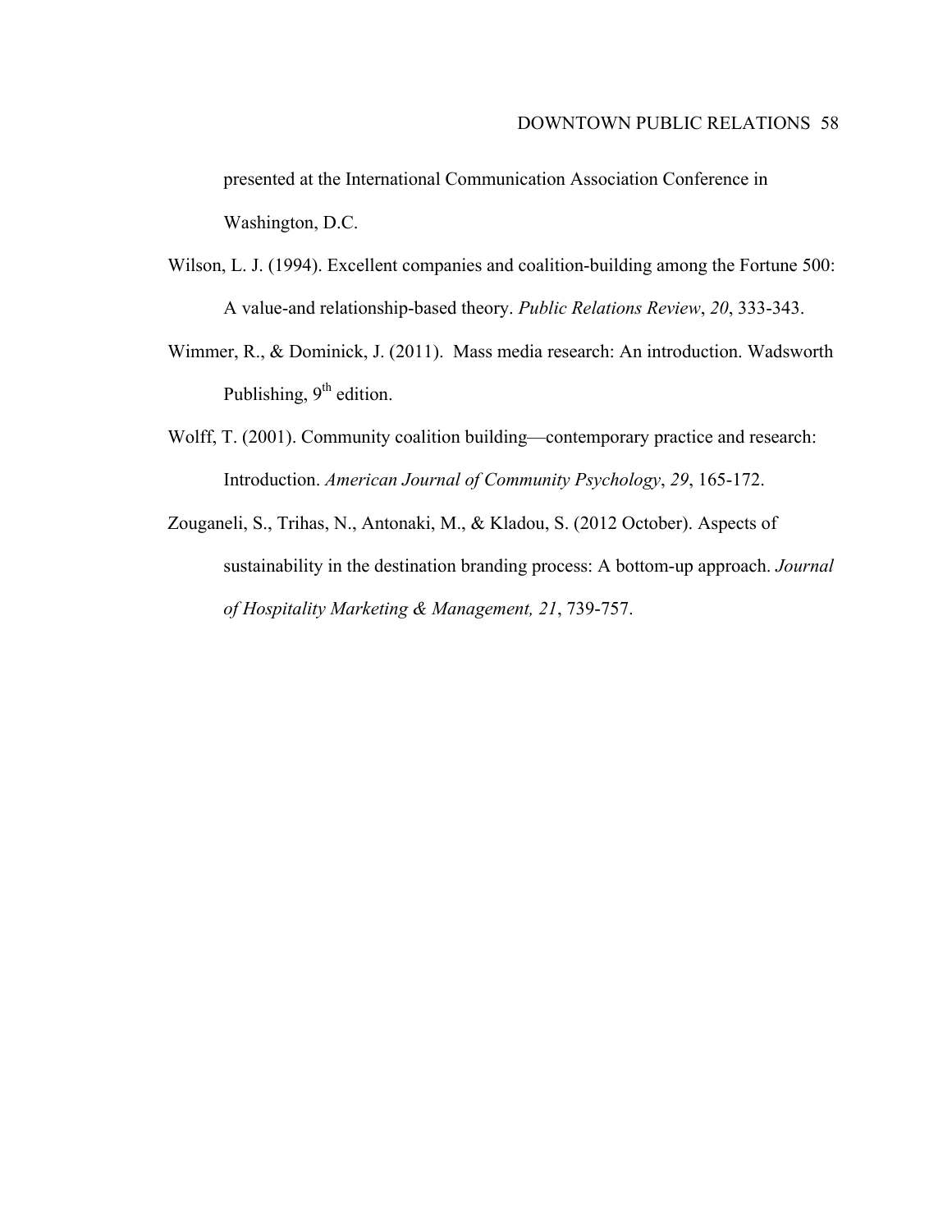presented at the International Communication Association Conference in Washington, D.C.

Wilson, L. J. (1994). Excellent companies and coalition-building among the Fortune 500: A value-and relationship-based theory. *Public Relations Review*, *20*, 333-343.

Wimmer, R., & Dominick, J. (2011). Mass media research: An introduction. Wadsworth Publishing, 9th edition.

Wolff, T. (2001). Community coalition building—contemporary practice and research: Introduction. *American Journal of Community Psychology*, *29*, 165-172.

Zouganeli, S., Trihas, N., Antonaki, M., & Kladou, S. (2012 October). Aspects of sustainability in the destination branding process: A bottom-up approach. *Journal of Hospitality Marketing & Management, 21*, 739-757.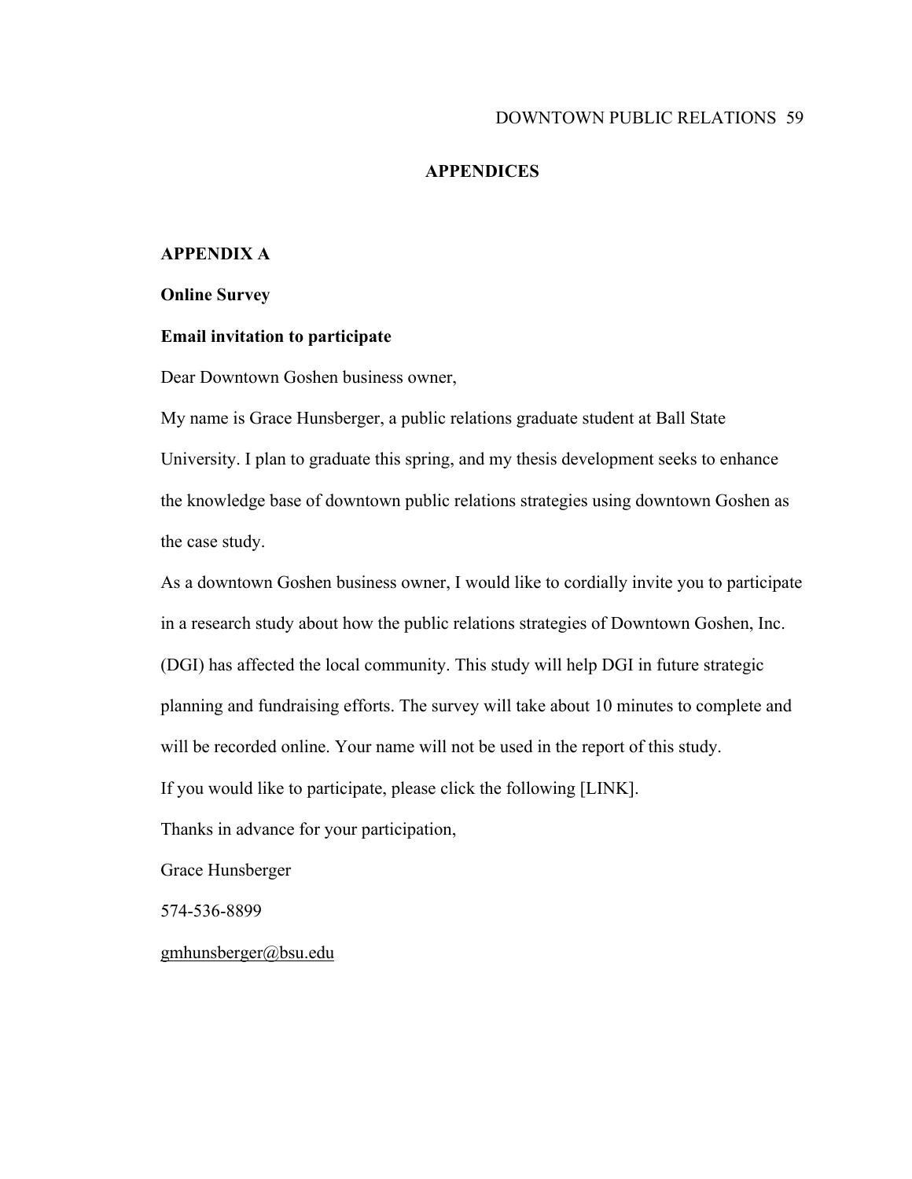# APPENDICES

## APPENDIX A

### Online Survey

### Email invitation to participate

Dear Downtown Goshen business owner,

My name is Grace Hunsberger, a public relations graduate student at Ball State University. I plan to graduate this spring, and my thesis development seeks to enhance the knowledge base of downtown public relations strategies using downtown Goshen as the case study.

As a downtown Goshen business owner, I would like to cordially invite you to participate in a research study about how the public relations strategies of Downtown Goshen, Inc. (DGI) has affected the local community. This study will help DGI in future strategic planning and fundraising efforts. The survey will take about 10 minutes to complete and will be recorded online. Your name will not be used in the report of this study.

If you would like to participate, please click the following [LINK].

Thanks in advance for your participation,

Grace Hunsberger

574-536-8899

gmhunsberger@bsu.edu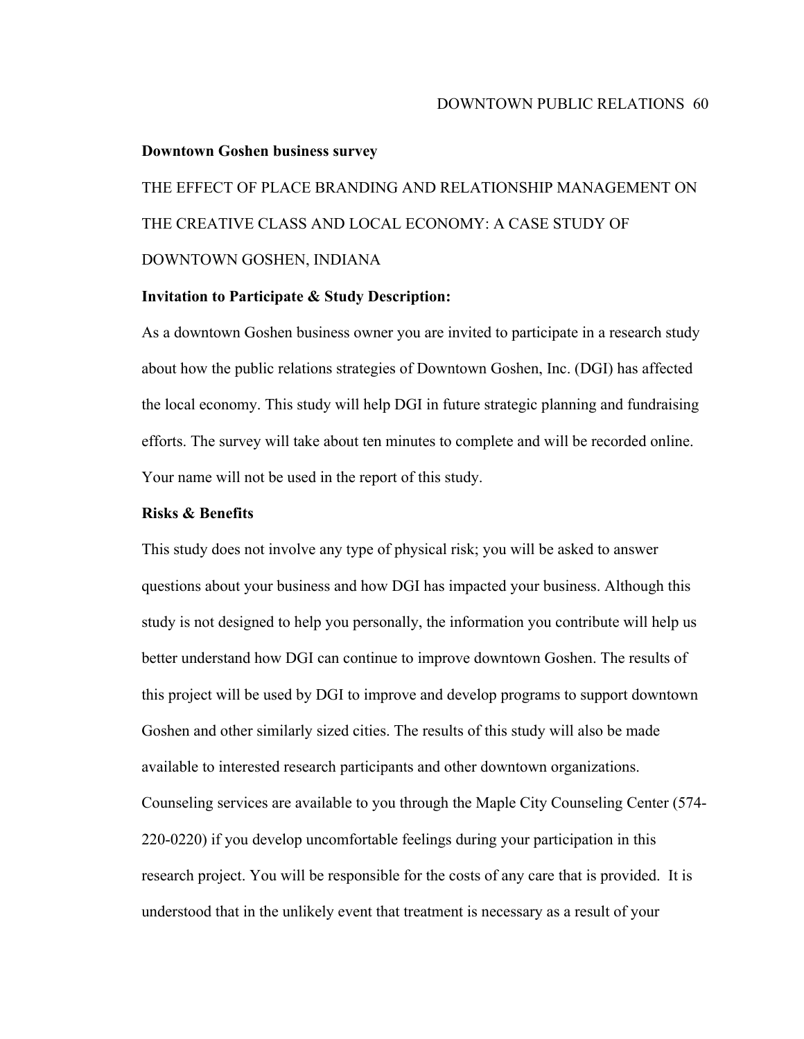**Downtown Goshen business survey**

THE EFFECT OF PLACE BRANDING AND RELATIONSHIP MANAGEMENT ON THE CREATIVE CLASS AND LOCAL ECONOMY: A CASE STUDY OF DOWNTOWN GOSHEN, INDIANA

**Invitation to Participate & Study Description:**

As a downtown Goshen business owner you are invited to participate in a research study about how the public relations strategies of Downtown Goshen, Inc. (DGI) has affected the local economy. This study will help DGI in future strategic planning and fundraising efforts. The survey will take about ten minutes to complete and will be recorded online. Your name will not be used in the report of this study.

**Risks & Benefits**

This study does not involve any type of physical risk; you will be asked to answer questions about your business and how DGI has impacted your business. Although this study is not designed to help you personally, the information you contribute will help us better understand how DGI can continue to improve downtown Goshen. The results of this project will be used by DGI to improve and develop programs to support downtown Goshen and other similarly sized cities. The results of this study will also be made available to interested research participants and other downtown organizations. Counseling services are available to you through the Maple City Counseling Center (574-220-0220) if you develop uncomfortable feelings during your participation in this research project. You will be responsible for the costs of any care that is provided. It is understood that in the unlikely event that treatment is necessary as a result of your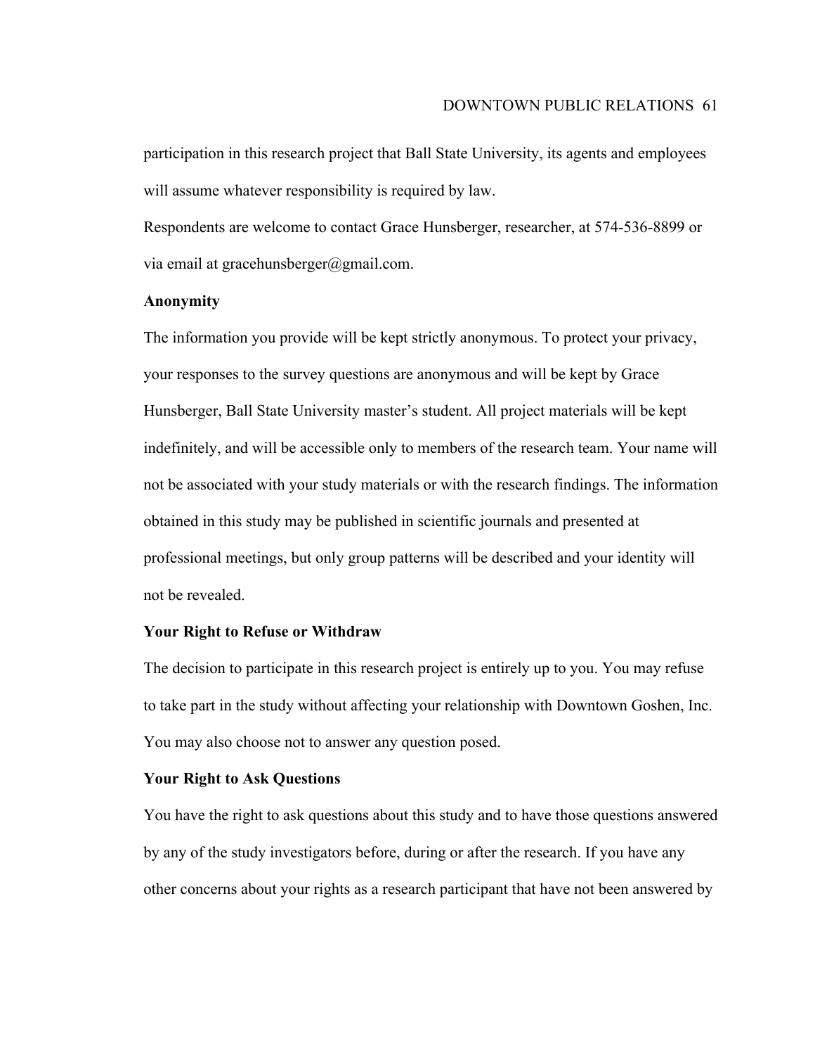participation in this research project that Ball State University, its agents and employees will assume whatever responsibility is required by law.

Respondents are welcome to contact Grace Hunsberger, researcher, at 574-536-8899 or via email at gracehunsberger@gmail.com.

**Anonymity**

The information you provide will be kept strictly anonymous. To protect your privacy, your responses to the survey questions are anonymous and will be kept by Grace Hunsberger, Ball State University master's student. All project materials will be kept indefinitely, and will be accessible only to members of the research team. Your name will not be associated with your study materials or with the research findings. The information obtained in this study may be published in scientific journals and presented at professional meetings, but only group patterns will be described and your identity will not be revealed.

**Your Right to Refuse or Withdraw**

The decision to participate in this research project is entirely up to you. You may refuse to take part in the study without affecting your relationship with Downtown Goshen, Inc. You may also choose not to answer any question posed.

**Your Right to Ask Questions**

You have the right to ask questions about this study and to have those questions answered by any of the study investigators before, during or after the research. If you have any other concerns about your rights as a research participant that have not been answered by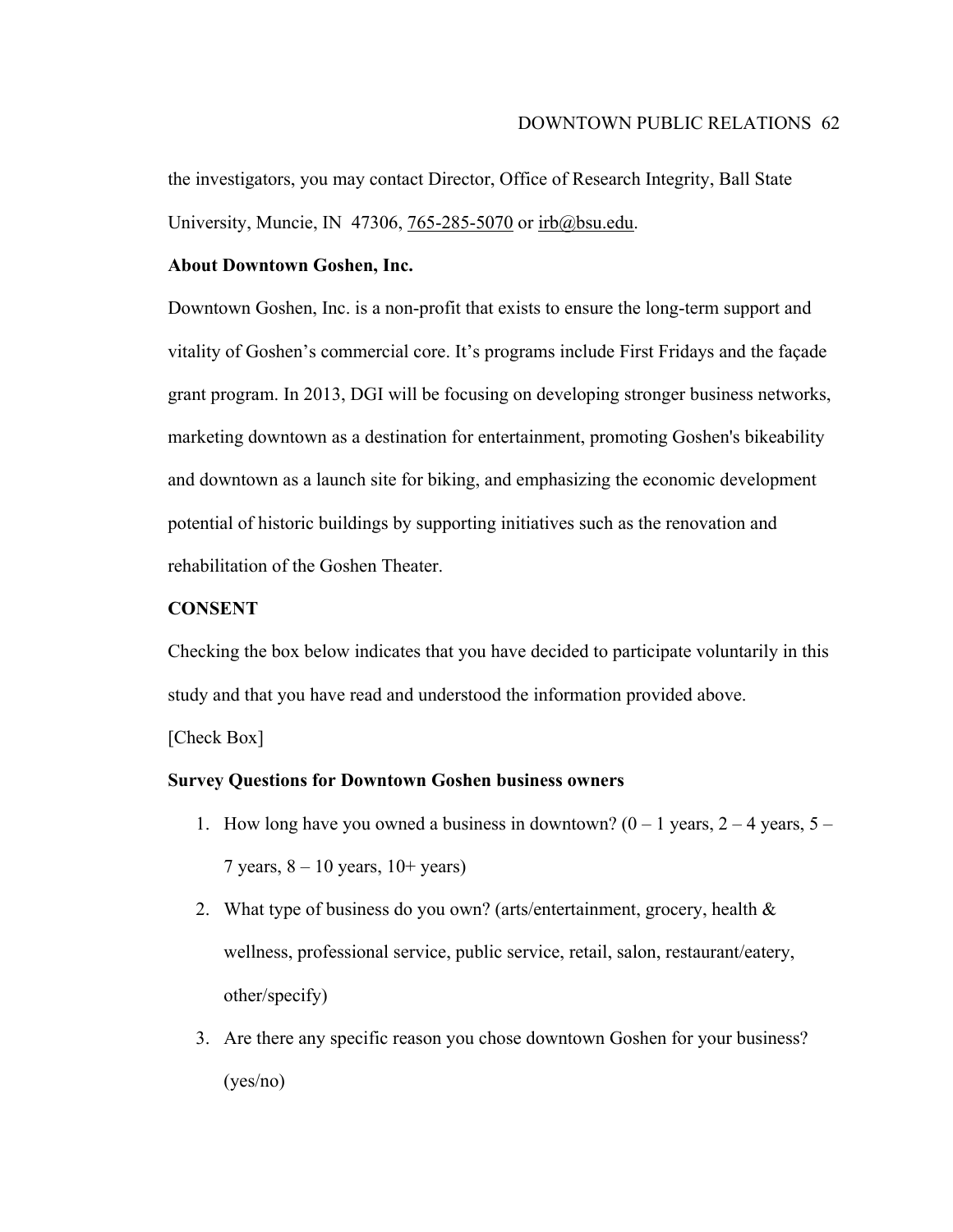the investigators, you may contact Director, Office of Research Integrity, Ball State University, Muncie, IN 47306, 765-285-5070 or irb@bsu.edu.

**About Downtown Goshen, Inc.**

Downtown Goshen, Inc. is a non-profit that exists to ensure the long-term support and vitality of Goshen's commercial core. It's programs include First Fridays and the façade grant program. In 2013, DGI will be focusing on developing stronger business networks, marketing downtown as a destination for entertainment, promoting Goshen's bikeability and downtown as a launch site for biking, and emphasizing the economic development potential of historic buildings by supporting initiatives such as the renovation and rehabilitation of the Goshen Theater.

**CONSENT**

Checking the box below indicates that you have decided to participate voluntarily in this study and that you have read and understood the information provided above.

[Check Box]

**Survey Questions for Downtown Goshen business owners**

1. How long have you owned a business in downtown? (0 – 1 years, 2 – 4 years, 5 – 7 years, 8 – 10 years, 10+ years)
2. What type of business do you own? (arts/entertainment, grocery, health & wellness, professional service, public service, retail, salon, restaurant/eatery, other/specify)
3. Are there any specific reason you chose downtown Goshen for your business? (yes/no)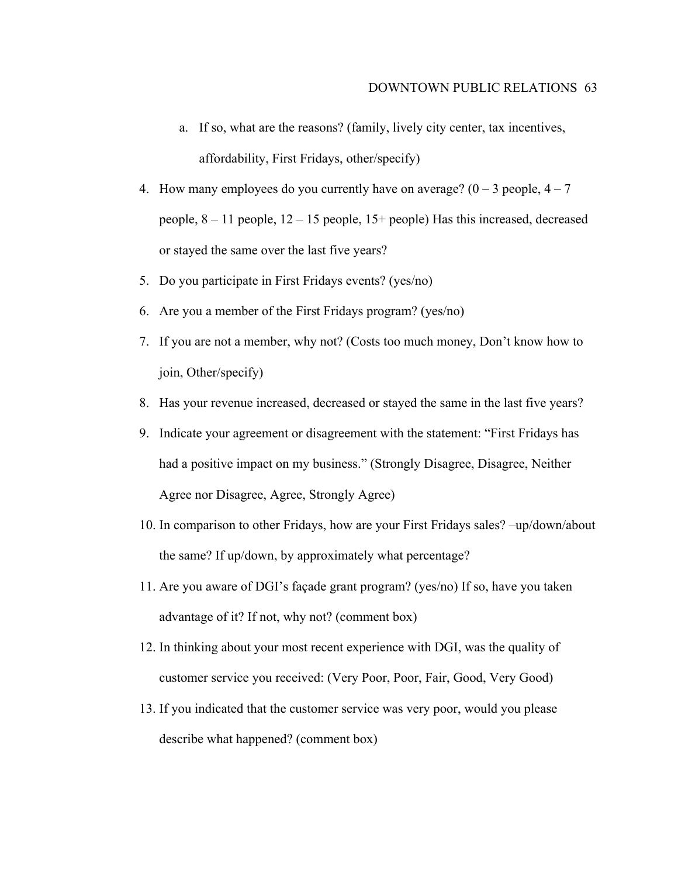a. If so, what are the reasons? (family, lively city center, tax incentives, affordability, First Fridays, other/specify)

4. How many employees do you currently have on average? (0 – 3 people, 4 – 7 people, 8 – 11 people, 12 – 15 people, 15+ people) Has this increased, decreased or stayed the same over the last five years?
5. Do you participate in First Fridays events? (yes/no)
6. Are you a member of the First Fridays program? (yes/no)
7. If you are not a member, why not? (Costs too much money, Don't know how to join, Other/specify)
8. Has your revenue increased, decreased or stayed the same in the last five years?
9. Indicate your agreement or disagreement with the statement: "First Fridays has had a positive impact on my business." (Strongly Disagree, Disagree, Neither Agree nor Disagree, Agree, Strongly Agree)
10. In comparison to other Fridays, how are your First Fridays sales? –up/down/about the same? If up/down, by approximately what percentage?
11. Are you aware of DGI's façade grant program? (yes/no) If so, have you taken advantage of it? If not, why not? (comment box)
12. In thinking about your most recent experience with DGI, was the quality of customer service you received: (Very Poor, Poor, Fair, Good, Very Good)
13. If you indicated that the customer service was very poor, would you please describe what happened? (comment box)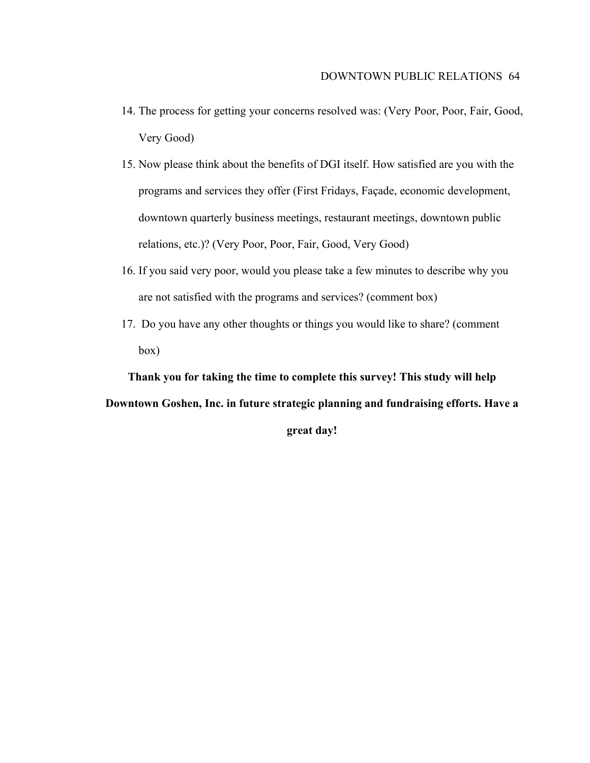14. The process for getting your concerns resolved was: (Very Poor, Poor, Fair, Good, Very Good)
15. Now please think about the benefits of DGI itself. How satisfied are you with the programs and services they offer (First Fridays, Façade, economic development, downtown quarterly business meetings, restaurant meetings, downtown public relations, etc.)? (Very Poor, Poor, Fair, Good, Very Good)
16. If you said very poor, would you please take a few minutes to describe why you are not satisfied with the programs and services? (comment box)
17. Do you have any other thoughts or things you would like to share? (comment box)

**Thank you for taking the time to complete this survey! This study will help Downtown Goshen, Inc. in future strategic planning and fundraising efforts. Have a great day!**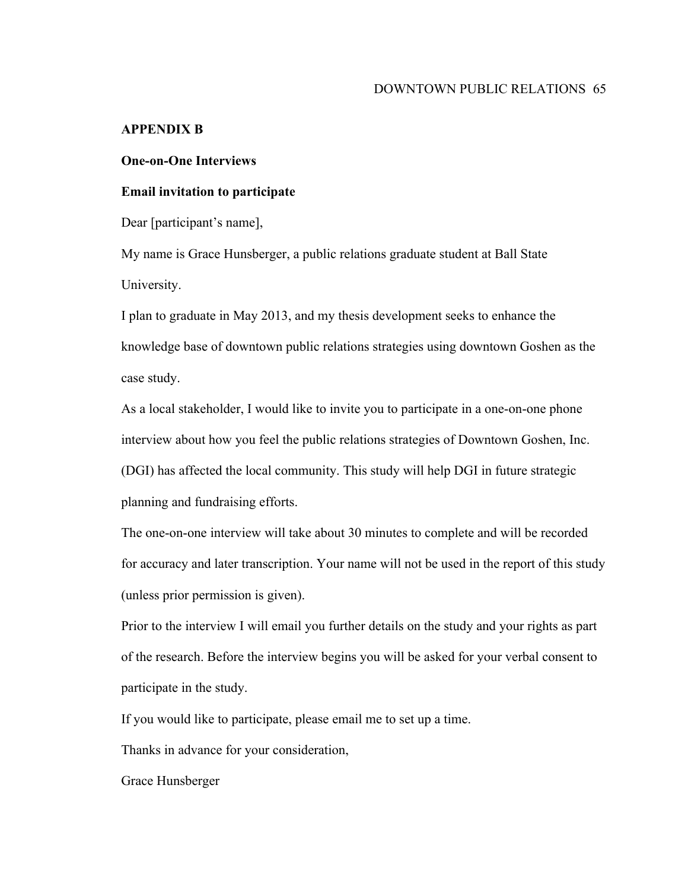## APPENDIX B

### One-on-One Interviews

### Email invitation to participate

Dear [participant's name],

My name is Grace Hunsberger, a public relations graduate student at Ball State University.

I plan to graduate in May 2013, and my thesis development seeks to enhance the knowledge base of downtown public relations strategies using downtown Goshen as the case study.

As a local stakeholder, I would like to invite you to participate in a one-on-one phone interview about how you feel the public relations strategies of Downtown Goshen, Inc. (DGI) has affected the local community. This study will help DGI in future strategic planning and fundraising efforts.

The one-on-one interview will take about 30 minutes to complete and will be recorded for accuracy and later transcription. Your name will not be used in the report of this study (unless prior permission is given).

Prior to the interview I will email you further details on the study and your rights as part of the research. Before the interview begins you will be asked for your verbal consent to participate in the study.

If you would like to participate, please email me to set up a time.

Thanks in advance for your consideration,

Grace Hunsberger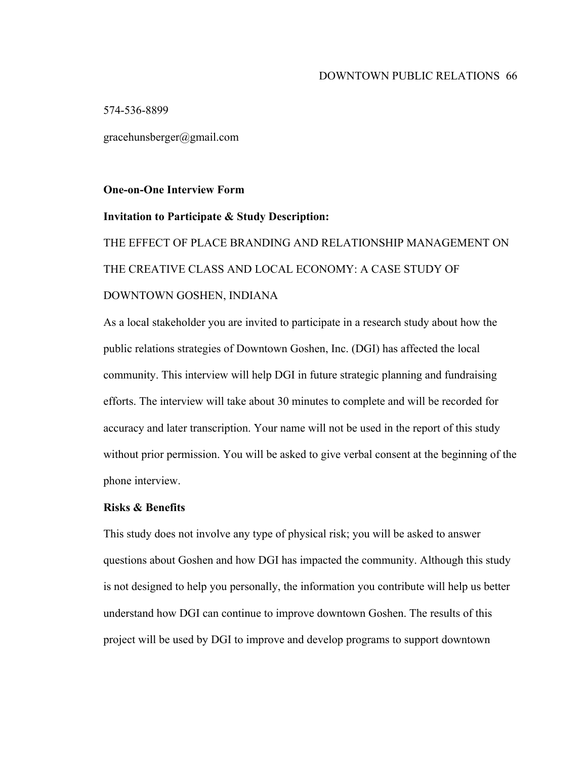574-536-8899

gracehunsberger@gmail.com

**One-on-One Interview Form**

**Invitation to Participate & Study Description:**

THE EFFECT OF PLACE BRANDING AND RELATIONSHIP MANAGEMENT ON THE CREATIVE CLASS AND LOCAL ECONOMY: A CASE STUDY OF DOWNTOWN GOSHEN, INDIANA

As a local stakeholder you are invited to participate in a research study about how the public relations strategies of Downtown Goshen, Inc. (DGI) has affected the local community. This interview will help DGI in future strategic planning and fundraising efforts. The interview will take about 30 minutes to complete and will be recorded for accuracy and later transcription. Your name will not be used in the report of this study without prior permission. You will be asked to give verbal consent at the beginning of the phone interview.

**Risks & Benefits**

This study does not involve any type of physical risk; you will be asked to answer questions about Goshen and how DGI has impacted the community. Although this study is not designed to help you personally, the information you contribute will help us better understand how DGI can continue to improve downtown Goshen. The results of this project will be used by DGI to improve and develop programs to support downtown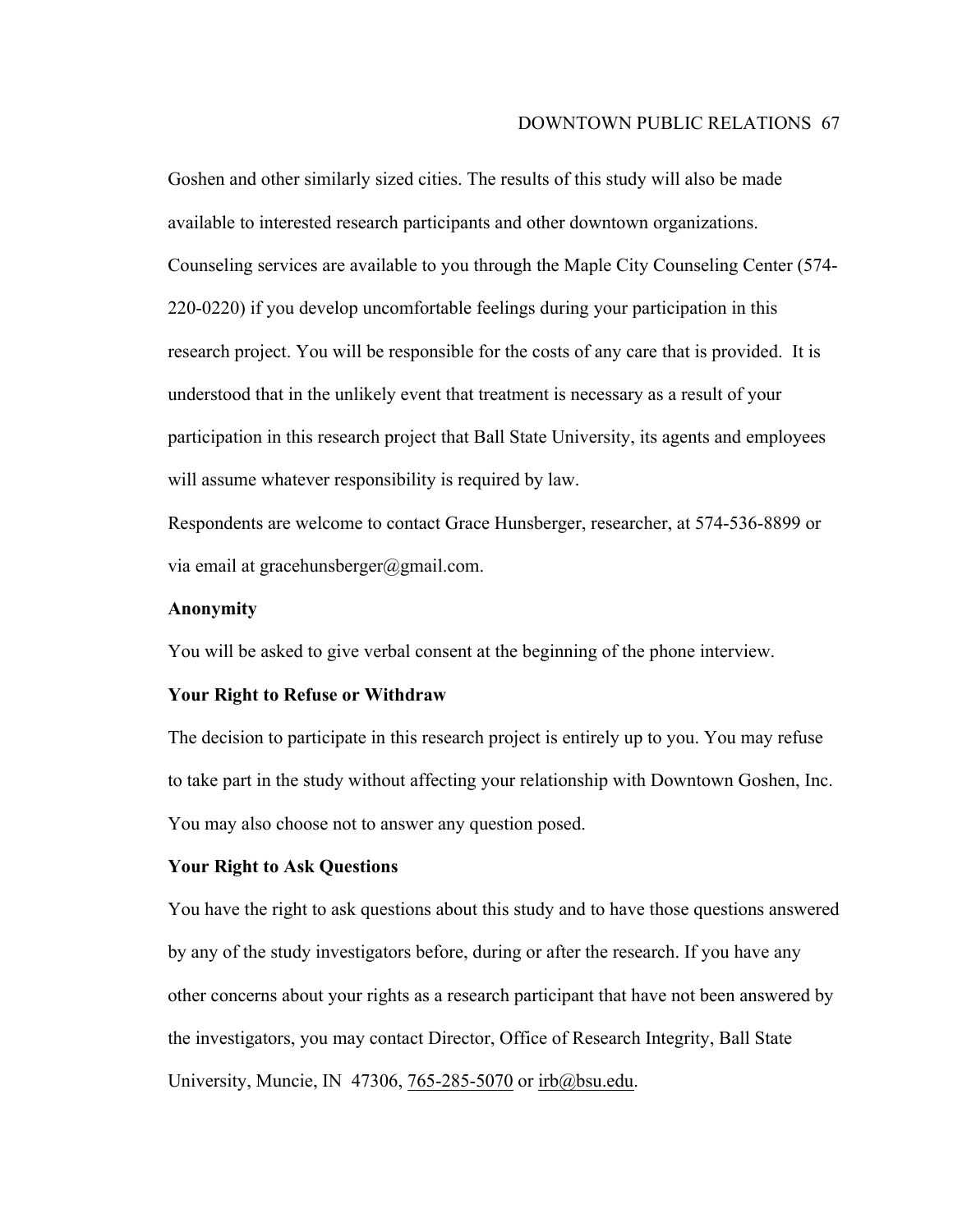Goshen and other similarly sized cities. The results of this study will also be made available to interested research participants and other downtown organizations.

Counseling services are available to you through the Maple City Counseling Center (574-220-0220) if you develop uncomfortable feelings during your participation in this research project. You will be responsible for the costs of any care that is provided. It is understood that in the unlikely event that treatment is necessary as a result of your participation in this research project that Ball State University, its agents and employees will assume whatever responsibility is required by law.

Respondents are welcome to contact Grace Hunsberger, researcher, at 574-536-8899 or via email at gracehunsberger@gmail.com.

**Anonymity**

You will be asked to give verbal consent at the beginning of the phone interview.

**Your Right to Refuse or Withdraw**

The decision to participate in this research project is entirely up to you. You may refuse to take part in the study without affecting your relationship with Downtown Goshen, Inc. You may also choose not to answer any question posed.

**Your Right to Ask Questions**

You have the right to ask questions about this study and to have those questions answered by any of the study investigators before, during or after the research. If you have any other concerns about your rights as a research participant that have not been answered by the investigators, you may contact Director, Office of Research Integrity, Ball State University, Muncie, IN 47306, 765-285-5070 or irb@bsu.edu.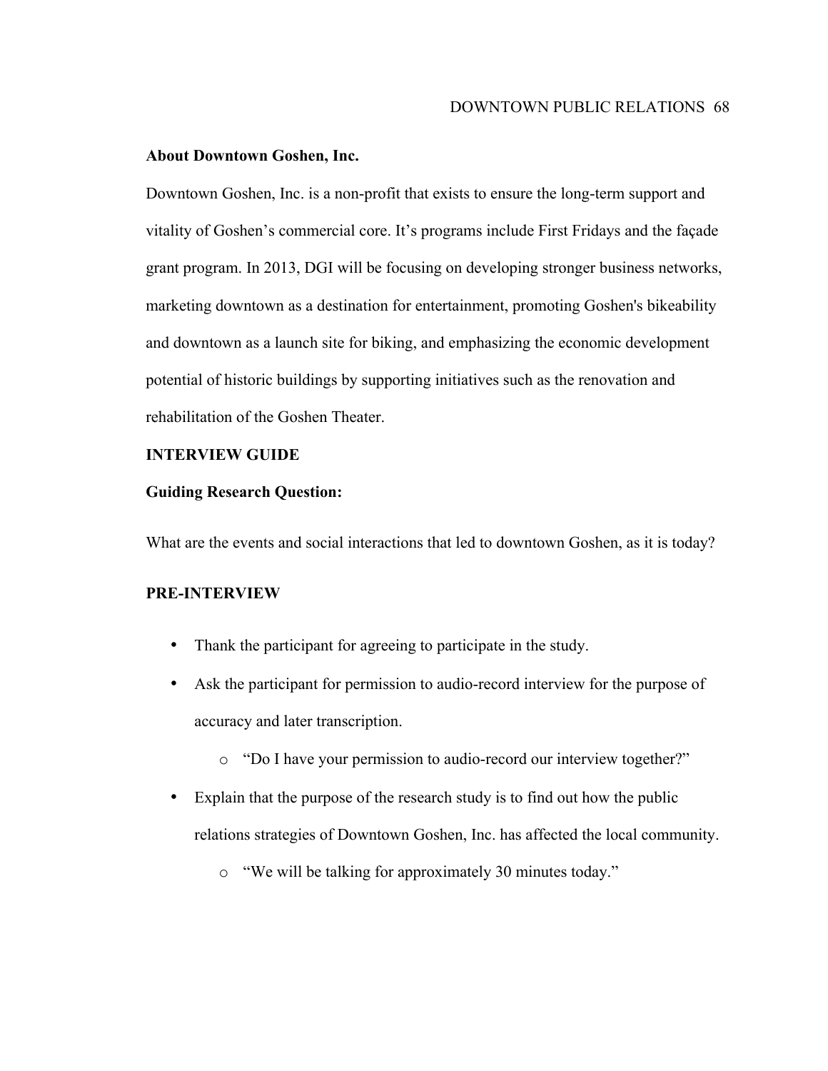**About Downtown Goshen, Inc.**

Downtown Goshen, Inc. is a non-profit that exists to ensure the long-term support and vitality of Goshen's commercial core. It's programs include First Fridays and the façade grant program. In 2013, DGI will be focusing on developing stronger business networks, marketing downtown as a destination for entertainment, promoting Goshen's bikeability and downtown as a launch site for biking, and emphasizing the economic development potential of historic buildings by supporting initiatives such as the renovation and rehabilitation of the Goshen Theater.

**INTERVIEW GUIDE**

**Guiding Research Question:**

What are the events and social interactions that led to downtown Goshen, as it is today?

**PRE-INTERVIEW**

- Thank the participant for agreeing to participate in the study.
- Ask the participant for permission to audio-record interview for the purpose of accuracy and later transcription.
    - "Do I have your permission to audio-record our interview together?"
- Explain that the purpose of the research study is to find out how the public relations strategies of Downtown Goshen, Inc. has affected the local community.
    - "We will be talking for approximately 30 minutes today."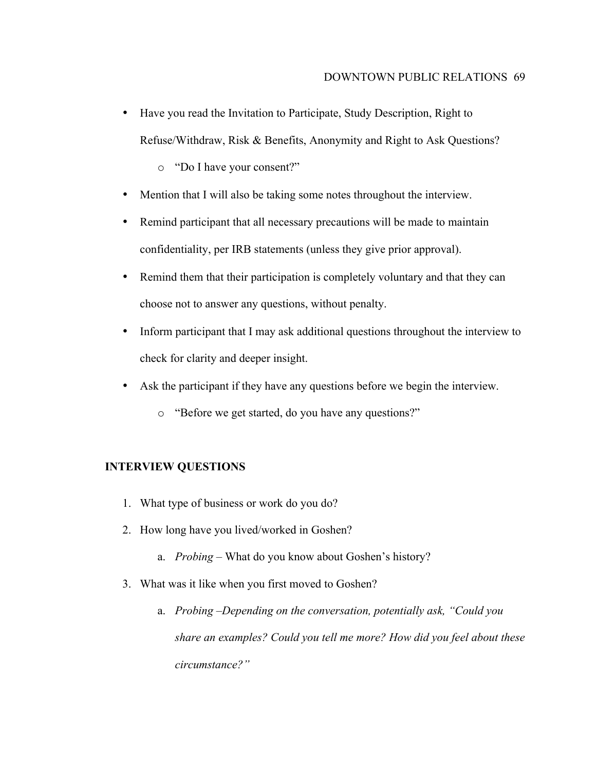- Have you read the Invitation to Participate, Study Description, Right to Refuse/Withdraw, Risk & Benefits, Anonymity and Right to Ask Questions?
    - "Do I have your consent?"
- Mention that I will also be taking some notes throughout the interview.
- Remind participant that all necessary precautions will be made to maintain confidentiality, per IRB statements (unless they give prior approval).
- Remind them that their participation is completely voluntary and that they can choose not to answer any questions, without penalty.
- Inform participant that I may ask additional questions throughout the interview to check for clarity and deeper insight.
- Ask the participant if they have any questions before we begin the interview.
    - "Before we get started, do you have any questions?"

**INTERVIEW QUESTIONS**

1. What type of business or work do you do?
2. How long have you lived/worked in Goshen?
    a. *Probing* – What do you know about Goshen's history?
3. What was it like when you first moved to Goshen?
    a. *Probing –Depending on the conversation, potentially ask, "Could you share an examples? Could you tell me more? How did you feel about these circumstance?"*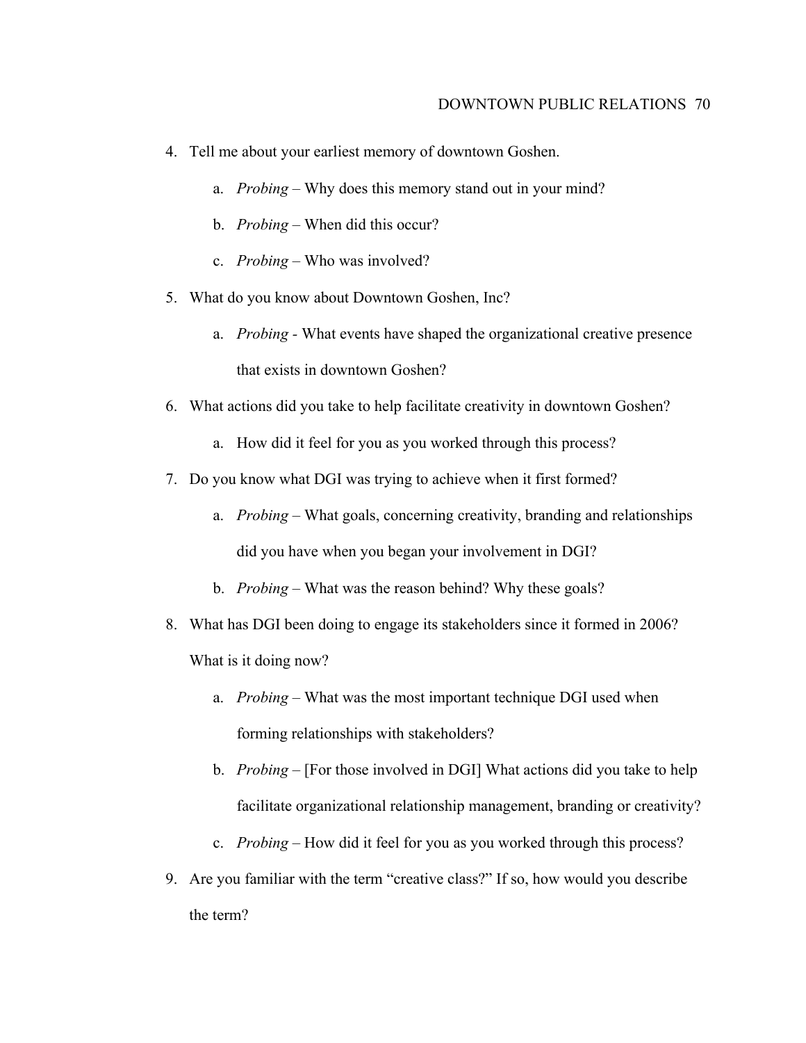4. Tell me about your earliest memory of downtown Goshen.
   a. *Probing* – Why does this memory stand out in your mind?
   b. *Probing* – When did this occur?
   c. *Probing* – Who was involved?
5. What do you know about Downtown Goshen, Inc?
   a. *Probing* - What events have shaped the organizational creative presence that exists in downtown Goshen?
6. What actions did you take to help facilitate creativity in downtown Goshen?
   a. How did it feel for you as you worked through this process?
7. Do you know what DGI was trying to achieve when it first formed?
   a. *Probing* – What goals, concerning creativity, branding and relationships did you have when you began your involvement in DGI?
   b. *Probing* – What was the reason behind? Why these goals?
8. What has DGI been doing to engage its stakeholders since it formed in 2006? What is it doing now?
   a. *Probing* – What was the most important technique DGI used when forming relationships with stakeholders?
   b. *Probing* – [For those involved in DGI] What actions did you take to help facilitate organizational relationship management, branding or creativity?
   c. *Probing* – How did it feel for you as you worked through this process?
9. Are you familiar with the term "creative class?" If so, how would you describe the term?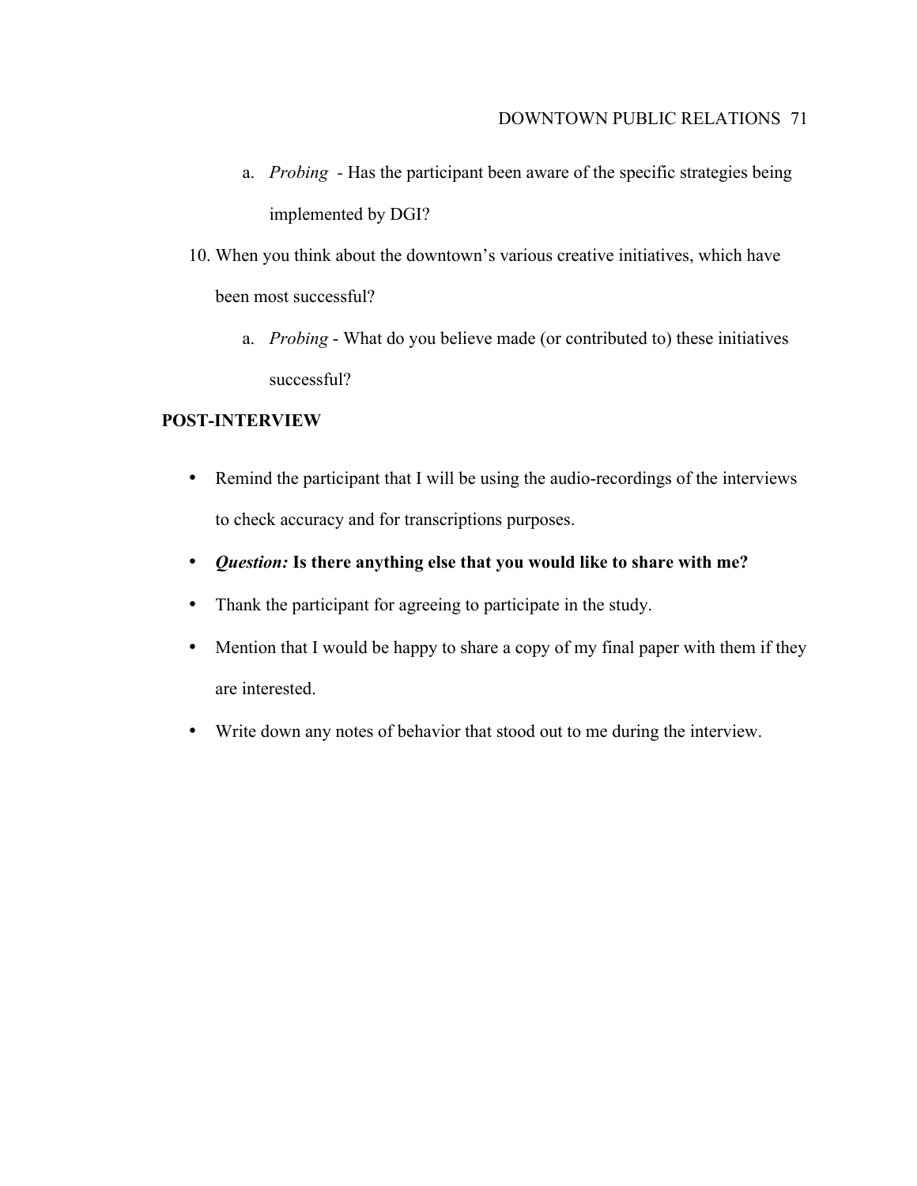a. *Probing* - Has the participant been aware of the specific strategies being implemented by DGI?

10. When you think about the downtown's various creative initiatives, which have been most successful?

    a. *Probing* - What do you believe made (or contributed to) these initiatives successful?

**POST-INTERVIEW**

- Remind the participant that I will be using the audio-recordings of the interviews to check accuracy and for transcriptions purposes.
- ***Question:*** **Is there anything else that you would like to share with me?**
- Thank the participant for agreeing to participate in the study.
- Mention that I would be happy to share a copy of my final paper with them if they are interested.
- Write down any notes of behavior that stood out to me during the interview.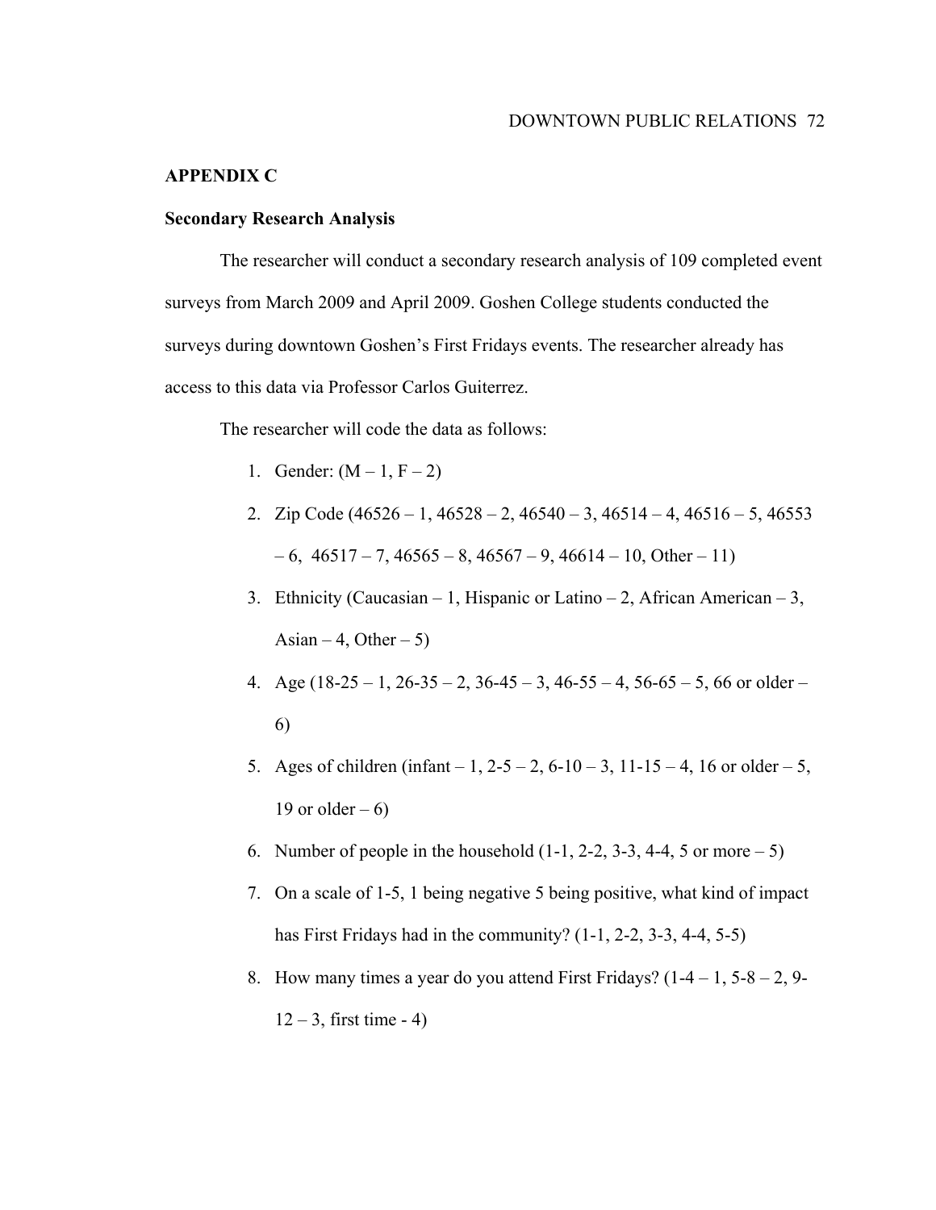## APPENDIX C

### Secondary Research Analysis

The researcher will conduct a secondary research analysis of 109 completed event surveys from March 2009 and April 2009. Goshen College students conducted the surveys during downtown Goshen's First Fridays events. The researcher already has access to this data via Professor Carlos Guiterrez.

The researcher will code the data as follows:

1. Gender: (M – 1, F – 2)
2. Zip Code (46526 – 1, 46528 – 2, 46540 – 3, 46514 – 4, 46516 – 5, 46553 – 6, 46517 – 7, 46565 – 8, 46567 – 9, 46614 – 10, Other – 11)
3. Ethnicity (Caucasian – 1, Hispanic or Latino – 2, African American – 3, Asian – 4, Other – 5)
4. Age (18-25 – 1, 26-35 – 2, 36-45 – 3, 46-55 – 4, 56-65 – 5, 66 or older – 6)
5. Ages of children (infant – 1, 2-5 – 2, 6-10 – 3, 11-15 – 4, 16 or older – 5, 19 or older – 6)
6. Number of people in the household (1-1, 2-2, 3-3, 4-4, 5 or more – 5)
7. On a scale of 1-5, 1 being negative 5 being positive, what kind of impact has First Fridays had in the community? (1-1, 2-2, 3-3, 4-4, 5-5)
8. How many times a year do you attend First Fridays? (1-4 – 1, 5-8 – 2, 9-12 – 3, first time - 4)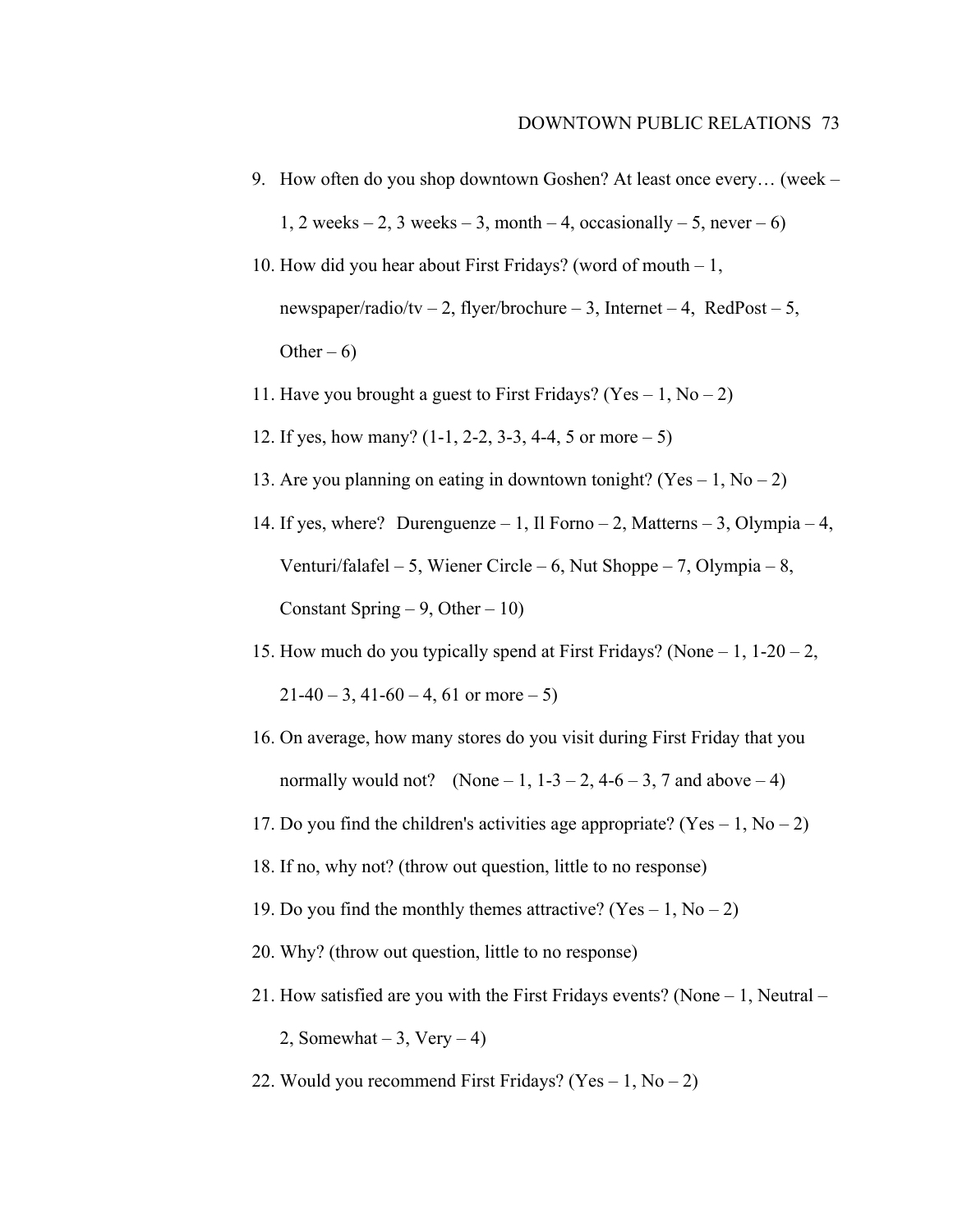9. How often do you shop downtown Goshen? At least once every… (week – 1, 2 weeks – 2, 3 weeks – 3, month – 4, occasionally – 5, never – 6)
10. How did you hear about First Fridays? (word of mouth – 1, newspaper/radio/tv – 2, flyer/brochure – 3, Internet – 4, RedPost – 5, Other – 6)
11. Have you brought a guest to First Fridays? (Yes – 1, No – 2)
12. If yes, how many? (1-1, 2-2, 3-3, 4-4, 5 or more – 5)
13. Are you planning on eating in downtown tonight? (Yes – 1, No – 2)
14. If yes, where? Durenguenze – 1, Il Forno – 2, Matterns – 3, Olympia – 4, Venturi/falafel – 5, Wiener Circle – 6, Nut Shoppe – 7, Olympia – 8, Constant Spring – 9, Other – 10)
15. How much do you typically spend at First Fridays? (None – 1, 1-20 – 2, 21-40 – 3, 41-60 – 4, 61 or more – 5)
16. On average, how many stores do you visit during First Friday that you normally would not? (None – 1, 1-3 – 2, 4-6 – 3, 7 and above – 4)
17. Do you find the children's activities age appropriate? (Yes – 1, No – 2)
18. If no, why not? (throw out question, little to no response)
19. Do you find the monthly themes attractive? (Yes – 1, No – 2)
20. Why? (throw out question, little to no response)
21. How satisfied are you with the First Fridays events? (None – 1, Neutral – 2, Somewhat – 3, Very – 4)
22. Would you recommend First Fridays? (Yes – 1, No – 2)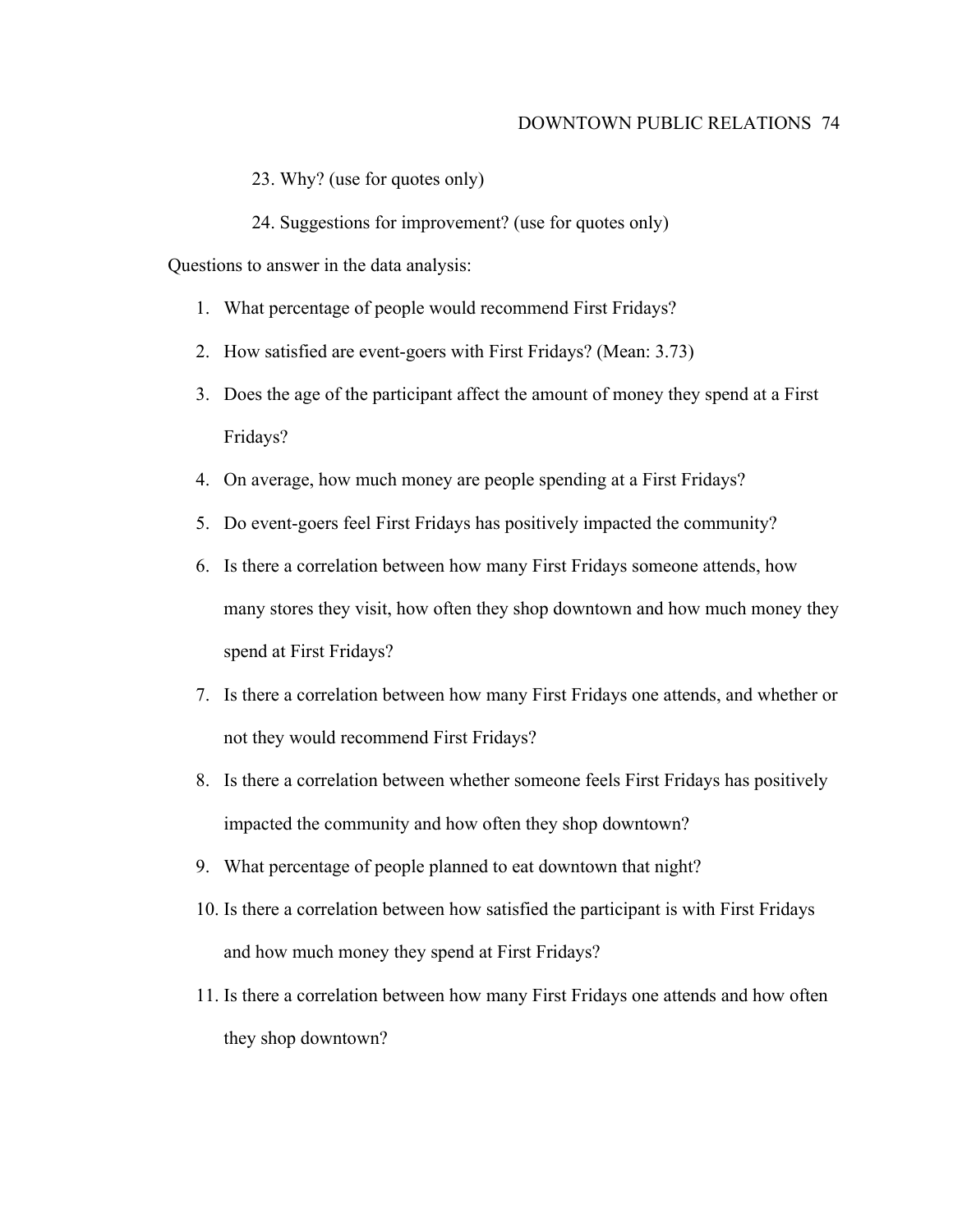23. Why? (use for quotes only)

24. Suggestions for improvement? (use for quotes only)

Questions to answer in the data analysis:

1. What percentage of people would recommend First Fridays?
2. How satisfied are event-goers with First Fridays? (Mean: 3.73)
3. Does the age of the participant affect the amount of money they spend at a First Fridays?
4. On average, how much money are people spending at a First Fridays?
5. Do event-goers feel First Fridays has positively impacted the community?
6. Is there a correlation between how many First Fridays someone attends, how many stores they visit, how often they shop downtown and how much money they spend at First Fridays?
7. Is there a correlation between how many First Fridays one attends, and whether or not they would recommend First Fridays?
8. Is there a correlation between whether someone feels First Fridays has positively impacted the community and how often they shop downtown?
9. What percentage of people planned to eat downtown that night?
10. Is there a correlation between how satisfied the participant is with First Fridays and how much money they spend at First Fridays?
11. Is there a correlation between how many First Fridays one attends and how often they shop downtown?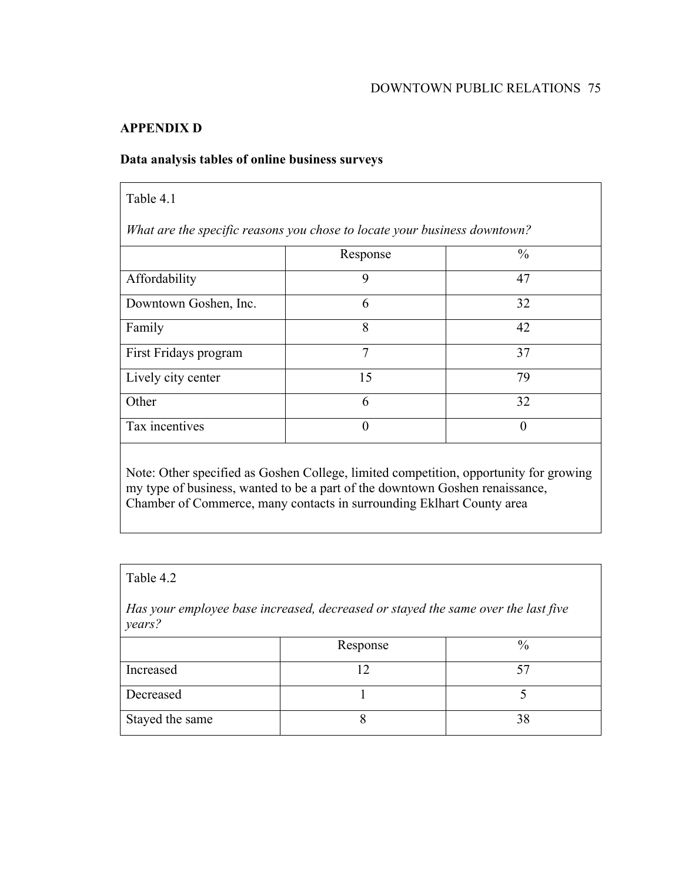## APPENDIX D

### Data analysis tables of online business surveys

Table 4.1

*What are the specific reasons you chose to locate your business downtown?*

| | Response | % |
|---|---|---|
| Affordability | 9 | 47 |
| Downtown Goshen, Inc. | 6 | 32 |
| Family | 8 | 42 |
| First Fridays program | 7 | 37 |
| Lively city center | 15 | 79 |
| Other | 6 | 32 |
| Tax incentives | 0 | 0 |

Note: Other specified as Goshen College, limited competition, opportunity for growing my type of business, wanted to be a part of the downtown Goshen renaissance, Chamber of Commerce, many contacts in surrounding Eklhart County area

Table 4.2

*Has your employee base increased, decreased or stayed the same over the last five years?*

| | Response | % |
|---|---|---|
| Increased | 12 | 57 |
| Decreased | 1 | 5 |
| Stayed the same | 8 | 38 |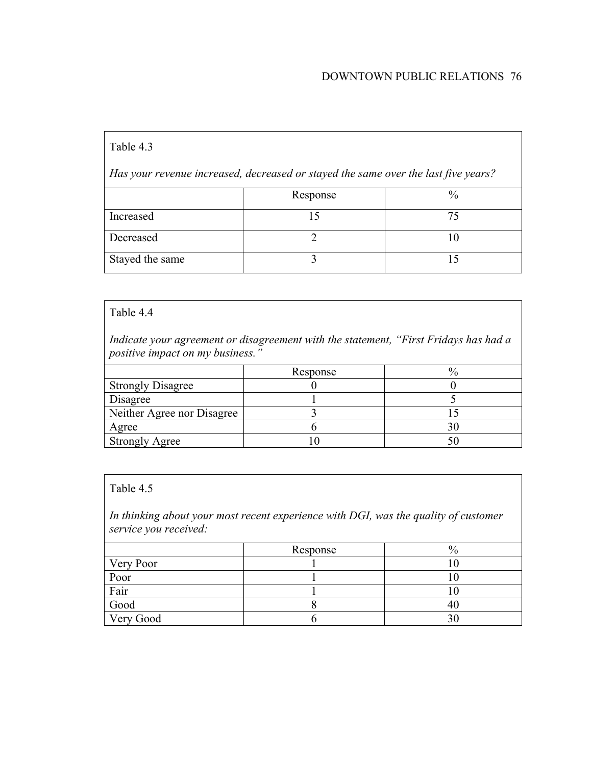Table 4.3

*Has your revenue increased, decreased or stayed the same over the last five years?*

| | Response | % |
|---|---|---|
| Increased | 15 | 75 |
| Decreased | 2 | 10 |
| Stayed the same | 3 | 15 |

Table 4.4

*Indicate your agreement or disagreement with the statement, "First Fridays has had a positive impact on my business."*

| | Response | % |
|---|---|---|
| Strongly Disagree | 0 | 0 |
| Disagree | 1 | 5 |
| Neither Agree nor Disagree | 3 | 15 |
| Agree | 6 | 30 |
| Strongly Agree | 10 | 50 |

Table 4.5

*In thinking about your most recent experience with DGI, was the quality of customer service you received:*

| | Response | % |
|---|---|---|
| Very Poor | 1 | 10 |
| Poor | 1 | 10 |
| Fair | 1 | 10 |
| Good | 8 | 40 |
| Very Good | 6 | 30 |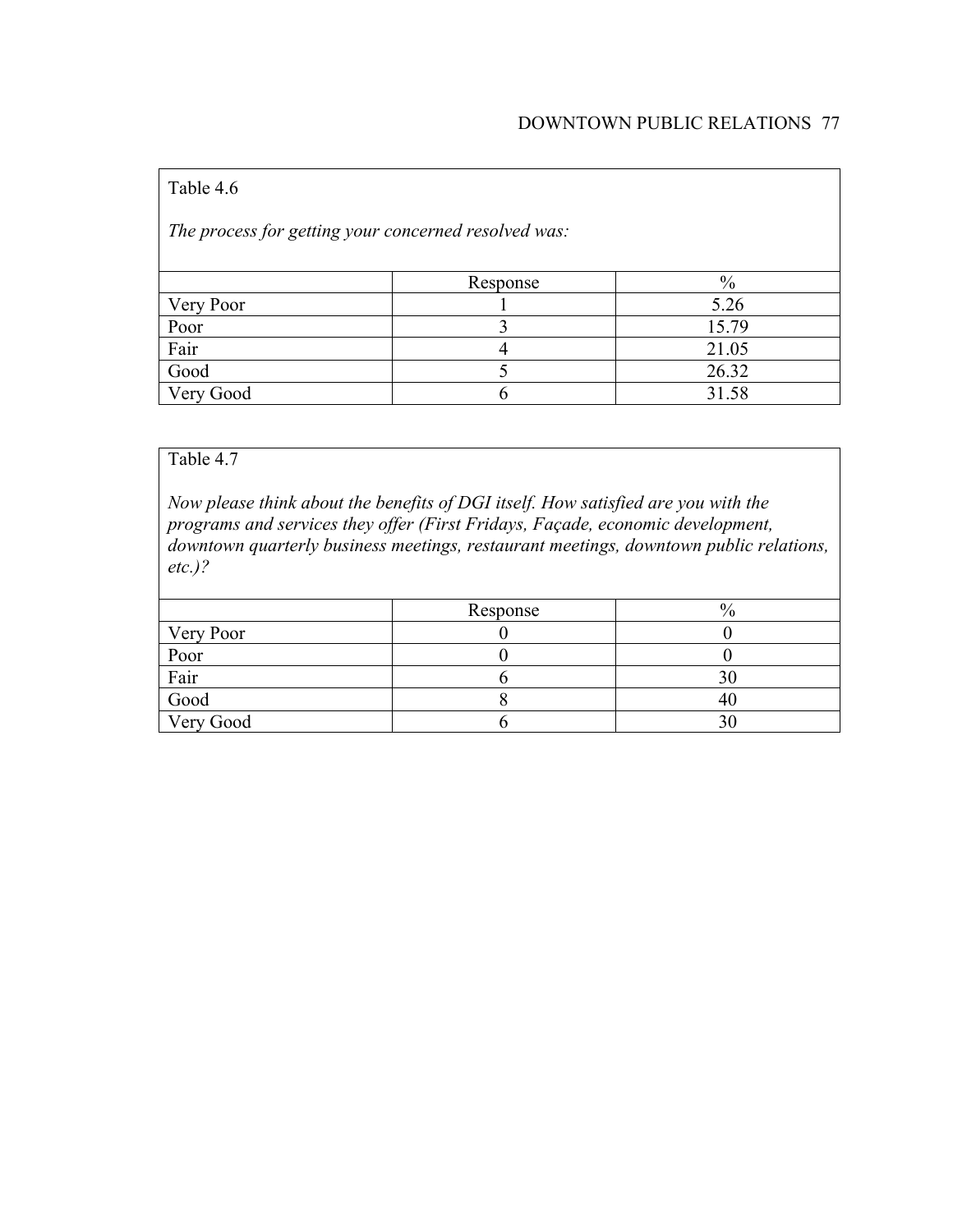Table 4.6

*The process for getting your concerned resolved was:*

| | Response | % |
|---|---|---|
| Very Poor | 1 | 5.26 |
| Poor | 3 | 15.79 |
| Fair | 4 | 21.05 |
| Good | 5 | 26.32 |
| Very Good | 6 | 31.58 |

Table 4.7

*Now please think about the benefits of DGI itself. How satisfied are you with the programs and services they offer (First Fridays, Façade, economic development, downtown quarterly business meetings, restaurant meetings, downtown public relations, etc.)?*

| | Response | % |
|---|---|---|
| Very Poor | 0 | 0 |
| Poor | 0 | 0 |
| Fair | 6 | 30 |
| Good | 8 | 40 |
| Very Good | 6 | 30 |